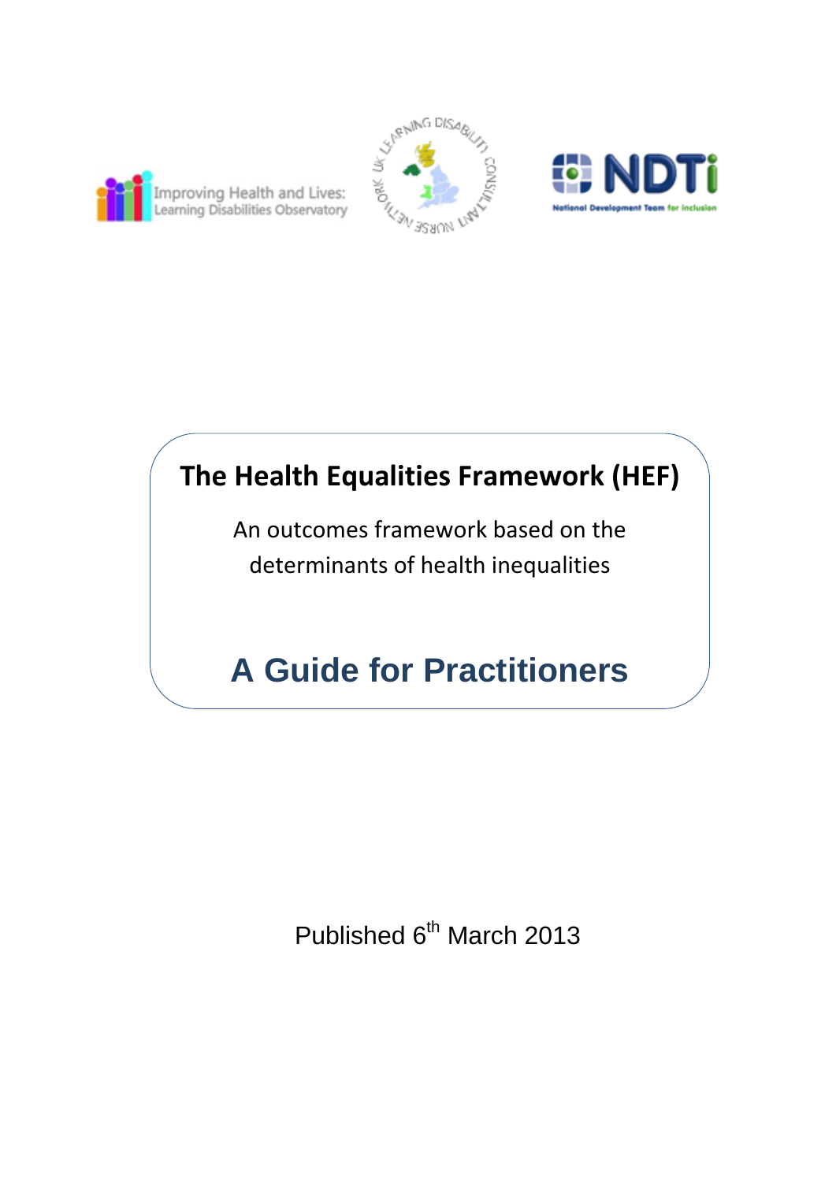Improving Health and Lives: Learning Disabilities Observatory

UK Learning Disability Consultant Nurse Network

NDTi National Development Team for Inclusion

# The Health Equalities Framework (HEF)

An outcomes framework based on the determinants of health inequalities

## A Guide for Practitioners

Published 6th March 2013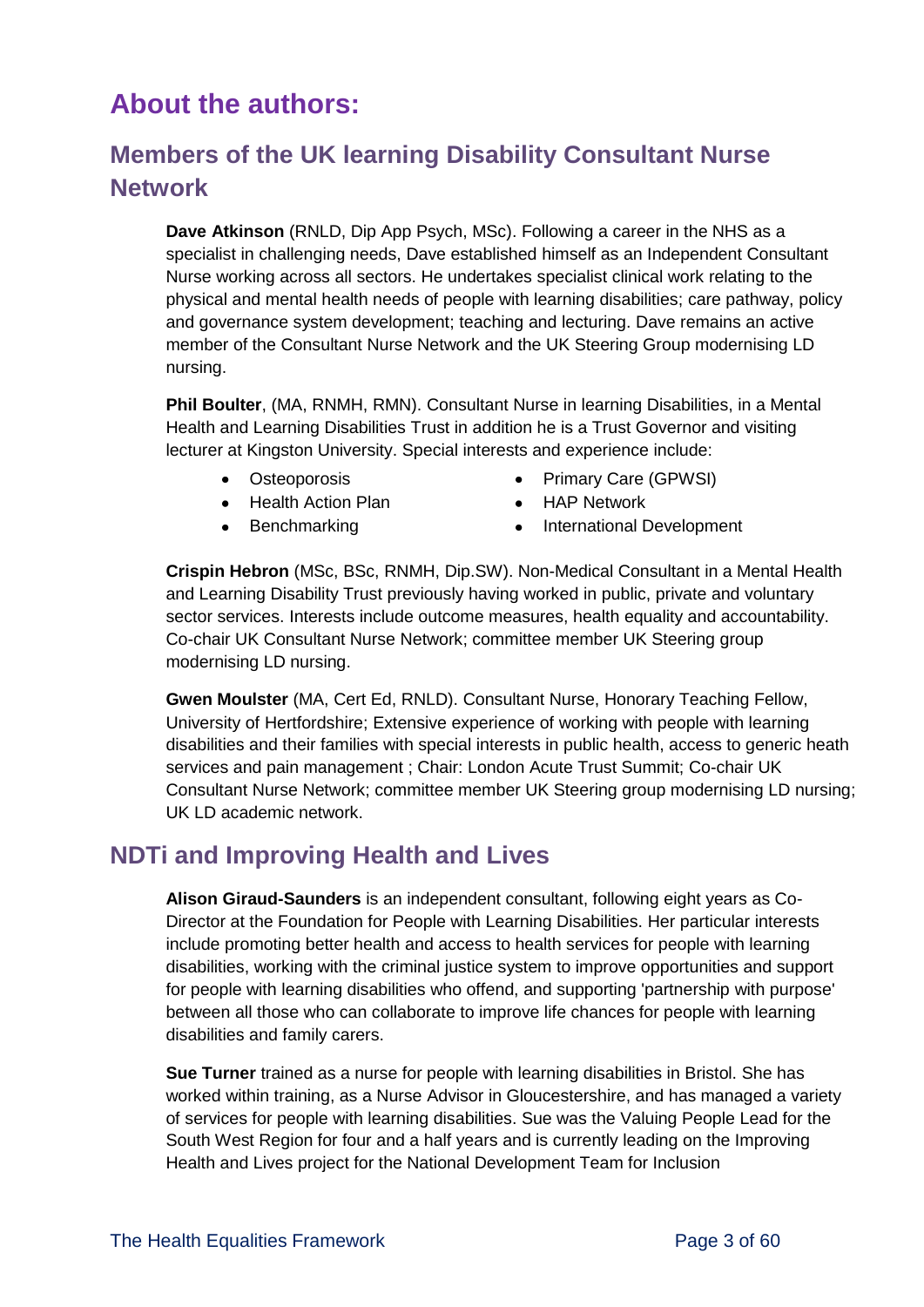# About the authors:

## Members of the UK learning Disability Consultant Nurse Network

**Dave Atkinson** (RNLD, Dip App Psych, MSc). Following a career in the NHS as a specialist in challenging needs, Dave established himself as an Independent Consultant Nurse working across all sectors. He undertakes specialist clinical work relating to the physical and mental health needs of people with learning disabilities; care pathway, policy and governance system development; teaching and lecturing. Dave remains an active member of the Consultant Nurse Network and the UK Steering Group modernising LD nursing.

**Phil Boulter**, (MA, RNMH, RMN). Consultant Nurse in learning Disabilities, in a Mental Health and Learning Disabilities Trust in addition he is a Trust Governor and visiting lecturer at Kingston University. Special interests and experience include:

- Osteoporosis
- Health Action Plan
- Benchmarking
- Primary Care (GPWSI)
- HAP Network
- International Development

**Crispin Hebron** (MSc, BSc, RNMH, Dip.SW). Non-Medical Consultant in a Mental Health and Learning Disability Trust previously having worked in public, private and voluntary sector services. Interests include outcome measures, health equality and accountability. Co-chair UK Consultant Nurse Network; committee member UK Steering group modernising LD nursing.

**Gwen Moulster** (MA, Cert Ed, RNLD). Consultant Nurse, Honorary Teaching Fellow, University of Hertfordshire; Extensive experience of working with people with learning disabilities and their families with special interests in public health, access to generic heath services and pain management ; Chair: London Acute Trust Summit; Co-chair UK Consultant Nurse Network; committee member UK Steering group modernising LD nursing; UK LD academic network.

## NDTi and Improving Health and Lives

**Alison Giraud-Saunders** is an independent consultant, following eight years as Co-Director at the Foundation for People with Learning Disabilities. Her particular interests include promoting better health and access to health services for people with learning disabilities, working with the criminal justice system to improve opportunities and support for people with learning disabilities who offend, and supporting 'partnership with purpose' between all those who can collaborate to improve life chances for people with learning disabilities and family carers.

**Sue Turner** trained as a nurse for people with learning disabilities in Bristol. She has worked within training, as a Nurse Advisor in Gloucestershire, and has managed a variety of services for people with learning disabilities. Sue was the Valuing People Lead for the South West Region for four and a half years and is currently leading on the Improving Health and Lives project for the National Development Team for Inclusion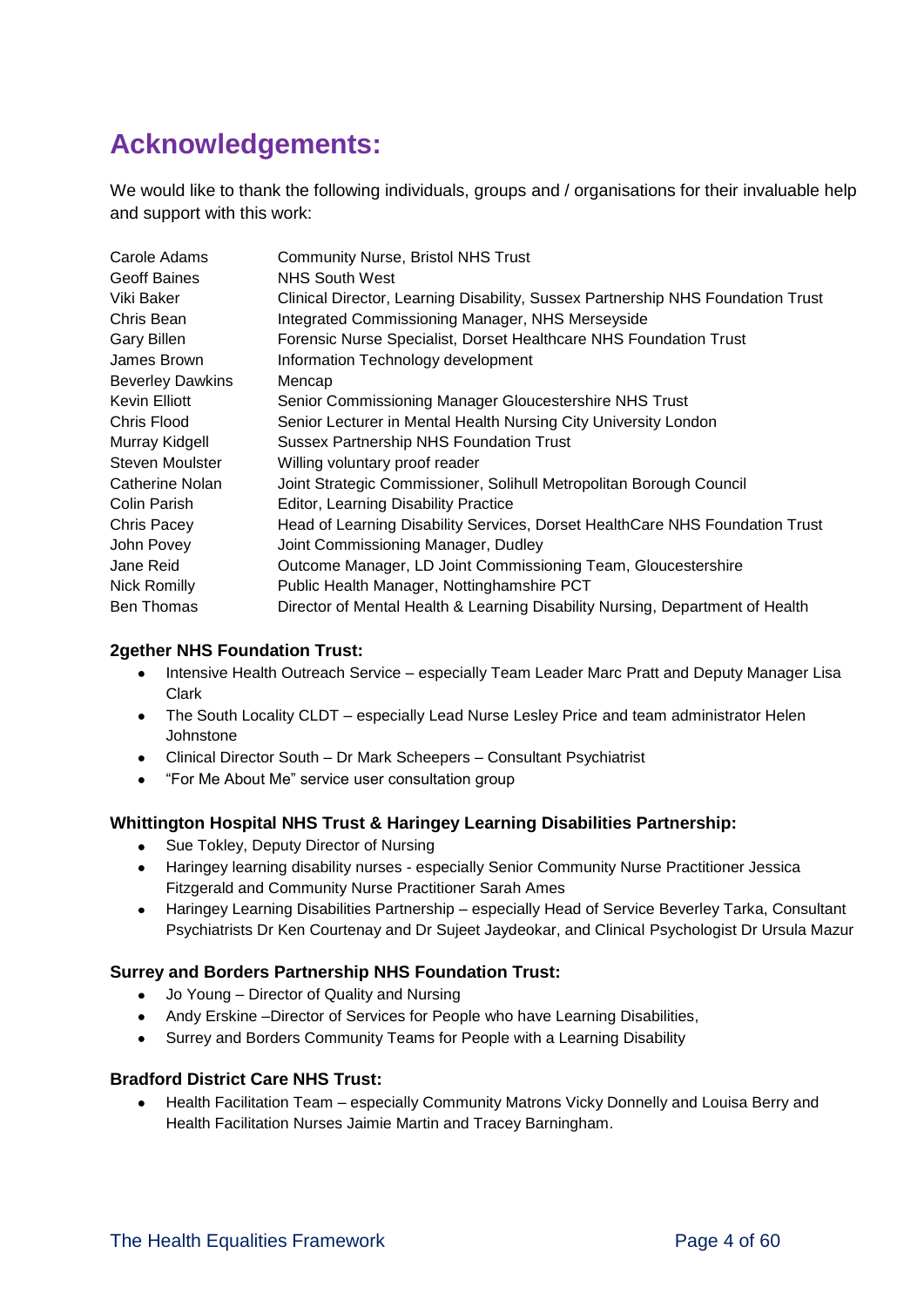# Acknowledgements:

We would like to thank the following individuals, groups and / organisations for their invaluable help and support with this work:

| | |
|---|---|
| Carole Adams | Community Nurse, Bristol NHS Trust |
| Geoff Baines | NHS South West |
| Viki Baker | Clinical Director, Learning Disability, Sussex Partnership NHS Foundation Trust |
| Chris Bean | Integrated Commissioning Manager, NHS Merseyside |
| Gary Billen | Forensic Nurse Specialist, Dorset Healthcare NHS Foundation Trust |
| James Brown | Information Technology development |
| Beverley Dawkins | Mencap |
| Kevin Elliott | Senior Commissioning Manager Gloucestershire NHS Trust |
| Chris Flood | Senior Lecturer in Mental Health Nursing City University London |
| Murray Kidgell | Sussex Partnership NHS Foundation Trust |
| Steven Moulster | Willing voluntary proof reader |
| Catherine Nolan | Joint Strategic Commissioner, Solihull Metropolitan Borough Council |
| Colin Parish | Editor, Learning Disability Practice |
| Chris Pacey | Head of Learning Disability Services, Dorset HealthCare NHS Foundation Trust |
| John Povey | Joint Commissioning Manager, Dudley |
| Jane Reid | Outcome Manager, LD Joint Commissioning Team, Gloucestershire |
| Nick Romilly | Public Health Manager, Nottinghamshire PCT |
| Ben Thomas | Director of Mental Health & Learning Disability Nursing, Department of Health |

**2gether NHS Foundation Trust:**

- Intensive Health Outreach Service – especially Team Leader Marc Pratt and Deputy Manager Lisa Clark
- The South Locality CLDT – especially Lead Nurse Lesley Price and team administrator Helen Johnstone
- Clinical Director South – Dr Mark Scheepers – Consultant Psychiatrist
- "For Me About Me" service user consultation group

**Whittington Hospital NHS Trust & Haringey Learning Disabilities Partnership:**

- Sue Tokley, Deputy Director of Nursing
- Haringey learning disability nurses - especially Senior Community Nurse Practitioner Jessica Fitzgerald and Community Nurse Practitioner Sarah Ames
- Haringey Learning Disabilities Partnership – especially Head of Service Beverley Tarka, Consultant Psychiatrists Dr Ken Courtenay and Dr Sujeet Jaydeokar, and Clinical Psychologist Dr Ursula Mazur

**Surrey and Borders Partnership NHS Foundation Trust:**

- Jo Young – Director of Quality and Nursing
- Andy Erskine –Director of Services for People who have Learning Disabilities,
- Surrey and Borders Community Teams for People with a Learning Disability

**Bradford District Care NHS Trust:**

- Health Facilitation Team – especially Community Matrons Vicky Donnelly and Louisa Berry and Health Facilitation Nurses Jaimie Martin and Tracey Barningham.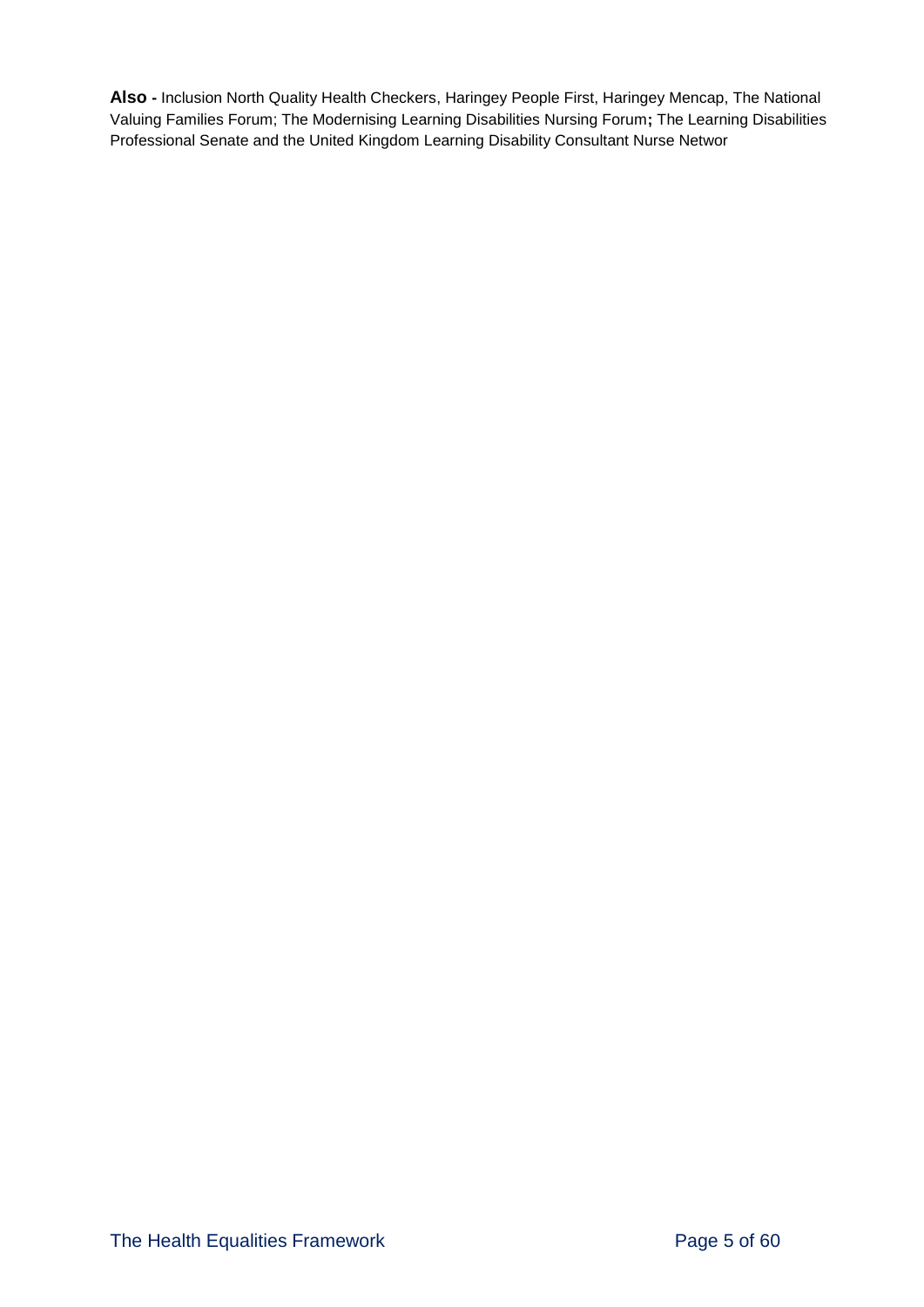**Also -** Inclusion North Quality Health Checkers, Haringey People First, Haringey Mencap, The National Valuing Families Forum; The Modernising Learning Disabilities Nursing Forum**;** The Learning Disabilities Professional Senate and the United Kingdom Learning Disability Consultant Nurse Networ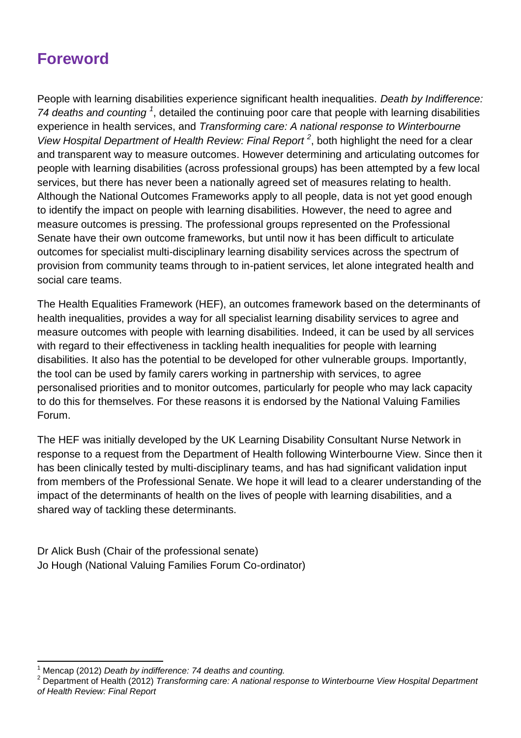# Foreword

People with learning disabilities experience significant health inequalities. *Death by Indifference: 74 deaths and counting* [1], detailed the continuing poor care that people with learning disabilities experience in health services, and *Transforming care: A national response to Winterbourne View Hospital Department of Health Review: Final Report* [2], both highlight the need for a clear and transparent way to measure outcomes. However determining and articulating outcomes for people with learning disabilities (across professional groups) has been attempted by a few local services, but there has never been a nationally agreed set of measures relating to health. Although the National Outcomes Frameworks apply to all people, data is not yet good enough to identify the impact on people with learning disabilities. However, the need to agree and measure outcomes is pressing. The professional groups represented on the Professional Senate have their own outcome frameworks, but until now it has been difficult to articulate outcomes for specialist multi-disciplinary learning disability services across the spectrum of provision from community teams through to in-patient services, let alone integrated health and social care teams.

The Health Equalities Framework (HEF), an outcomes framework based on the determinants of health inequalities, provides a way for all specialist learning disability services to agree and measure outcomes with people with learning disabilities. Indeed, it can be used by all services with regard to their effectiveness in tackling health inequalities for people with learning disabilities. It also has the potential to be developed for other vulnerable groups. Importantly, the tool can be used by family carers working in partnership with services, to agree personalised priorities and to monitor outcomes, particularly for people who may lack capacity to do this for themselves. For these reasons it is endorsed by the National Valuing Families Forum.

The HEF was initially developed by the UK Learning Disability Consultant Nurse Network in response to a request from the Department of Health following Winterbourne View. Since then it has been clinically tested by multi-disciplinary teams, and has had significant validation input from members of the Professional Senate. We hope it will lead to a clearer understanding of the impact of the determinants of health on the lives of people with learning disabilities, and a shared way of tackling these determinants.

Dr Alick Bush (Chair of the professional senate)
Jo Hough (National Valuing Families Forum Co-ordinator)

---

[1] Mencap (2012) *Death by indifference: 74 deaths and counting.*

[2] Department of Health (2012) *Transforming care: A national response to Winterbourne View Hospital Department of Health Review: Final Report*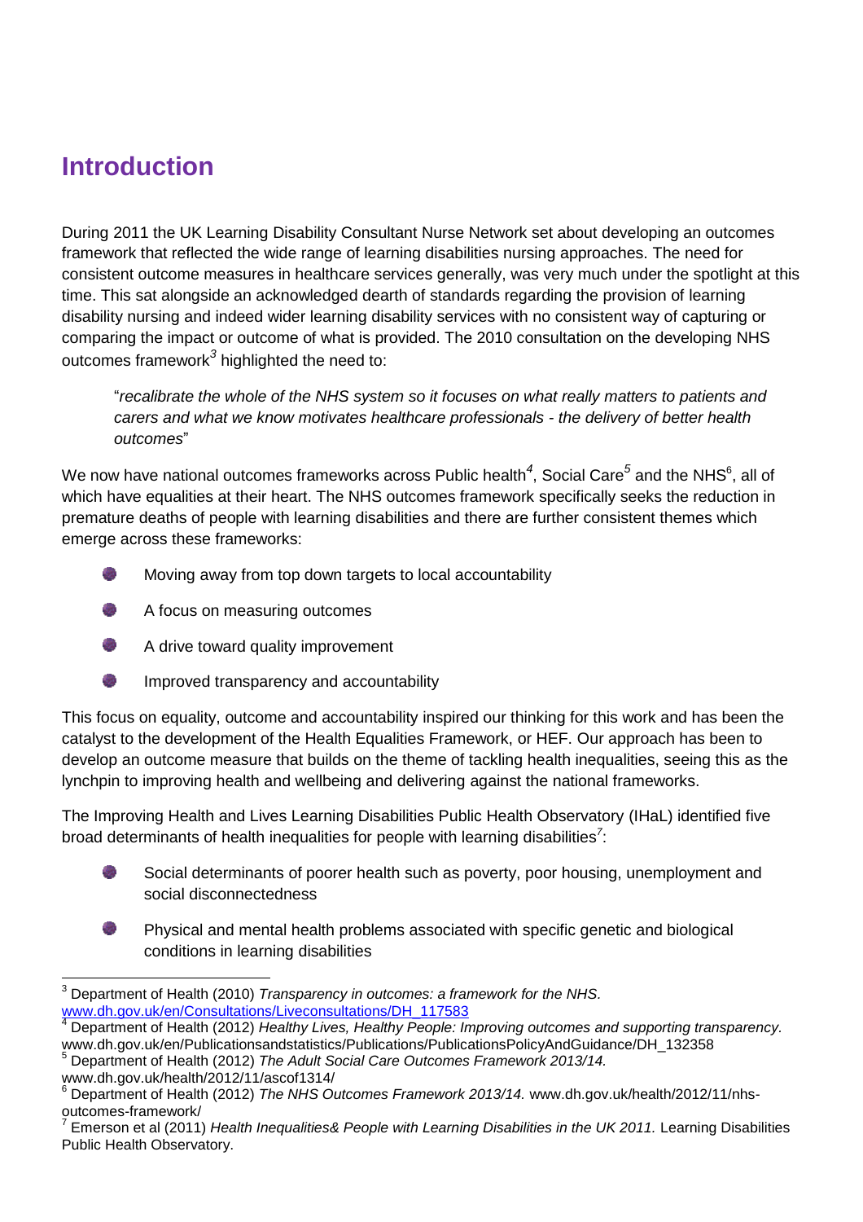# Introduction

During 2011 the UK Learning Disability Consultant Nurse Network set about developing an outcomes framework that reflected the wide range of learning disabilities nursing approaches. The need for consistent outcome measures in healthcare services generally, was very much under the spotlight at this time. This sat alongside an acknowledged dearth of standards regarding the provision of learning disability nursing and indeed wider learning disability services with no consistent way of capturing or comparing the impact or outcome of what is provided. The 2010 consultation on the developing NHS outcomes framework[3] highlighted the need to:

> "*recalibrate the whole of the NHS system so it focuses on what really matters to patients and carers and what we know motivates healthcare professionals - the delivery of better health outcomes*"

We now have national outcomes frameworks across Public health[4], Social Care[5] and the NHS[6], all of which have equalities at their heart. The NHS outcomes framework specifically seeks the reduction in premature deaths of people with learning disabilities and there are further consistent themes which emerge across these frameworks:

- Moving away from top down targets to local accountability
- A focus on measuring outcomes
- A drive toward quality improvement
- Improved transparency and accountability

This focus on equality, outcome and accountability inspired our thinking for this work and has been the catalyst to the development of the Health Equalities Framework, or HEF. Our approach has been to develop an outcome measure that builds on the theme of tackling health inequalities, seeing this as the lynchpin to improving health and wellbeing and delivering against the national frameworks.

The Improving Health and Lives Learning Disabilities Public Health Observatory (IHaL) identified five broad determinants of health inequalities for people with learning disabilities[7]:

- Social determinants of poorer health such as poverty, poor housing, unemployment and social disconnectedness
- Physical and mental health problems associated with specific genetic and biological conditions in learning disabilities

---

[3] Department of Health (2010) *Transparency in outcomes: a framework for the NHS.* www.dh.gov.uk/en/Consultations/Liveconsultations/DH_117583

[4] Department of Health (2012) *Healthy Lives, Healthy People: Improving outcomes and supporting transparency.* www.dh.gov.uk/en/Publicationsandstatistics/Publications/PublicationsPolicyAndGuidance/DH_132358

[5] Department of Health (2012) *The Adult Social Care Outcomes Framework 2013/14.* www.dh.gov.uk/health/2012/11/ascof1314/

[6] Department of Health (2012) *The NHS Outcomes Framework 2013/14.* www.dh.gov.uk/health/2012/11/nhs-outcomes-framework/

[7] Emerson et al (2011) *Health Inequalities& People with Learning Disabilities in the UK 2011.* Learning Disabilities Public Health Observatory.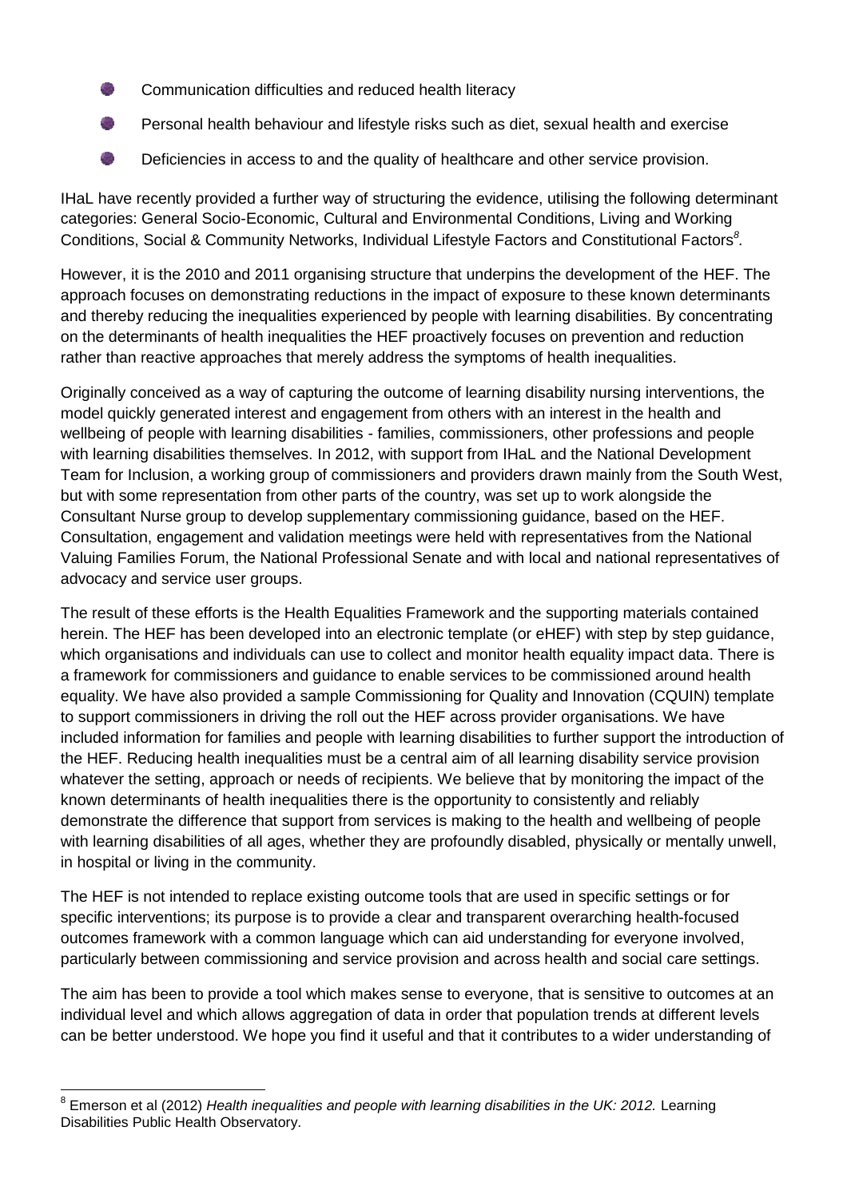- Communication difficulties and reduced health literacy
- Personal health behaviour and lifestyle risks such as diet, sexual health and exercise
- Deficiencies in access to and the quality of healthcare and other service provision.

IHaL have recently provided a further way of structuring the evidence, utilising the following determinant categories: General Socio-Economic, Cultural and Environmental Conditions, Living and Working Conditions, Social & Community Networks, Individual Lifestyle Factors and Constitutional Factors[8].

However, it is the 2010 and 2011 organising structure that underpins the development of the HEF. The approach focuses on demonstrating reductions in the impact of exposure to these known determinants and thereby reducing the inequalities experienced by people with learning disabilities. By concentrating on the determinants of health inequalities the HEF proactively focuses on prevention and reduction rather than reactive approaches that merely address the symptoms of health inequalities.

Originally conceived as a way of capturing the outcome of learning disability nursing interventions, the model quickly generated interest and engagement from others with an interest in the health and wellbeing of people with learning disabilities - families, commissioners, other professions and people with learning disabilities themselves. In 2012, with support from IHaL and the National Development Team for Inclusion, a working group of commissioners and providers drawn mainly from the South West, but with some representation from other parts of the country, was set up to work alongside the Consultant Nurse group to develop supplementary commissioning guidance, based on the HEF. Consultation, engagement and validation meetings were held with representatives from the National Valuing Families Forum, the National Professional Senate and with local and national representatives of advocacy and service user groups.

The result of these efforts is the Health Equalities Framework and the supporting materials contained herein. The HEF has been developed into an electronic template (or eHEF) with step by step guidance, which organisations and individuals can use to collect and monitor health equality impact data. There is a framework for commissioners and guidance to enable services to be commissioned around health equality. We have also provided a sample Commissioning for Quality and Innovation (CQUIN) template to support commissioners in driving the roll out the HEF across provider organisations. We have included information for families and people with learning disabilities to further support the introduction of the HEF. Reducing health inequalities must be a central aim of all learning disability service provision whatever the setting, approach or needs of recipients. We believe that by monitoring the impact of the known determinants of health inequalities there is the opportunity to consistently and reliably demonstrate the difference that support from services is making to the health and wellbeing of people with learning disabilities of all ages, whether they are profoundly disabled, physically or mentally unwell, in hospital or living in the community.

The HEF is not intended to replace existing outcome tools that are used in specific settings or for specific interventions; its purpose is to provide a clear and transparent overarching health-focused outcomes framework with a common language which can aid understanding for everyone involved, particularly between commissioning and service provision and across health and social care settings.

The aim has been to provide a tool which makes sense to everyone, that is sensitive to outcomes at an individual level and which allows aggregation of data in order that population trends at different levels can be better understood. We hope you find it useful and that it contributes to a wider understanding of

---

[8] Emerson et al (2012) *Health inequalities and people with learning disabilities in the UK: 2012.* Learning Disabilities Public Health Observatory.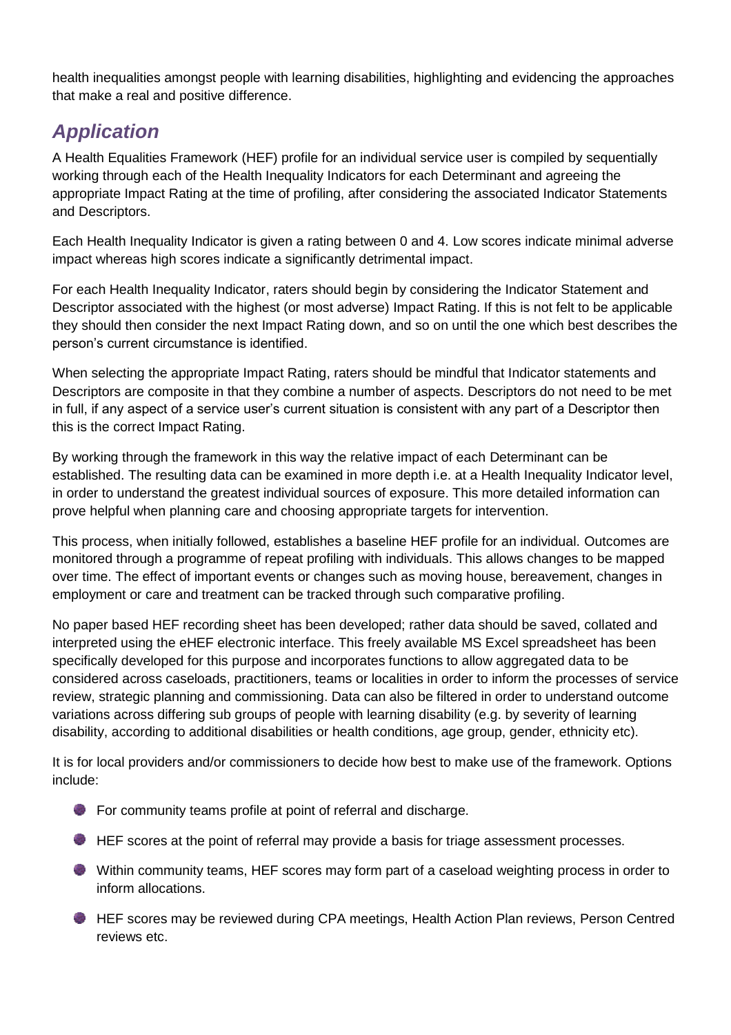health inequalities amongst people with learning disabilities, highlighting and evidencing the approaches that make a real and positive difference.

## *Application*

A Health Equalities Framework (HEF) profile for an individual service user is compiled by sequentially working through each of the Health Inequality Indicators for each Determinant and agreeing the appropriate Impact Rating at the time of profiling, after considering the associated Indicator Statements and Descriptors.

Each Health Inequality Indicator is given a rating between 0 and 4. Low scores indicate minimal adverse impact whereas high scores indicate a significantly detrimental impact.

For each Health Inequality Indicator, raters should begin by considering the Indicator Statement and Descriptor associated with the highest (or most adverse) Impact Rating. If this is not felt to be applicable they should then consider the next Impact Rating down, and so on until the one which best describes the person's current circumstance is identified.

When selecting the appropriate Impact Rating, raters should be mindful that Indicator statements and Descriptors are composite in that they combine a number of aspects. Descriptors do not need to be met in full, if any aspect of a service user's current situation is consistent with any part of a Descriptor then this is the correct Impact Rating.

By working through the framework in this way the relative impact of each Determinant can be established. The resulting data can be examined in more depth i.e. at a Health Inequality Indicator level, in order to understand the greatest individual sources of exposure. This more detailed information can prove helpful when planning care and choosing appropriate targets for intervention.

This process, when initially followed, establishes a baseline HEF profile for an individual. Outcomes are monitored through a programme of repeat profiling with individuals. This allows changes to be mapped over time. The effect of important events or changes such as moving house, bereavement, changes in employment or care and treatment can be tracked through such comparative profiling.

No paper based HEF recording sheet has been developed; rather data should be saved, collated and interpreted using the eHEF electronic interface. This freely available MS Excel spreadsheet has been specifically developed for this purpose and incorporates functions to allow aggregated data to be considered across caseloads, practitioners, teams or localities in order to inform the processes of service review, strategic planning and commissioning. Data can also be filtered in order to understand outcome variations across differing sub groups of people with learning disability (e.g. by severity of learning disability, according to additional disabilities or health conditions, age group, gender, ethnicity etc).

It is for local providers and/or commissioners to decide how best to make use of the framework. Options include:

- For community teams profile at point of referral and discharge.
- HEF scores at the point of referral may provide a basis for triage assessment processes.
- Within community teams, HEF scores may form part of a caseload weighting process in order to inform allocations.
- HEF scores may be reviewed during CPA meetings, Health Action Plan reviews, Person Centred reviews etc.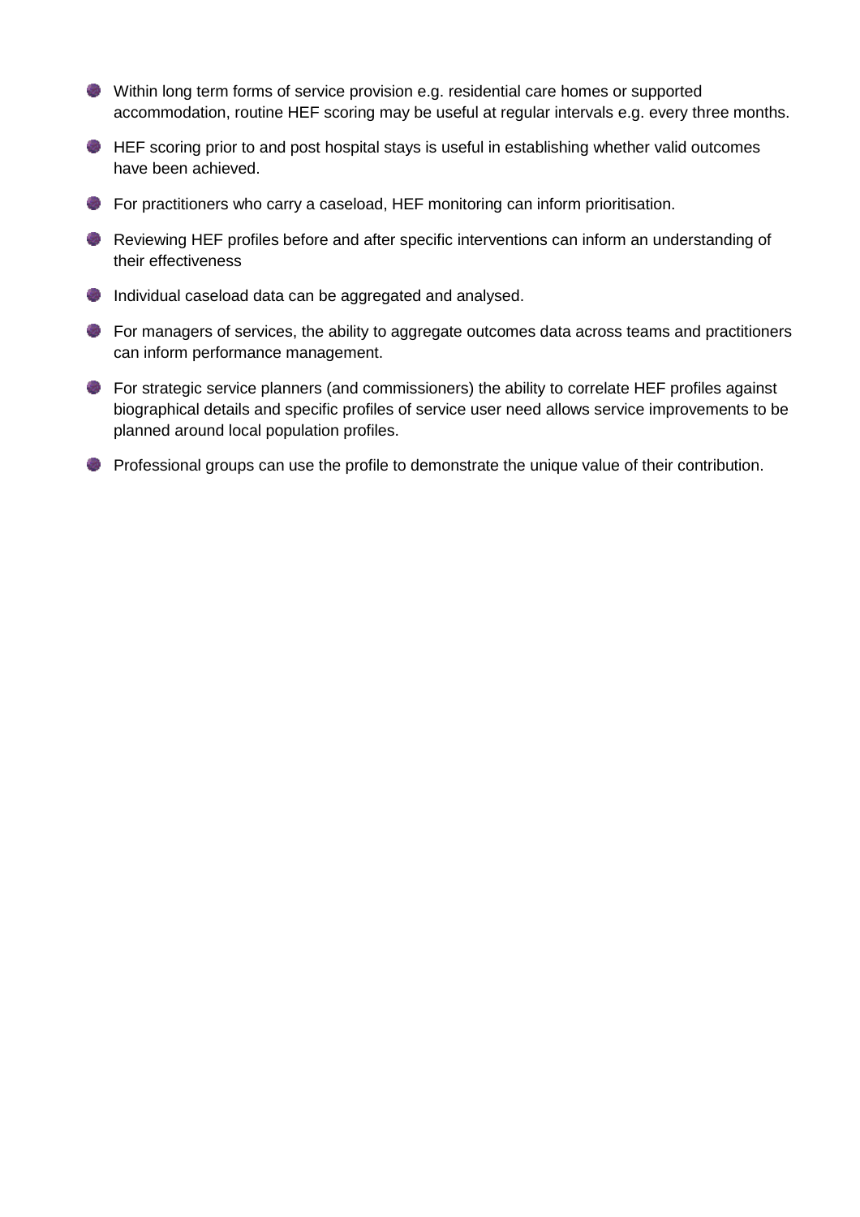- Within long term forms of service provision e.g. residential care homes or supported accommodation, routine HEF scoring may be useful at regular intervals e.g. every three months.
- HEF scoring prior to and post hospital stays is useful in establishing whether valid outcomes have been achieved.
- For practitioners who carry a caseload, HEF monitoring can inform prioritisation.
- Reviewing HEF profiles before and after specific interventions can inform an understanding of their effectiveness
- Individual caseload data can be aggregated and analysed.
- For managers of services, the ability to aggregate outcomes data across teams and practitioners can inform performance management.
- For strategic service planners (and commissioners) the ability to correlate HEF profiles against biographical details and specific profiles of service user need allows service improvements to be planned around local population profiles.
- Professional groups can use the profile to demonstrate the unique value of their contribution.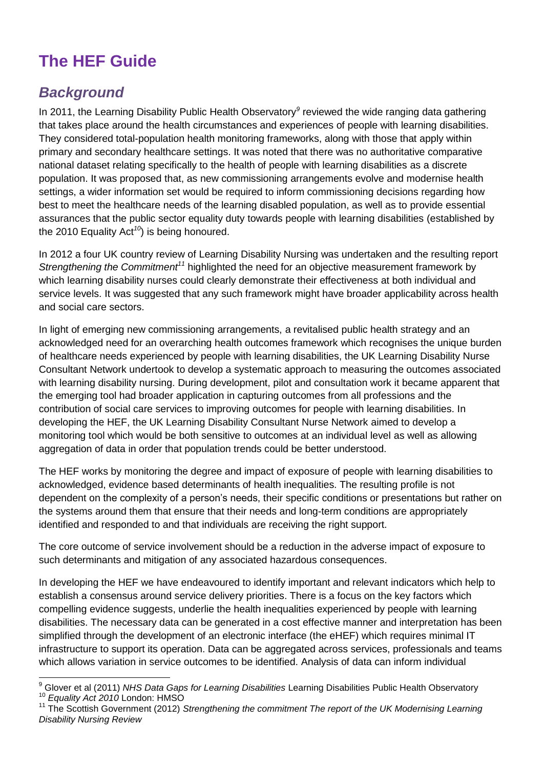# The HEF Guide

## *Background*

In 2011, the Learning Disability Public Health Observatory[9] reviewed the wide ranging data gathering that takes place around the health circumstances and experiences of people with learning disabilities. They considered total-population health monitoring frameworks, along with those that apply within primary and secondary healthcare settings. It was noted that there was no authoritative comparative national dataset relating specifically to the health of people with learning disabilities as a discrete population. It was proposed that, as new commissioning arrangements evolve and modernise health settings, a wider information set would be required to inform commissioning decisions regarding how best to meet the healthcare needs of the learning disabled population, as well as to provide essential assurances that the public sector equality duty towards people with learning disabilities (established by the 2010 Equality Act[10]) is being honoured.

In 2012 a four UK country review of Learning Disability Nursing was undertaken and the resulting report *Strengthening the Commitment*[11] highlighted the need for an objective measurement framework by which learning disability nurses could clearly demonstrate their effectiveness at both individual and service levels. It was suggested that any such framework might have broader applicability across health and social care sectors.

In light of emerging new commissioning arrangements, a revitalised public health strategy and an acknowledged need for an overarching health outcomes framework which recognises the unique burden of healthcare needs experienced by people with learning disabilities, the UK Learning Disability Nurse Consultant Network undertook to develop a systematic approach to measuring the outcomes associated with learning disability nursing. During development, pilot and consultation work it became apparent that the emerging tool had broader application in capturing outcomes from all professions and the contribution of social care services to improving outcomes for people with learning disabilities. In developing the HEF, the UK Learning Disability Consultant Nurse Network aimed to develop a monitoring tool which would be both sensitive to outcomes at an individual level as well as allowing aggregation of data in order that population trends could be better understood.

The HEF works by monitoring the degree and impact of exposure of people with learning disabilities to acknowledged, evidence based determinants of health inequalities. The resulting profile is not dependent on the complexity of a person's needs, their specific conditions or presentations but rather on the systems around them that ensure that their needs and long-term conditions are appropriately identified and responded to and that individuals are receiving the right support.

The core outcome of service involvement should be a reduction in the adverse impact of exposure to such determinants and mitigation of any associated hazardous consequences.

In developing the HEF we have endeavoured to identify important and relevant indicators which help to establish a consensus around service delivery priorities. There is a focus on the key factors which compelling evidence suggests, underlie the health inequalities experienced by people with learning disabilities. The necessary data can be generated in a cost effective manner and interpretation has been simplified through the development of an electronic interface (the eHEF) which requires minimal IT infrastructure to support its operation. Data can be aggregated across services, professionals and teams which allows variation in service outcomes to be identified. Analysis of data can inform individual

---

[9] Glover et al (2011) *NHS Data Gaps for Learning Disabilities* Learning Disabilities Public Health Observatory

[10] *Equality Act 2010* London: HMSO

[11] The Scottish Government (2012) *Strengthening the commitment The report of the UK Modernising Learning Disability Nursing Review*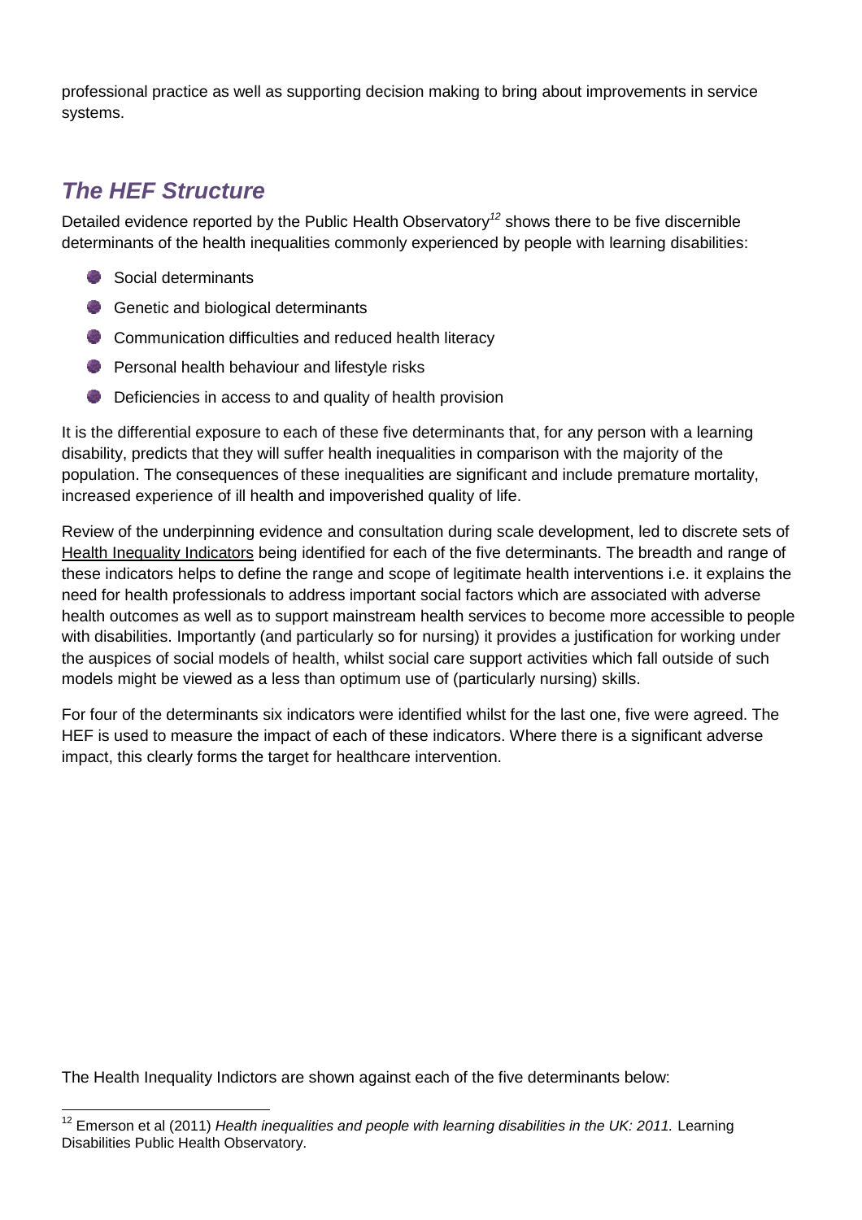professional practice as well as supporting decision making to bring about improvements in service systems.

## *The HEF Structure*

Detailed evidence reported by the Public Health Observatory[12] shows there to be five discernible determinants of the health inequalities commonly experienced by people with learning disabilities:

- Social determinants
- Genetic and biological determinants
- Communication difficulties and reduced health literacy
- Personal health behaviour and lifestyle risks
- Deficiencies in access to and quality of health provision

It is the differential exposure to each of these five determinants that, for any person with a learning disability, predicts that they will suffer health inequalities in comparison with the majority of the population. The consequences of these inequalities are significant and include premature mortality, increased experience of ill health and impoverished quality of life.

Review of the underpinning evidence and consultation during scale development, led to discrete sets of Health Inequality Indicators being identified for each of the five determinants. The breadth and range of these indicators helps to define the range and scope of legitimate health interventions i.e. it explains the need for health professionals to address important social factors which are associated with adverse health outcomes as well as to support mainstream health services to become more accessible to people with disabilities. Importantly (and particularly so for nursing) it provides a justification for working under the auspices of social models of health, whilst social care support activities which fall outside of such models might be viewed as a less than optimum use of (particularly nursing) skills.

For four of the determinants six indicators were identified whilst for the last one, five were agreed. The HEF is used to measure the impact of each of these indicators. Where there is a significant adverse impact, this clearly forms the target for healthcare intervention.

The Health Inequality Indictors are shown against each of the five determinants below:

[12] Emerson et al (2011) *Health inequalities and people with learning disabilities in the UK: 2011.* Learning Disabilities Public Health Observatory.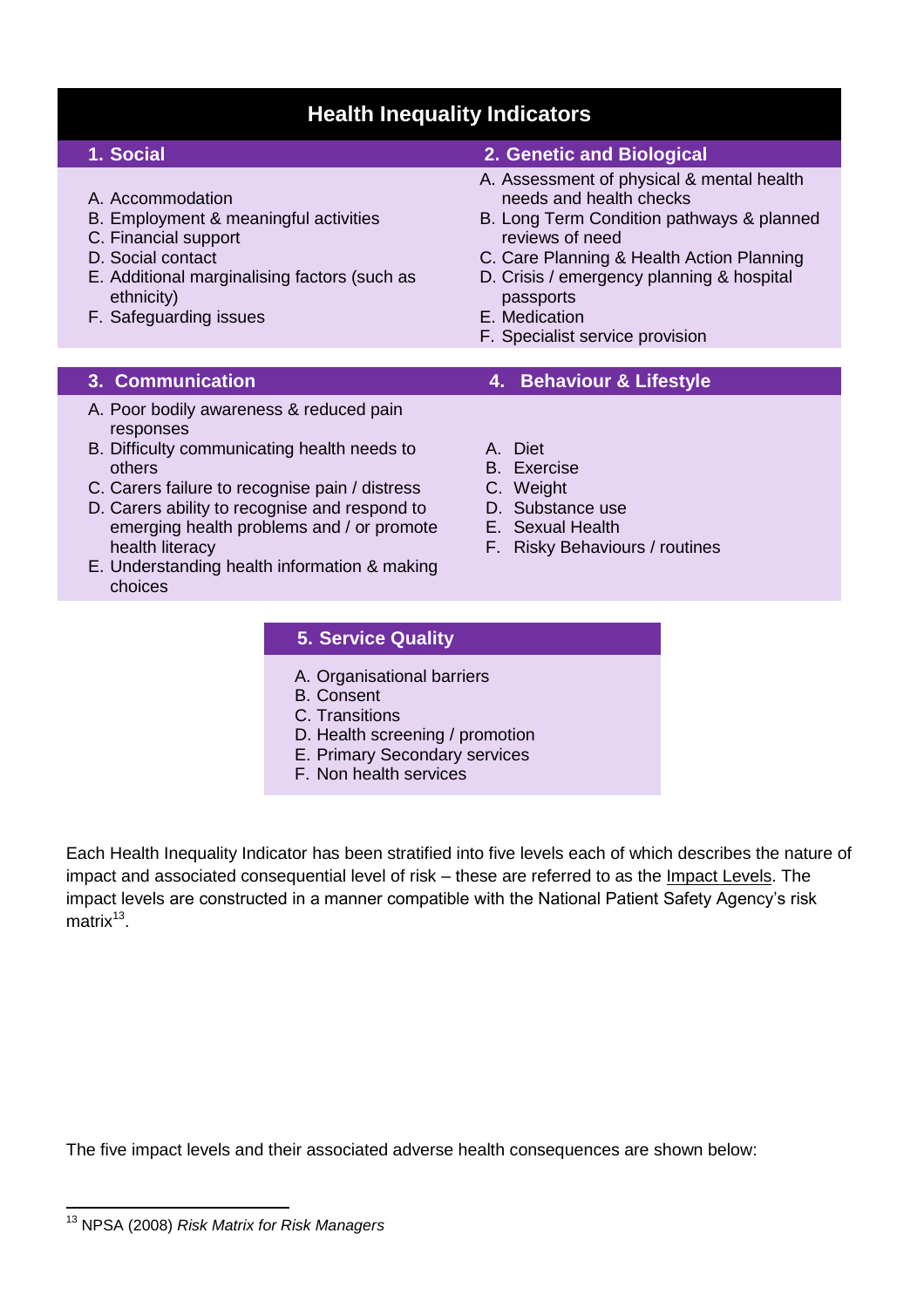## Health Inequality Indicators

### 1. Social

A. Accommodation
B. Employment & meaningful activities
C. Financial support
D. Social contact
E. Additional marginalising factors (such as ethnicity)
F. Safeguarding issues

### 2. Genetic and Biological

A. Assessment of physical & mental health needs and health checks
B. Long Term Condition pathways & planned reviews of need
C. Care Planning & Health Action Planning
D. Crisis / emergency planning & hospital passports
E. Medication
F. Specialist service provision

### 3. Communication

A. Poor bodily awareness & reduced pain responses
B. Difficulty communicating health needs to others
C. Carers failure to recognise pain / distress
D. Carers ability to recognise and respond to emerging health problems and / or promote health literacy
E. Understanding health information & making choices

### 4. Behaviour & Lifestyle

A. Diet
B. Exercise
C. Weight
D. Substance use
E. Sexual Health
F. Risky Behaviours / routines

### 5. Service Quality

A. Organisational barriers
B. Consent
C. Transitions
D. Health screening / promotion
E. Primary Secondary services
F. Non health services

Each Health Inequality Indicator has been stratified into five levels each of which describes the nature of impact and associated consequential level of risk – these are referred to as the Impact Levels. The impact levels are constructed in a manner compatible with the National Patient Safety Agency's risk matrix[13].

The five impact levels and their associated adverse health consequences are shown below:

[13] NPSA (2008) *Risk Matrix for Risk Managers*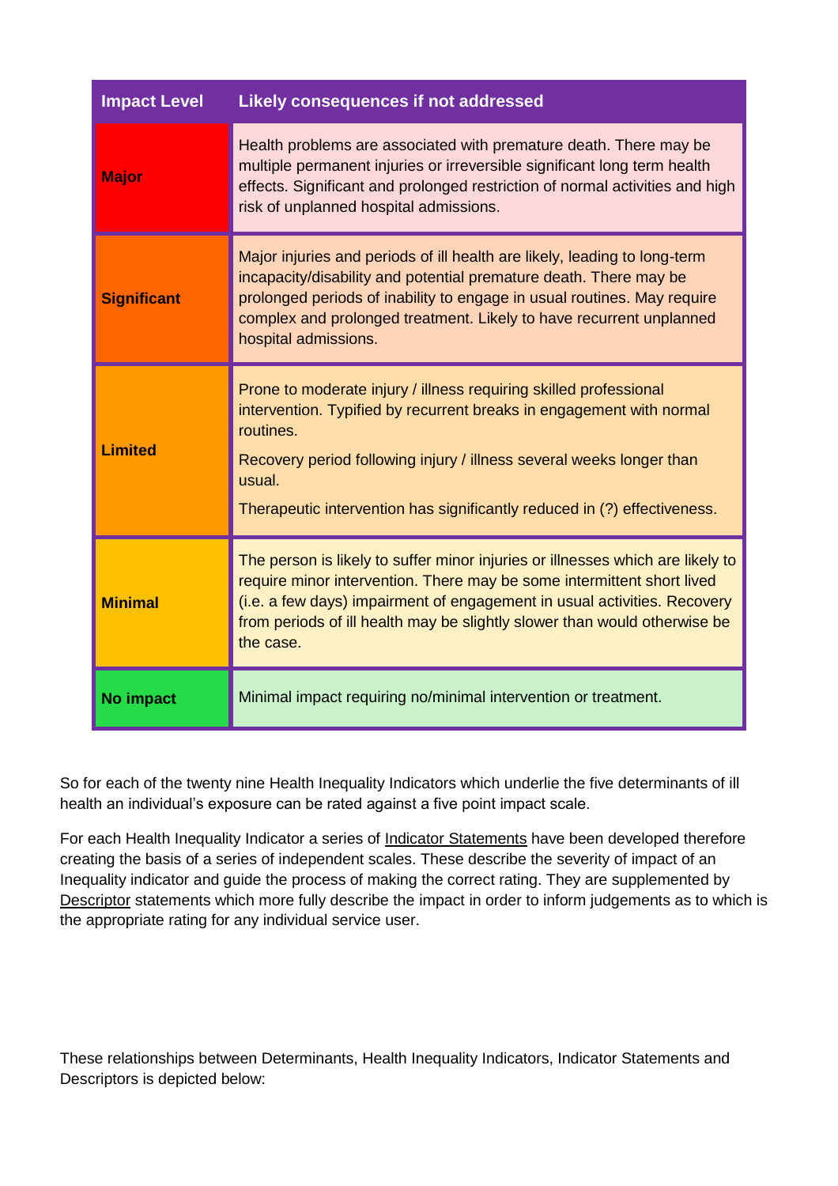| Impact Level | Likely consequences if not addressed |
|---|---|
| **Major** | Health problems are associated with premature death. There may be multiple permanent injuries or irreversible significant long term health effects. Significant and prolonged restriction of normal activities and high risk of unplanned hospital admissions. |
| **Significant** | Major injuries and periods of ill health are likely, leading to long-term incapacity/disability and potential premature death. There may be prolonged periods of inability to engage in usual routines. May require complex and prolonged treatment. Likely to have recurrent unplanned hospital admissions. |
| **Limited** | Prone to moderate injury / illness requiring skilled professional intervention. Typified by recurrent breaks in engagement with normal routines. Recovery period following injury / illness several weeks longer than usual. Therapeutic intervention has significantly reduced in (?) effectiveness. |
| **Minimal** | The person is likely to suffer minor injuries or illnesses which are likely to require minor intervention. There may be some intermittent short lived (i.e. a few days) impairment of engagement in usual activities. Recovery from periods of ill health may be slightly slower than would otherwise be the case. |
| **No impact** | Minimal impact requiring no/minimal intervention or treatment. |

So for each of the twenty nine Health Inequality Indicators which underlie the five determinants of ill health an individual's exposure can be rated against a five point impact scale.

For each Health Inequality Indicator a series of Indicator Statements have been developed therefore creating the basis of a series of independent scales. These describe the severity of impact of an Inequality indicator and guide the process of making the correct rating. They are supplemented by Descriptor statements which more fully describe the impact in order to inform judgements as to which is the appropriate rating for any individual service user.

These relationships between Determinants, Health Inequality Indicators, Indicator Statements and Descriptors is depicted below: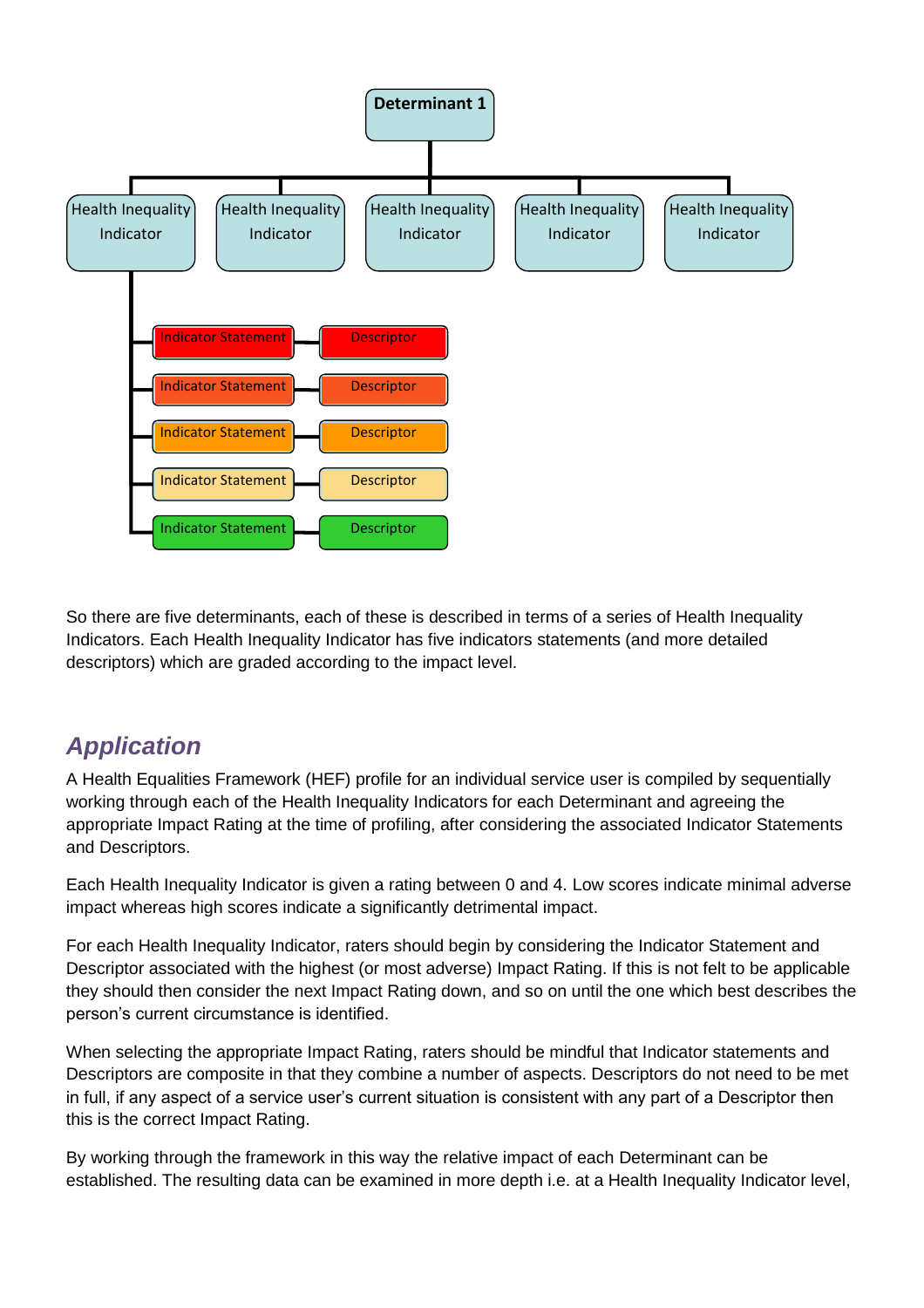Determinant 1

Health Inequality Indicator | Health Inequality Indicator | Health Inequality Indicator | Health Inequality Indicator | Health Inequality Indicator

- Indicator Statement — Descriptor
- Indicator Statement — Descriptor
- Indicator Statement — Descriptor
- Indicator Statement — Descriptor
- Indicator Statement — Descriptor

So there are five determinants, each of these is described in terms of a series of Health Inequality Indicators. Each Health Inequality Indicator has five indicators statements (and more detailed descriptors) which are graded according to the impact level.

## *Application*

A Health Equalities Framework (HEF) profile for an individual service user is compiled by sequentially working through each of the Health Inequality Indicators for each Determinant and agreeing the appropriate Impact Rating at the time of profiling, after considering the associated Indicator Statements and Descriptors.

Each Health Inequality Indicator is given a rating between 0 and 4. Low scores indicate minimal adverse impact whereas high scores indicate a significantly detrimental impact.

For each Health Inequality Indicator, raters should begin by considering the Indicator Statement and Descriptor associated with the highest (or most adverse) Impact Rating. If this is not felt to be applicable they should then consider the next Impact Rating down, and so on until the one which best describes the person's current circumstance is identified.

When selecting the appropriate Impact Rating, raters should be mindful that Indicator statements and Descriptors are composite in that they combine a number of aspects. Descriptors do not need to be met in full, if any aspect of a service user's current situation is consistent with any part of a Descriptor then this is the correct Impact Rating.

By working through the framework in this way the relative impact of each Determinant can be established. The resulting data can be examined in more depth i.e. at a Health Inequality Indicator level,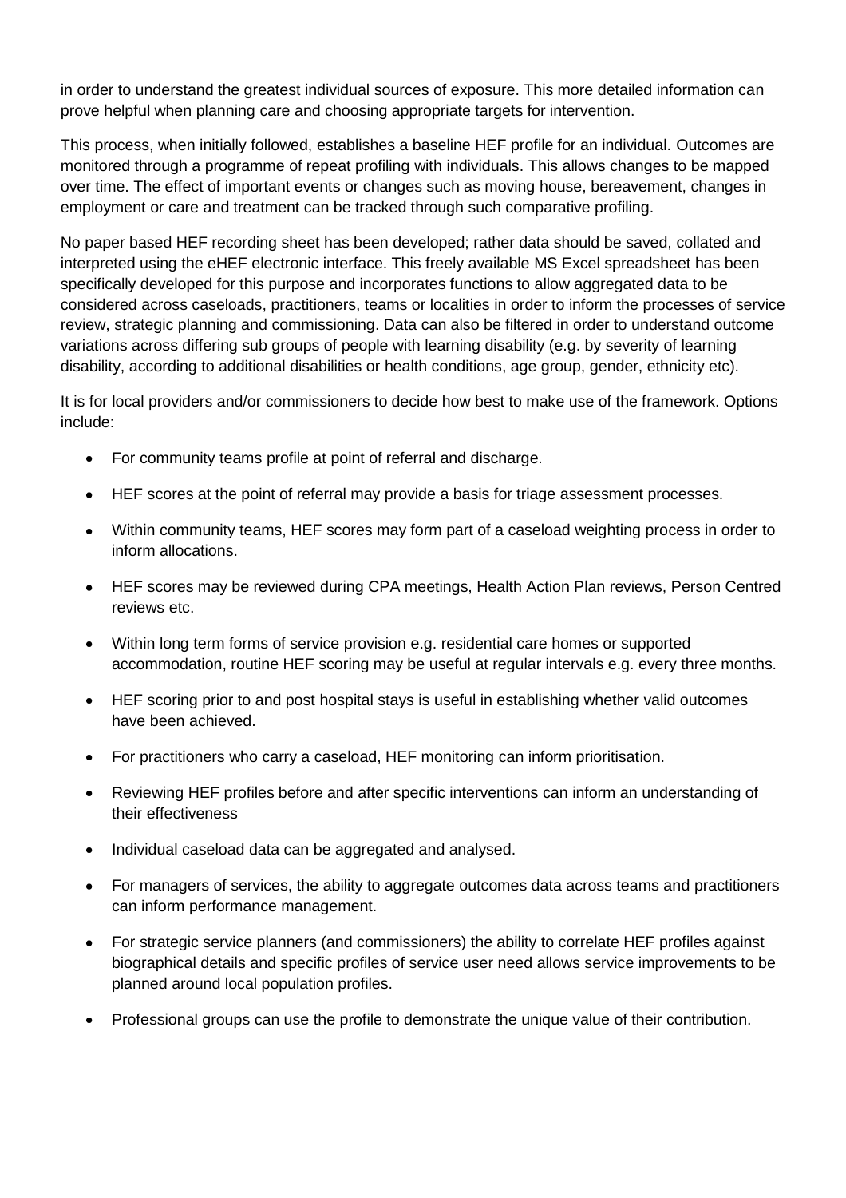in order to understand the greatest individual sources of exposure. This more detailed information can prove helpful when planning care and choosing appropriate targets for intervention.

This process, when initially followed, establishes a baseline HEF profile for an individual. Outcomes are monitored through a programme of repeat profiling with individuals. This allows changes to be mapped over time. The effect of important events or changes such as moving house, bereavement, changes in employment or care and treatment can be tracked through such comparative profiling.

No paper based HEF recording sheet has been developed; rather data should be saved, collated and interpreted using the eHEF electronic interface. This freely available MS Excel spreadsheet has been specifically developed for this purpose and incorporates functions to allow aggregated data to be considered across caseloads, practitioners, teams or localities in order to inform the processes of service review, strategic planning and commissioning. Data can also be filtered in order to understand outcome variations across differing sub groups of people with learning disability (e.g. by severity of learning disability, according to additional disabilities or health conditions, age group, gender, ethnicity etc).

It is for local providers and/or commissioners to decide how best to make use of the framework. Options include:

- For community teams profile at point of referral and discharge.
- HEF scores at the point of referral may provide a basis for triage assessment processes.
- Within community teams, HEF scores may form part of a caseload weighting process in order to inform allocations.
- HEF scores may be reviewed during CPA meetings, Health Action Plan reviews, Person Centred reviews etc.
- Within long term forms of service provision e.g. residential care homes or supported accommodation, routine HEF scoring may be useful at regular intervals e.g. every three months.
- HEF scoring prior to and post hospital stays is useful in establishing whether valid outcomes have been achieved.
- For practitioners who carry a caseload, HEF monitoring can inform prioritisation.
- Reviewing HEF profiles before and after specific interventions can inform an understanding of their effectiveness
- Individual caseload data can be aggregated and analysed.
- For managers of services, the ability to aggregate outcomes data across teams and practitioners can inform performance management.
- For strategic service planners (and commissioners) the ability to correlate HEF profiles against biographical details and specific profiles of service user need allows service improvements to be planned around local population profiles.
- Professional groups can use the profile to demonstrate the unique value of their contribution.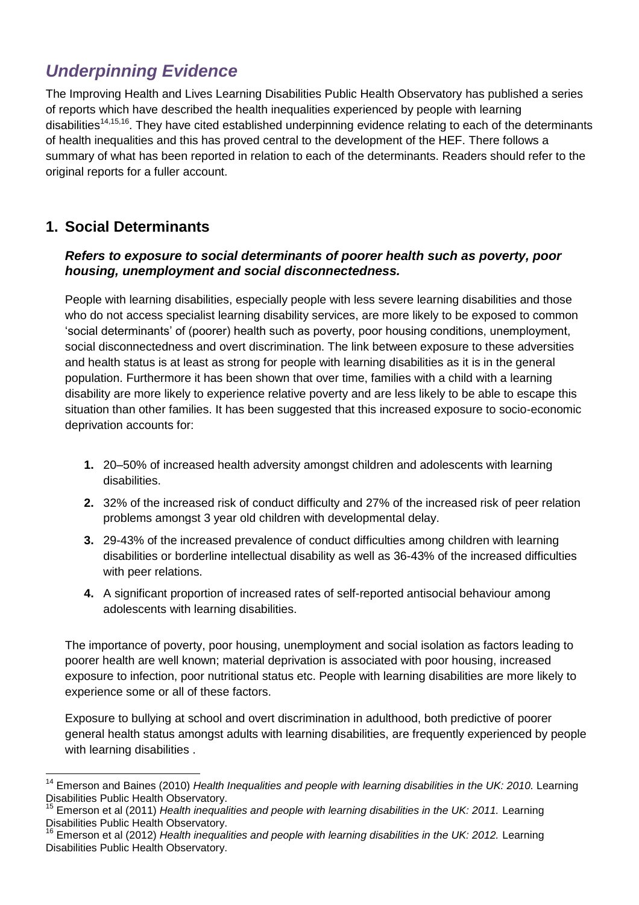## *Underpinning Evidence*

The Improving Health and Lives Learning Disabilities Public Health Observatory has published a series of reports which have described the health inequalities experienced by people with learning disabilities[14,15,16]. They have cited established underpinning evidence relating to each of the determinants of health inequalities and this has proved central to the development of the HEF. There follows a summary of what has been reported in relation to each of the determinants. Readers should refer to the original reports for a fuller account.

### 1. Social Determinants

***Refers to exposure to social determinants of poorer health such as poverty, poor housing, unemployment and social disconnectedness.***

People with learning disabilities, especially people with less severe learning disabilities and those who do not access specialist learning disability services, are more likely to be exposed to common 'social determinants' of (poorer) health such as poverty, poor housing conditions, unemployment, social disconnectedness and overt discrimination. The link between exposure to these adversities and health status is at least as strong for people with learning disabilities as it is in the general population. Furthermore it has been shown that over time, families with a child with a learning disability are more likely to experience relative poverty and are less likely to be able to escape this situation than other families. It has been suggested that this increased exposure to socio-economic deprivation accounts for:

1. 20–50% of increased health adversity amongst children and adolescents with learning disabilities.
2. 32% of the increased risk of conduct difficulty and 27% of the increased risk of peer relation problems amongst 3 year old children with developmental delay.
3. 29-43% of the increased prevalence of conduct difficulties among children with learning disabilities or borderline intellectual disability as well as 36-43% of the increased difficulties with peer relations.
4. A significant proportion of increased rates of self-reported antisocial behaviour among adolescents with learning disabilities.

The importance of poverty, poor housing, unemployment and social isolation as factors leading to poorer health are well known; material deprivation is associated with poor housing, increased exposure to infection, poor nutritional status etc. People with learning disabilities are more likely to experience some or all of these factors.

Exposure to bullying at school and overt discrimination in adulthood, both predictive of poorer general health status amongst adults with learning disabilities, are frequently experienced by people with learning disabilities .

---

[14] Emerson and Baines (2010) *Health Inequalities and people with learning disabilities in the UK: 2010.* Learning Disabilities Public Health Observatory.

[15] Emerson et al (2011) *Health inequalities and people with learning disabilities in the UK: 2011.* Learning Disabilities Public Health Observatory.

[16] Emerson et al (2012) *Health inequalities and people with learning disabilities in the UK: 2012.* Learning Disabilities Public Health Observatory.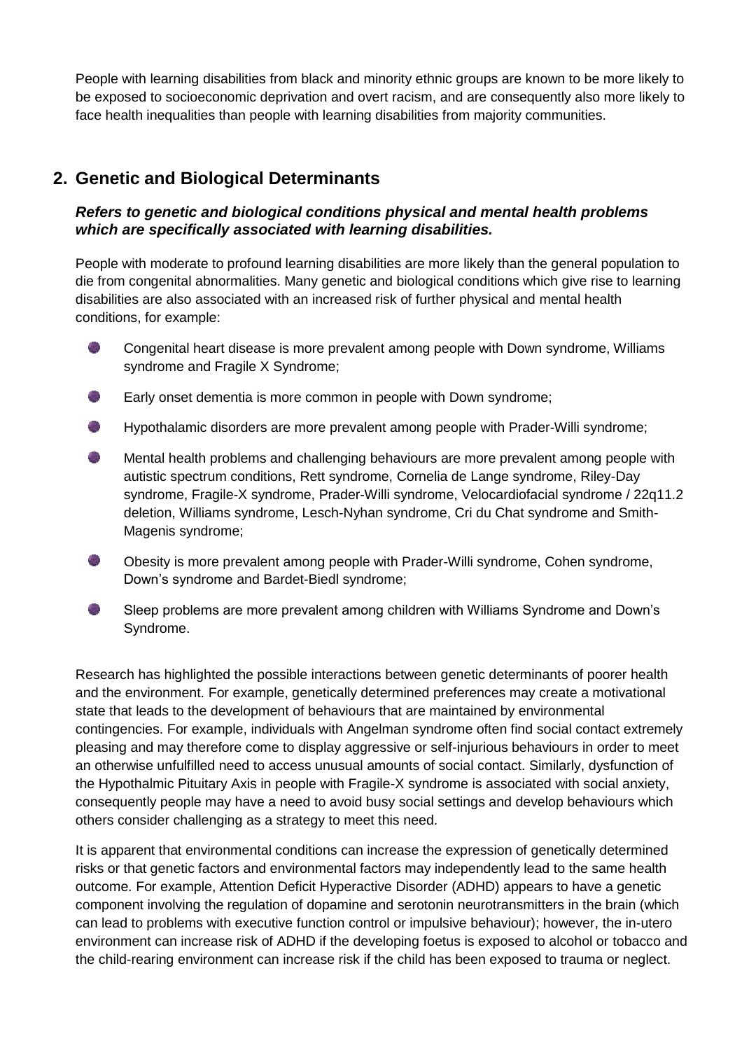People with learning disabilities from black and minority ethnic groups are known to be more likely to be exposed to socioeconomic deprivation and overt racism, and are consequently also more likely to face health inequalities than people with learning disabilities from majority communities.

## 2. Genetic and Biological Determinants

***Refers to genetic and biological conditions physical and mental health problems which are specifically associated with learning disabilities.***

People with moderate to profound learning disabilities are more likely than the general population to die from congenital abnormalities. Many genetic and biological conditions which give rise to learning disabilities are also associated with an increased risk of further physical and mental health conditions, for example:

- Congenital heart disease is more prevalent among people with Down syndrome, Williams syndrome and Fragile X Syndrome;
- Early onset dementia is more common in people with Down syndrome;
- Hypothalamic disorders are more prevalent among people with Prader-Willi syndrome;
- Mental health problems and challenging behaviours are more prevalent among people with autistic spectrum conditions, Rett syndrome, Cornelia de Lange syndrome, Riley-Day syndrome, Fragile-X syndrome, Prader-Willi syndrome, Velocardiofacial syndrome / 22q11.2 deletion, Williams syndrome, Lesch-Nyhan syndrome, Cri du Chat syndrome and Smith-Magenis syndrome;
- Obesity is more prevalent among people with Prader-Willi syndrome, Cohen syndrome, Down's syndrome and Bardet-Biedl syndrome;
- Sleep problems are more prevalent among children with Williams Syndrome and Down's Syndrome.

Research has highlighted the possible interactions between genetic determinants of poorer health and the environment. For example, genetically determined preferences may create a motivational state that leads to the development of behaviours that are maintained by environmental contingencies. For example, individuals with Angelman syndrome often find social contact extremely pleasing and may therefore come to display aggressive or self-injurious behaviours in order to meet an otherwise unfulfilled need to access unusual amounts of social contact. Similarly, dysfunction of the Hypothalmic Pituitary Axis in people with Fragile-X syndrome is associated with social anxiety, consequently people may have a need to avoid busy social settings and develop behaviours which others consider challenging as a strategy to meet this need.

It is apparent that environmental conditions can increase the expression of genetically determined risks or that genetic factors and environmental factors may independently lead to the same health outcome. For example, Attention Deficit Hyperactive Disorder (ADHD) appears to have a genetic component involving the regulation of dopamine and serotonin neurotransmitters in the brain (which can lead to problems with executive function control or impulsive behaviour); however, the in-utero environment can increase risk of ADHD if the developing foetus is exposed to alcohol or tobacco and the child-rearing environment can increase risk if the child has been exposed to trauma or neglect.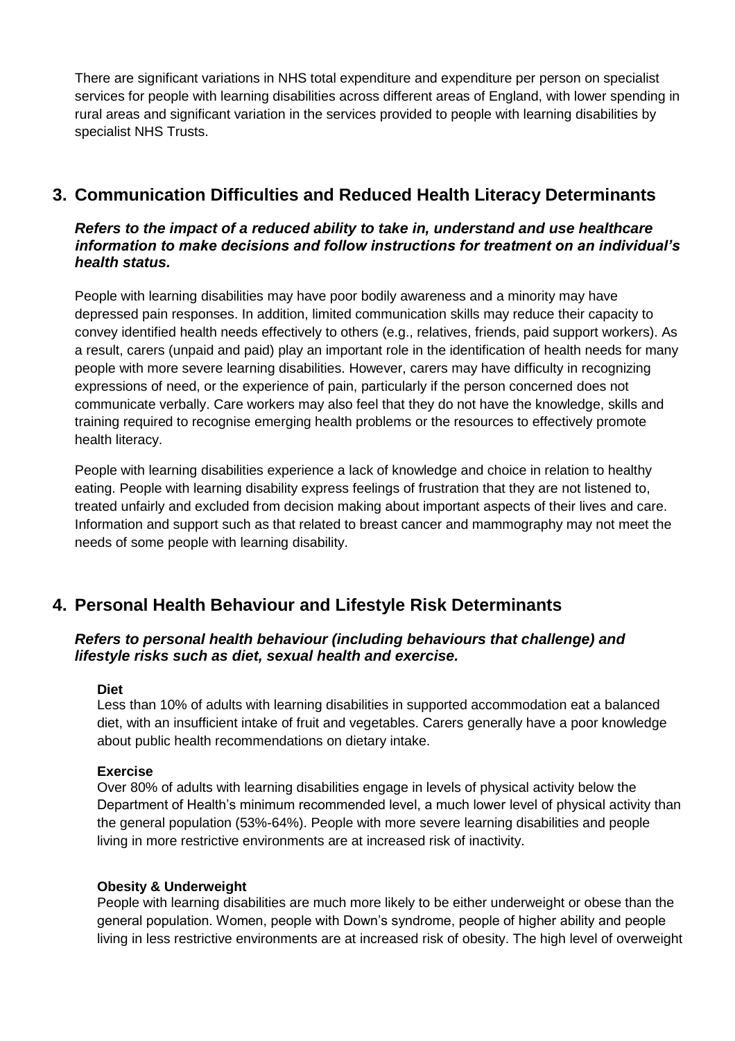There are significant variations in NHS total expenditure and expenditure per person on specialist services for people with learning disabilities across different areas of England, with lower spending in rural areas and significant variation in the services provided to people with learning disabilities by specialist NHS Trusts.

## 3. Communication Difficulties and Reduced Health Literacy Determinants

***Refers to the impact of a reduced ability to take in, understand and use healthcare information to make decisions and follow instructions for treatment on an individual's health status.***

People with learning disabilities may have poor bodily awareness and a minority may have depressed pain responses. In addition, limited communication skills may reduce their capacity to convey identified health needs effectively to others (e.g., relatives, friends, paid support workers). As a result, carers (unpaid and paid) play an important role in the identification of health needs for many people with more severe learning disabilities. However, carers may have difficulty in recognizing expressions of need, or the experience of pain, particularly if the person concerned does not communicate verbally. Care workers may also feel that they do not have the knowledge, skills and training required to recognise emerging health problems or the resources to effectively promote health literacy.

People with learning disabilities experience a lack of knowledge and choice in relation to healthy eating. People with learning disability express feelings of frustration that they are not listened to, treated unfairly and excluded from decision making about important aspects of their lives and care. Information and support such as that related to breast cancer and mammography may not meet the needs of some people with learning disability.

## 4. Personal Health Behaviour and Lifestyle Risk Determinants

***Refers to personal health behaviour (including behaviours that challenge) and lifestyle risks such as diet, sexual health and exercise.***

**Diet**

Less than 10% of adults with learning disabilities in supported accommodation eat a balanced diet, with an insufficient intake of fruit and vegetables. Carers generally have a poor knowledge about public health recommendations on dietary intake.

**Exercise**

Over 80% of adults with learning disabilities engage in levels of physical activity below the Department of Health's minimum recommended level, a much lower level of physical activity than the general population (53%-64%). People with more severe learning disabilities and people living in more restrictive environments are at increased risk of inactivity.

**Obesity & Underweight**

People with learning disabilities are much more likely to be either underweight or obese than the general population. Women, people with Down's syndrome, people of higher ability and people living in less restrictive environments are at increased risk of obesity. The high level of overweight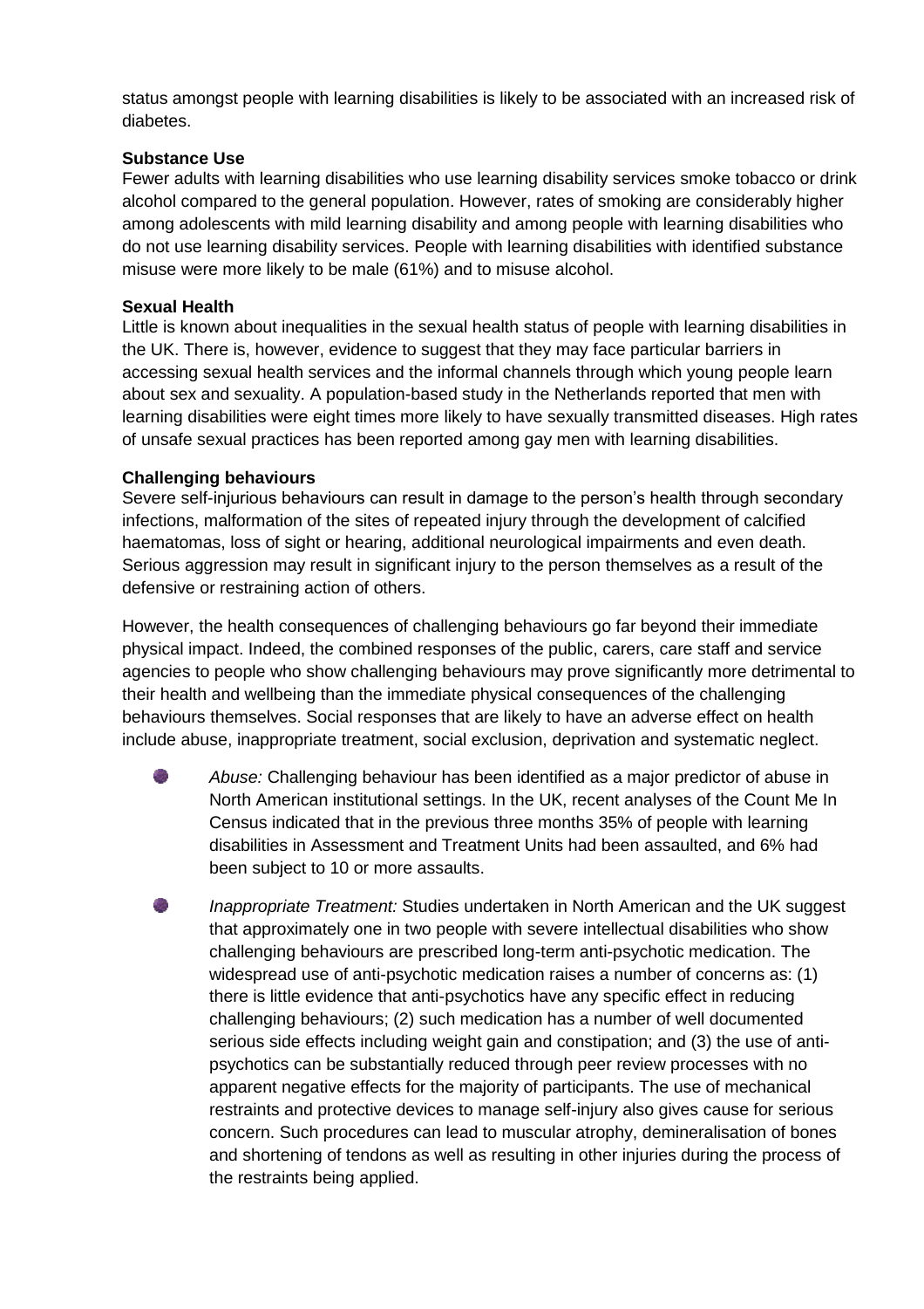status amongst people with learning disabilities is likely to be associated with an increased risk of diabetes.

**Substance Use**

Fewer adults with learning disabilities who use learning disability services smoke tobacco or drink alcohol compared to the general population. However, rates of smoking are considerably higher among adolescents with mild learning disability and among people with learning disabilities who do not use learning disability services. People with learning disabilities with identified substance misuse were more likely to be male (61%) and to misuse alcohol.

**Sexual Health**

Little is known about inequalities in the sexual health status of people with learning disabilities in the UK. There is, however, evidence to suggest that they may face particular barriers in accessing sexual health services and the informal channels through which young people learn about sex and sexuality. A population-based study in the Netherlands reported that men with learning disabilities were eight times more likely to have sexually transmitted diseases. High rates of unsafe sexual practices has been reported among gay men with learning disabilities.

**Challenging behaviours**

Severe self-injurious behaviours can result in damage to the person's health through secondary infections, malformation of the sites of repeated injury through the development of calcified haematomas, loss of sight or hearing, additional neurological impairments and even death. Serious aggression may result in significant injury to the person themselves as a result of the defensive or restraining action of others.

However, the health consequences of challenging behaviours go far beyond their immediate physical impact. Indeed, the combined responses of the public, carers, care staff and service agencies to people who show challenging behaviours may prove significantly more detrimental to their health and wellbeing than the immediate physical consequences of the challenging behaviours themselves. Social responses that are likely to have an adverse effect on health include abuse, inappropriate treatment, social exclusion, deprivation and systematic neglect.

- *Abuse:* Challenging behaviour has been identified as a major predictor of abuse in North American institutional settings. In the UK, recent analyses of the Count Me In Census indicated that in the previous three months 35% of people with learning disabilities in Assessment and Treatment Units had been assaulted, and 6% had been subject to 10 or more assaults.
- *Inappropriate Treatment:* Studies undertaken in North American and the UK suggest that approximately one in two people with severe intellectual disabilities who show challenging behaviours are prescribed long-term anti-psychotic medication. The widespread use of anti-psychotic medication raises a number of concerns as: (1) there is little evidence that anti-psychotics have any specific effect in reducing challenging behaviours; (2) such medication has a number of well documented serious side effects including weight gain and constipation; and (3) the use of anti-psychotics can be substantially reduced through peer review processes with no apparent negative effects for the majority of participants. The use of mechanical restraints and protective devices to manage self-injury also gives cause for serious concern. Such procedures can lead to muscular atrophy, demineralisation of bones and shortening of tendons as well as resulting in other injuries during the process of the restraints being applied.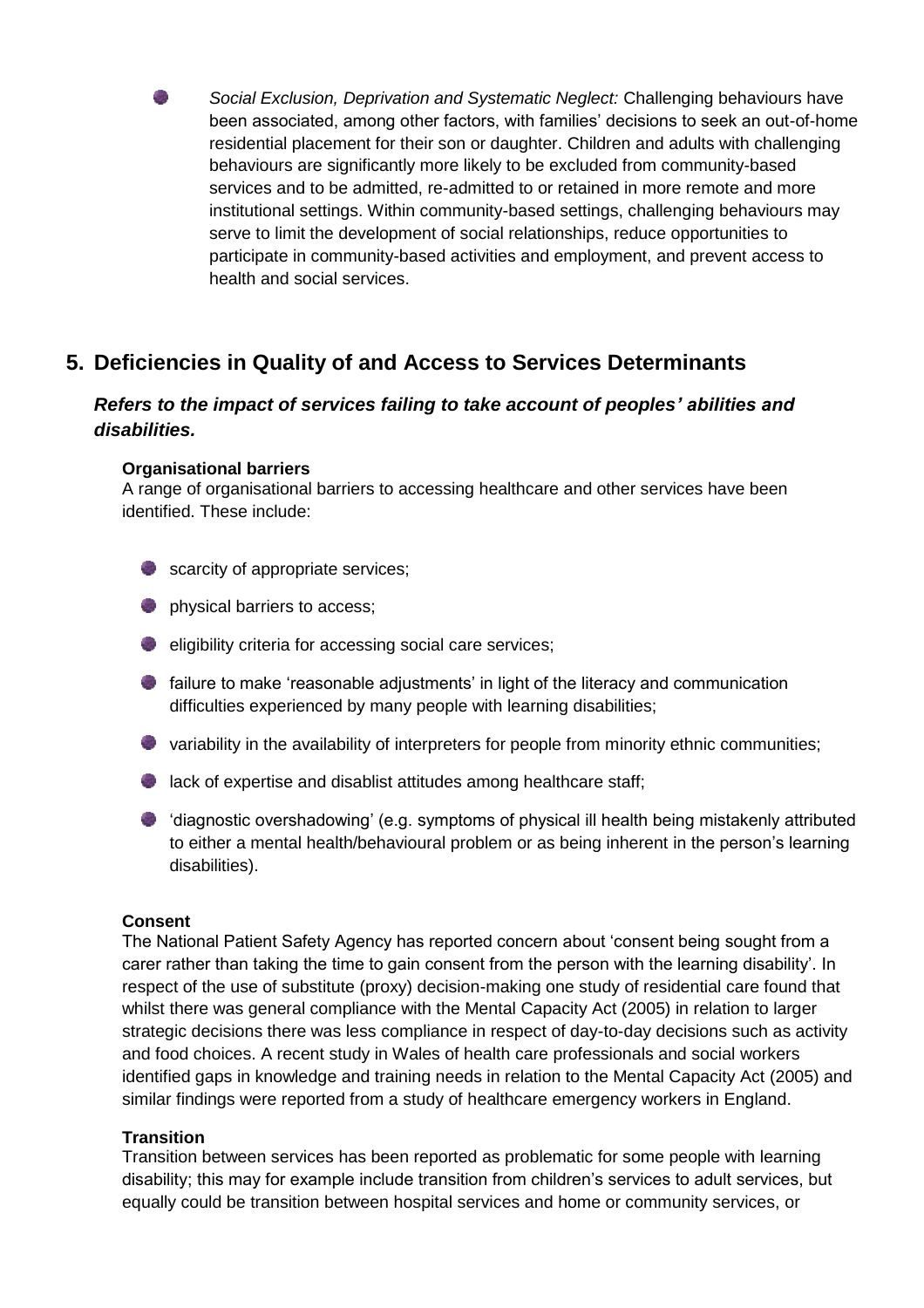- *Social Exclusion, Deprivation and Systematic Neglect:* Challenging behaviours have been associated, among other factors, with families' decisions to seek an out-of-home residential placement for their son or daughter. Children and adults with challenging behaviours are significantly more likely to be excluded from community-based services and to be admitted, re-admitted to or retained in more remote and more institutional settings. Within community-based settings, challenging behaviours may serve to limit the development of social relationships, reduce opportunities to participate in community-based activities and employment, and prevent access to health and social services.

## 5. Deficiencies in Quality of and Access to Services Determinants

***Refers to the impact of services failing to take account of peoples' abilities and disabilities.***

**Organisational barriers**

A range of organisational barriers to accessing healthcare and other services have been identified. These include:

- scarcity of appropriate services;
- physical barriers to access;
- eligibility criteria for accessing social care services;
- failure to make 'reasonable adjustments' in light of the literacy and communication difficulties experienced by many people with learning disabilities;
- variability in the availability of interpreters for people from minority ethnic communities;
- lack of expertise and disablist attitudes among healthcare staff;
- 'diagnostic overshadowing' (e.g. symptoms of physical ill health being mistakenly attributed to either a mental health/behavioural problem or as being inherent in the person's learning disabilities).

**Consent**

The National Patient Safety Agency has reported concern about 'consent being sought from a carer rather than taking the time to gain consent from the person with the learning disability'. In respect of the use of substitute (proxy) decision-making one study of residential care found that whilst there was general compliance with the Mental Capacity Act (2005) in relation to larger strategic decisions there was less compliance in respect of day-to-day decisions such as activity and food choices. A recent study in Wales of health care professionals and social workers identified gaps in knowledge and training needs in relation to the Mental Capacity Act (2005) and similar findings were reported from a study of healthcare emergency workers in England.

**Transition**

Transition between services has been reported as problematic for some people with learning disability; this may for example include transition from children's services to adult services, but equally could be transition between hospital services and home or community services, or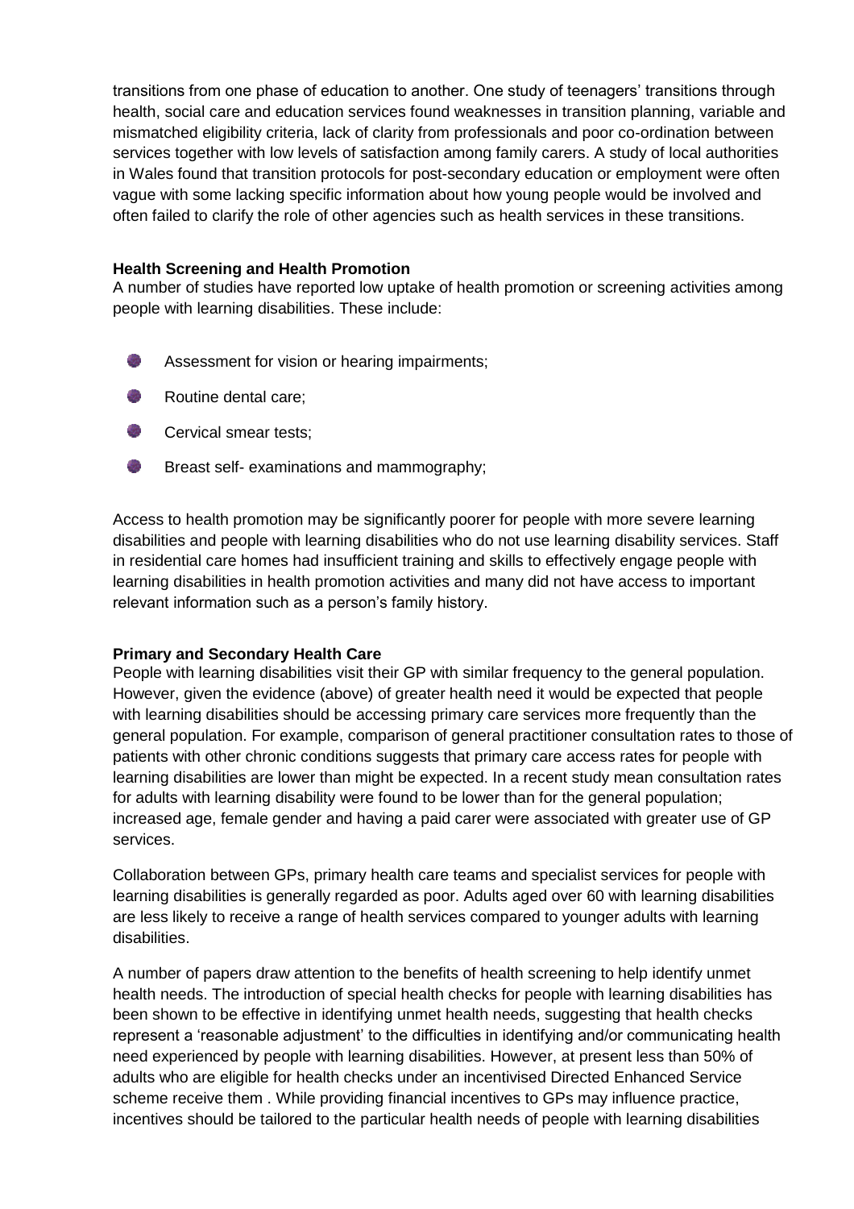transitions from one phase of education to another. One study of teenagers' transitions through health, social care and education services found weaknesses in transition planning, variable and mismatched eligibility criteria, lack of clarity from professionals and poor co-ordination between services together with low levels of satisfaction among family carers. A study of local authorities in Wales found that transition protocols for post-secondary education or employment were often vague with some lacking specific information about how young people would be involved and often failed to clarify the role of other agencies such as health services in these transitions.

**Health Screening and Health Promotion**

A number of studies have reported low uptake of health promotion or screening activities among people with learning disabilities. These include:

- Assessment for vision or hearing impairments;
- Routine dental care;
- Cervical smear tests;
- Breast self- examinations and mammography;

Access to health promotion may be significantly poorer for people with more severe learning disabilities and people with learning disabilities who do not use learning disability services. Staff in residential care homes had insufficient training and skills to effectively engage people with learning disabilities in health promotion activities and many did not have access to important relevant information such as a person's family history.

**Primary and Secondary Health Care**

People with learning disabilities visit their GP with similar frequency to the general population. However, given the evidence (above) of greater health need it would be expected that people with learning disabilities should be accessing primary care services more frequently than the general population. For example, comparison of general practitioner consultation rates to those of patients with other chronic conditions suggests that primary care access rates for people with learning disabilities are lower than might be expected. In a recent study mean consultation rates for adults with learning disability were found to be lower than for the general population; increased age, female gender and having a paid carer were associated with greater use of GP services.

Collaboration between GPs, primary health care teams and specialist services for people with learning disabilities is generally regarded as poor. Adults aged over 60 with learning disabilities are less likely to receive a range of health services compared to younger adults with learning disabilities.

A number of papers draw attention to the benefits of health screening to help identify unmet health needs. The introduction of special health checks for people with learning disabilities has been shown to be effective in identifying unmet health needs, suggesting that health checks represent a 'reasonable adjustment' to the difficulties in identifying and/or communicating health need experienced by people with learning disabilities. However, at present less than 50% of adults who are eligible for health checks under an incentivised Directed Enhanced Service scheme receive them . While providing financial incentives to GPs may influence practice, incentives should be tailored to the particular health needs of people with learning disabilities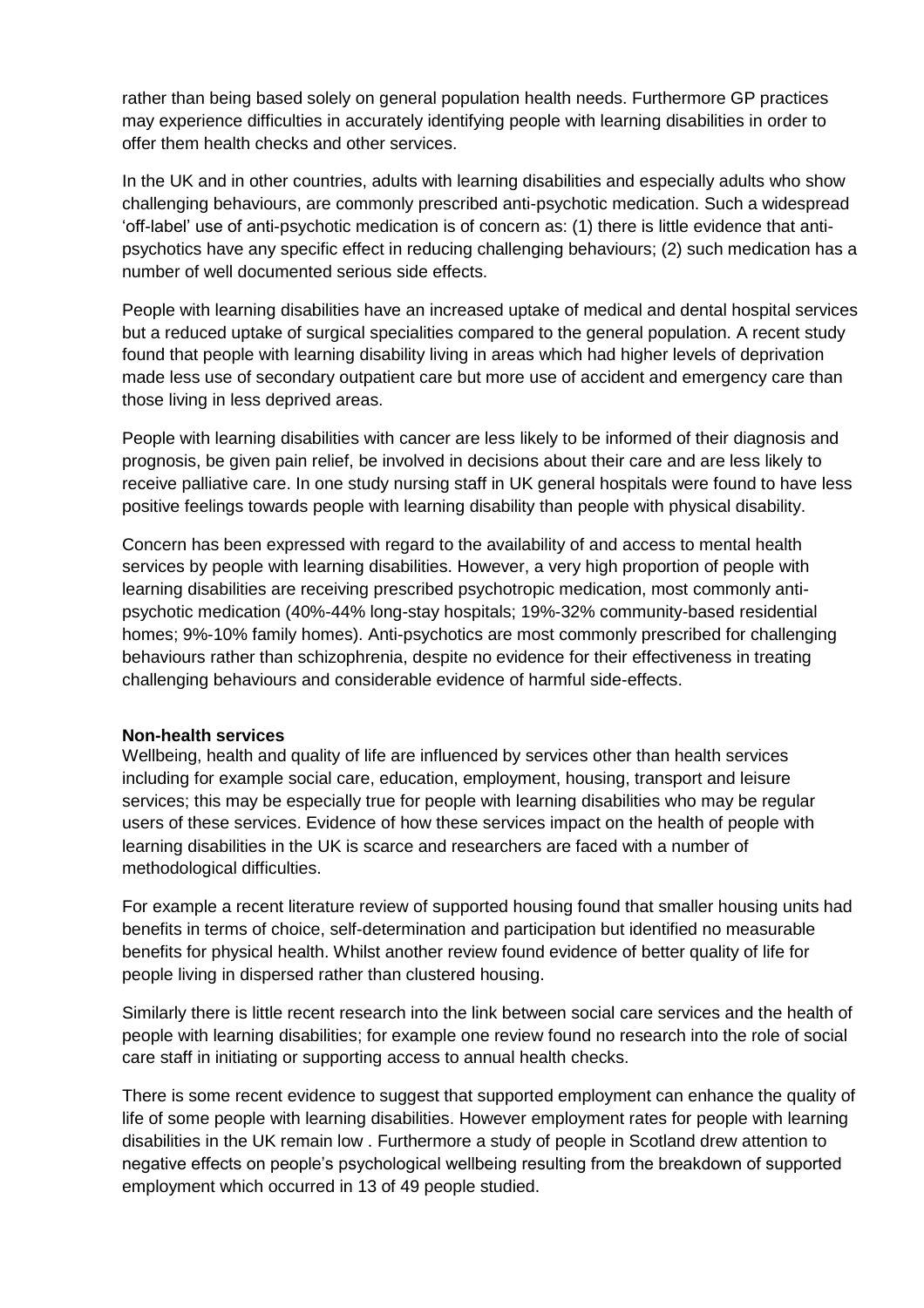rather than being based solely on general population health needs. Furthermore GP practices may experience difficulties in accurately identifying people with learning disabilities in order to offer them health checks and other services.

In the UK and in other countries, adults with learning disabilities and especially adults who show challenging behaviours, are commonly prescribed anti-psychotic medication. Such a widespread 'off-label' use of anti-psychotic medication is of concern as: (1) there is little evidence that anti-psychotics have any specific effect in reducing challenging behaviours; (2) such medication has a number of well documented serious side effects.

People with learning disabilities have an increased uptake of medical and dental hospital services but a reduced uptake of surgical specialities compared to the general population. A recent study found that people with learning disability living in areas which had higher levels of deprivation made less use of secondary outpatient care but more use of accident and emergency care than those living in less deprived areas.

People with learning disabilities with cancer are less likely to be informed of their diagnosis and prognosis, be given pain relief, be involved in decisions about their care and are less likely to receive palliative care. In one study nursing staff in UK general hospitals were found to have less positive feelings towards people with learning disability than people with physical disability.

Concern has been expressed with regard to the availability of and access to mental health services by people with learning disabilities. However, a very high proportion of people with learning disabilities are receiving prescribed psychotropic medication, most commonly anti-psychotic medication (40%-44% long-stay hospitals; 19%-32% community-based residential homes; 9%-10% family homes). Anti-psychotics are most commonly prescribed for challenging behaviours rather than schizophrenia, despite no evidence for their effectiveness in treating challenging behaviours and considerable evidence of harmful side-effects.

**Non-health services**

Wellbeing, health and quality of life are influenced by services other than health services including for example social care, education, employment, housing, transport and leisure services; this may be especially true for people with learning disabilities who may be regular users of these services. Evidence of how these services impact on the health of people with learning disabilities in the UK is scarce and researchers are faced with a number of methodological difficulties.

For example a recent literature review of supported housing found that smaller housing units had benefits in terms of choice, self-determination and participation but identified no measurable benefits for physical health. Whilst another review found evidence of better quality of life for people living in dispersed rather than clustered housing.

Similarly there is little recent research into the link between social care services and the health of people with learning disabilities; for example one review found no research into the role of social care staff in initiating or supporting access to annual health checks.

There is some recent evidence to suggest that supported employment can enhance the quality of life of some people with learning disabilities. However employment rates for people with learning disabilities in the UK remain low . Furthermore a study of people in Scotland drew attention to negative effects on people's psychological wellbeing resulting from the breakdown of supported employment which occurred in 13 of 49 people studied.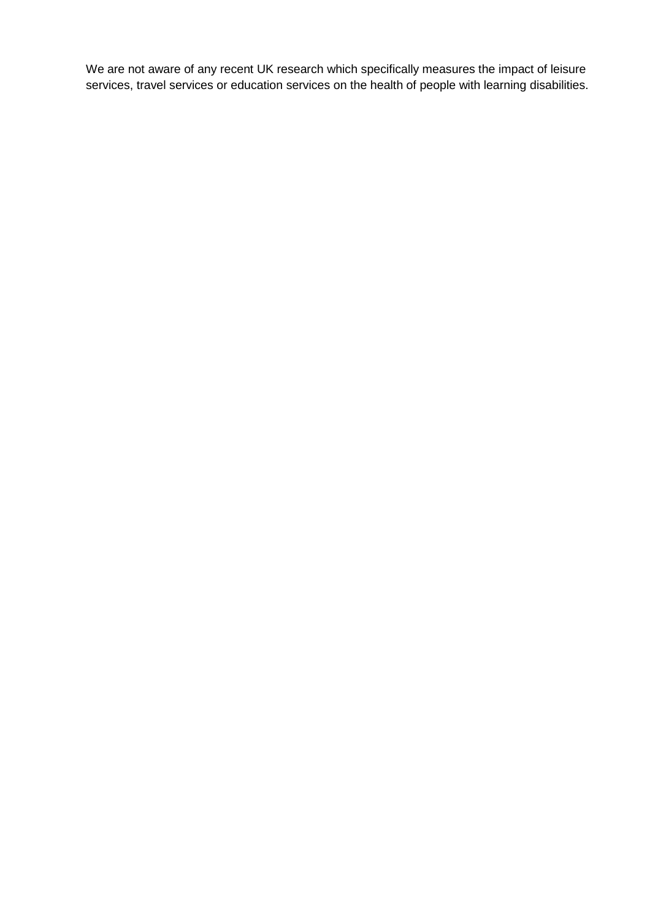We are not aware of any recent UK research which specifically measures the impact of leisure services, travel services or education services on the health of people with learning disabilities.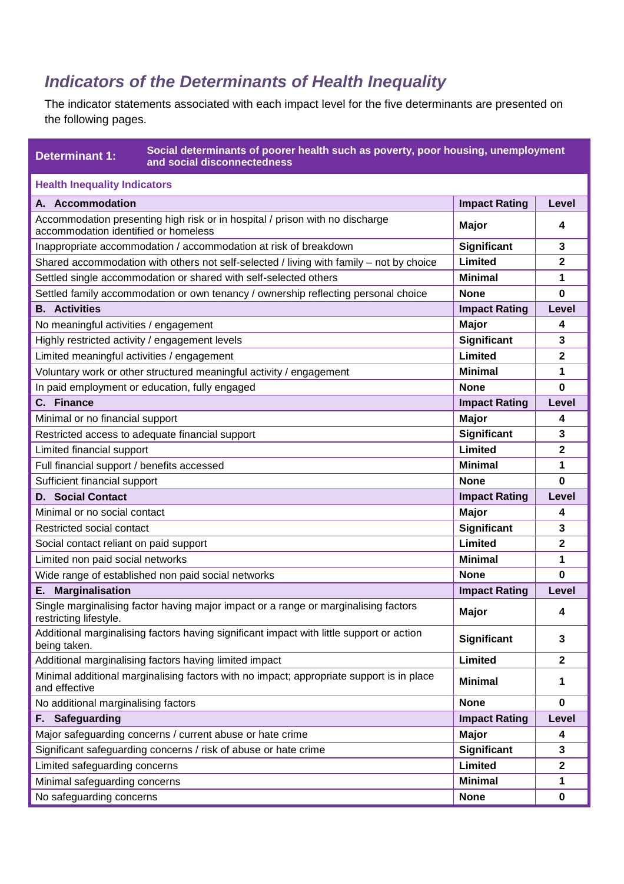## *Indicators of the Determinants of Health Inequality*

The indicator statements associated with each impact level for the five determinants are presented on the following pages.

| **Determinant 1:** | **Social determinants of poorer health such as poverty, poor housing, unemployment and social disconnectedness** | |
|---|---|---|
| **Health Inequality Indicators** | | |
| **A. Accommodation** | **Impact Rating** | **Level** |
| Accommodation presenting high risk or in hospital / prison with no discharge accommodation identified or homeless | **Major** | **4** |
| Inappropriate accommodation / accommodation at risk of breakdown | **Significant** | **3** |
| Shared accommodation with others not self-selected / living with family – not by choice | **Limited** | **2** |
| Settled single accommodation or shared with self-selected others | **Minimal** | **1** |
| Settled family accommodation or own tenancy / ownership reflecting personal choice | **None** | **0** |
| **B. Activities** | **Impact Rating** | **Level** |
| No meaningful activities / engagement | **Major** | **4** |
| Highly restricted activity / engagement levels | **Significant** | **3** |
| Limited meaningful activities / engagement | **Limited** | **2** |
| Voluntary work or other structured meaningful activity / engagement | **Minimal** | **1** |
| In paid employment or education, fully engaged | **None** | **0** |
| **C. Finance** | **Impact Rating** | **Level** |
| Minimal or no financial support | **Major** | **4** |
| Restricted access to adequate financial support | **Significant** | **3** |
| Limited financial support | **Limited** | **2** |
| Full financial support / benefits accessed | **Minimal** | **1** |
| Sufficient financial support | **None** | **0** |
| **D. Social Contact** | **Impact Rating** | **Level** |
| Minimal or no social contact | **Major** | **4** |
| Restricted social contact | **Significant** | **3** |
| Social contact reliant on paid support | **Limited** | **2** |
| Limited non paid social networks | **Minimal** | **1** |
| Wide range of established non paid social networks | **None** | **0** |
| **E. Marginalisation** | **Impact Rating** | **Level** |
| Single marginalising factor having major impact or a range or marginalising factors restricting lifestyle. | **Major** | **4** |
| Additional marginalising factors having significant impact with little support or action being taken. | **Significant** | **3** |
| Additional marginalising factors having limited impact | **Limited** | **2** |
| Minimal additional marginalising factors with no impact; appropriate support is in place and effective | **Minimal** | **1** |
| No additional marginalising factors | **None** | **0** |
| **F. Safeguarding** | **Impact Rating** | **Level** |
| Major safeguarding concerns / current abuse or hate crime | **Major** | **4** |
| Significant safeguarding concerns / risk of abuse or hate crime | **Significant** | **3** |
| Limited safeguarding concerns | **Limited** | **2** |
| Minimal safeguarding concerns | **Minimal** | **1** |
| No safeguarding concerns | **None** | **0** |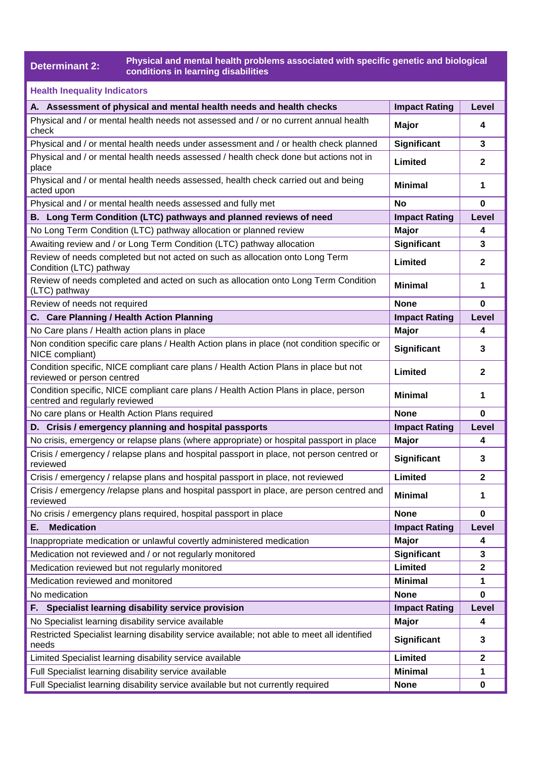| **Determinant 2:** | **Physical and mental health problems associated with specific genetic and biological conditions in learning disabilities** | |
|---|---|---|
| **Health Inequality Indicators** | | |
| **A. Assessment of physical and mental health needs and health checks** | **Impact Rating** | **Level** |
| Physical and / or mental health needs not assessed and / or no current annual health check | **Major** | **4** |
| Physical and / or mental health needs under assessment and / or health check planned | **Significant** | **3** |
| Physical and / or mental health needs assessed / health check done but actions not in place | **Limited** | **2** |
| Physical and / or mental health needs assessed, health check carried out and being acted upon | **Minimal** | **1** |
| Physical and / or mental health needs assessed and fully met | **No** | **0** |
| **B. Long Term Condition (LTC) pathways and planned reviews of need** | **Impact Rating** | **Level** |
| No Long Term Condition (LTC) pathway allocation or planned review | **Major** | **4** |
| Awaiting review and / or Long Term Condition (LTC) pathway allocation | **Significant** | **3** |
| Review of needs completed but not acted on such as allocation onto Long Term Condition (LTC) pathway | **Limited** | **2** |
| Review of needs completed and acted on such as allocation onto Long Term Condition (LTC) pathway | **Minimal** | **1** |
| Review of needs not required | **None** | **0** |
| **C. Care Planning / Health Action Planning** | **Impact Rating** | **Level** |
| No Care plans / Health action plans in place | **Major** | **4** |
| Non condition specific care plans / Health Action plans in place (not condition specific or NICE compliant) | **Significant** | **3** |
| Condition specific, NICE compliant care plans / Health Action Plans in place but not reviewed or person centred | **Limited** | **2** |
| Condition specific, NICE compliant care plans / Health Action Plans in place, person centred and regularly reviewed | **Minimal** | **1** |
| No care plans or Health Action Plans required | **None** | **0** |
| **D. Crisis / emergency planning and hospital passports** | **Impact Rating** | **Level** |
| No crisis, emergency or relapse plans (where appropriate) or hospital passport in place | **Major** | **4** |
| Crisis / emergency / relapse plans and hospital passport in place, not person centred or reviewed | **Significant** | **3** |
| Crisis / emergency / relapse plans and hospital passport in place, not reviewed | **Limited** | **2** |
| Crisis / emergency /relapse plans and hospital passport in place, are person centred and reviewed | **Minimal** | **1** |
| No crisis / emergency plans required, hospital passport in place | **None** | **0** |
| **E. Medication** | **Impact Rating** | **Level** |
| Inappropriate medication or unlawful covertly administered medication | **Major** | **4** |
| Medication not reviewed and / or not regularly monitored | **Significant** | **3** |
| Medication reviewed but not regularly monitored | **Limited** | **2** |
| Medication reviewed and monitored | **Minimal** | **1** |
| No medication | **None** | **0** |
| **F. Specialist learning disability service provision** | **Impact Rating** | **Level** |
| No Specialist learning disability service available | **Major** | **4** |
| Restricted Specialist learning disability service available; not able to meet all identified needs | **Significant** | **3** |
| Limited Specialist learning disability service available | **Limited** | **2** |
| Full Specialist learning disability service available | **Minimal** | **1** |
| Full Specialist learning disability service available but not currently required | **None** | **0** |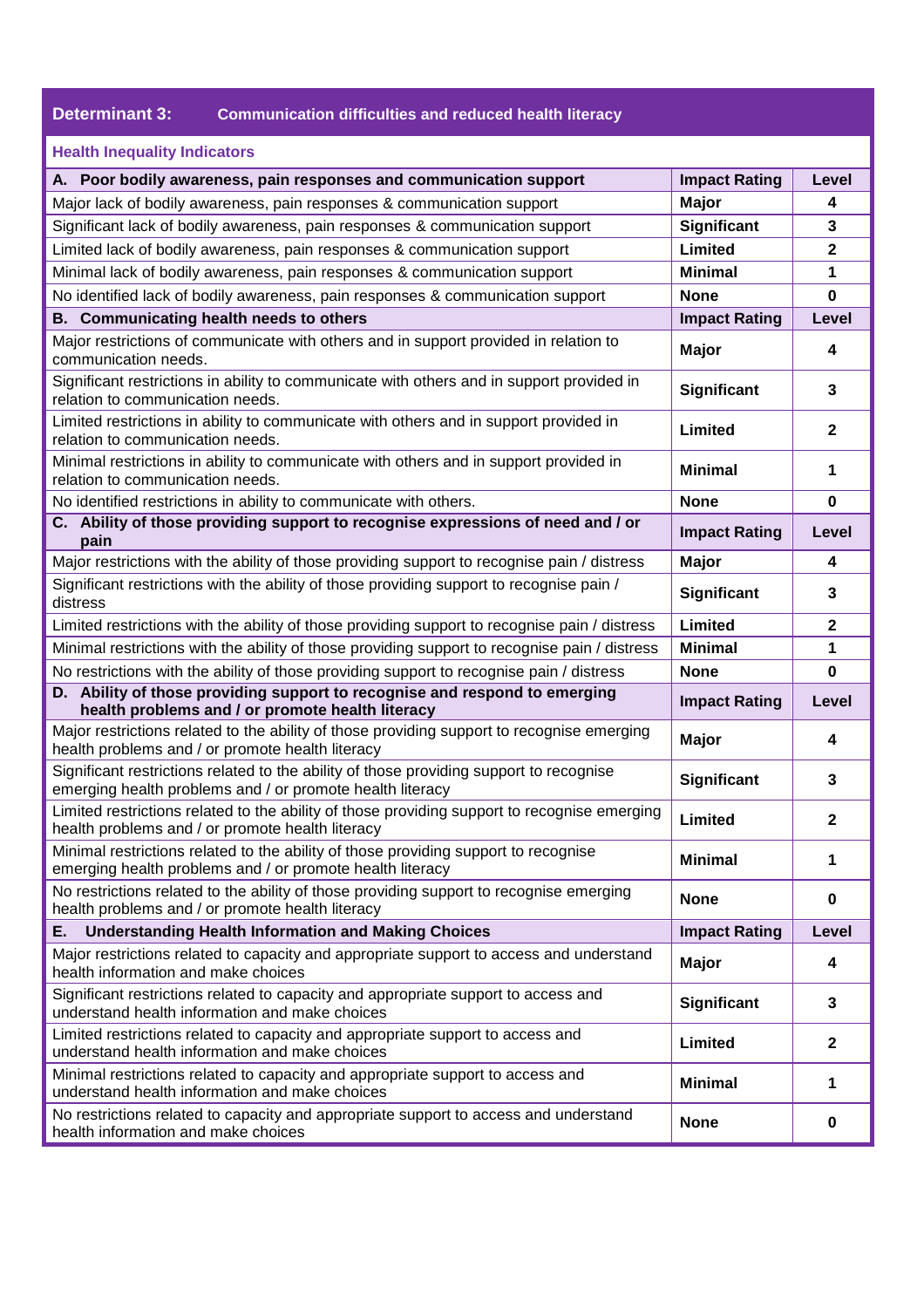## Determinant 3: Communication difficulties and reduced health literacy

### Health Inequality Indicators

| A. Poor bodily awareness, pain responses and communication support | Impact Rating | Level |
|---|---|---|
| Major lack of bodily awareness, pain responses & communication support | **Major** | **4** |
| Significant lack of bodily awareness, pain responses & communication support | **Significant** | **3** |
| Limited lack of bodily awareness, pain responses & communication support | **Limited** | **2** |
| Minimal lack of bodily awareness, pain responses & communication support | **Minimal** | **1** |
| No identified lack of bodily awareness, pain responses & communication support | **None** | **0** |
| **B. Communicating health needs to others** | **Impact Rating** | **Level** |
| Major restrictions of communicate with others and in support provided in relation to communication needs. | **Major** | **4** |
| Significant restrictions in ability to communicate with others and in support provided in relation to communication needs. | **Significant** | **3** |
| Limited restrictions in ability to communicate with others and in support provided in relation to communication needs. | **Limited** | **2** |
| Minimal restrictions in ability to communicate with others and in support provided in relation to communication needs. | **Minimal** | **1** |
| No identified restrictions in ability to communicate with others. | **None** | **0** |
| **C. Ability of those providing support to recognise expressions of need and / or pain** | **Impact Rating** | **Level** |
| Major restrictions with the ability of those providing support to recognise pain / distress | **Major** | **4** |
| Significant restrictions with the ability of those providing support to recognise pain / distress | **Significant** | **3** |
| Limited restrictions with the ability of those providing support to recognise pain / distress | **Limited** | **2** |
| Minimal restrictions with the ability of those providing support to recognise pain / distress | **Minimal** | **1** |
| No restrictions with the ability of those providing support to recognise pain / distress | **None** | **0** |
| **D. Ability of those providing support to recognise and respond to emerging health problems and / or promote health literacy** | **Impact Rating** | **Level** |
| Major restrictions related to the ability of those providing support to recognise emerging health problems and / or promote health literacy | **Major** | **4** |
| Significant restrictions related to the ability of those providing support to recognise emerging health problems and / or promote health literacy | **Significant** | **3** |
| Limited restrictions related to the ability of those providing support to recognise emerging health problems and / or promote health literacy | **Limited** | **2** |
| Minimal restrictions related to the ability of those providing support to recognise emerging health problems and / or promote health literacy | **Minimal** | **1** |
| No restrictions related to the ability of those providing support to recognise emerging health problems and / or promote health literacy | **None** | **0** |
| **E. Understanding Health Information and Making Choices** | **Impact Rating** | **Level** |
| Major restrictions related to capacity and appropriate support to access and understand health information and make choices | **Major** | **4** |
| Significant restrictions related to capacity and appropriate support to access and understand health information and make choices | **Significant** | **3** |
| Limited restrictions related to capacity and appropriate support to access and understand health information and make choices | **Limited** | **2** |
| Minimal restrictions related to capacity and appropriate support to access and understand health information and make choices | **Minimal** | **1** |
| No restrictions related to capacity and appropriate support to access and understand health information and make choices | **None** | **0** |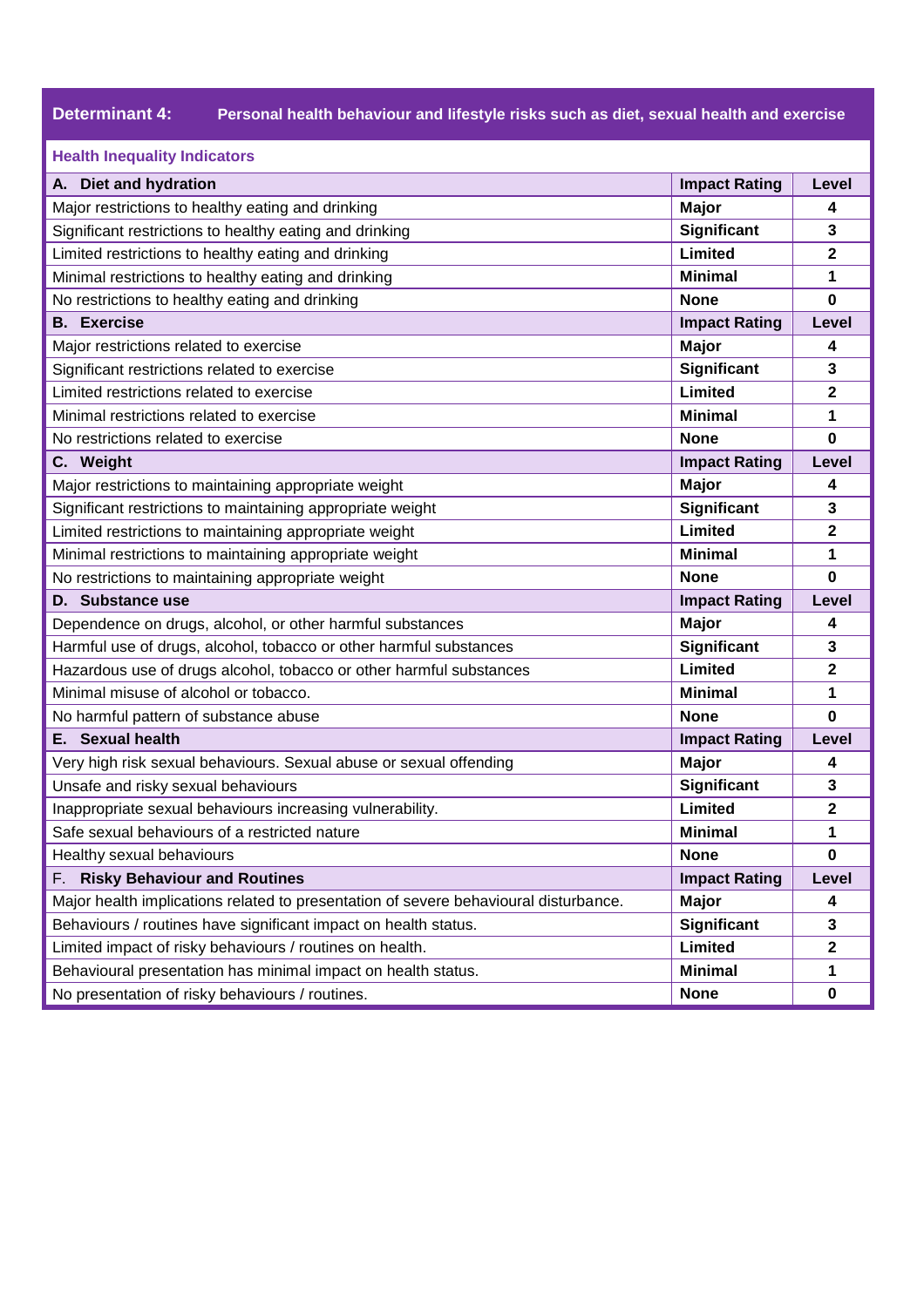## Determinant 4: Personal health behaviour and lifestyle risks such as diet, sexual health and exercise

### Health Inequality Indicators

| A. Diet and hydration | Impact Rating | Level |
|---|---|---|
| Major restrictions to healthy eating and drinking | **Major** | **4** |
| Significant restrictions to healthy eating and drinking | **Significant** | **3** |
| Limited restrictions to healthy eating and drinking | **Limited** | **2** |
| Minimal restrictions to healthy eating and drinking | **Minimal** | **1** |
| No restrictions to healthy eating and drinking | **None** | **0** |
| **B. Exercise** | **Impact Rating** | **Level** |
| Major restrictions related to exercise | **Major** | **4** |
| Significant restrictions related to exercise | **Significant** | **3** |
| Limited restrictions related to exercise | **Limited** | **2** |
| Minimal restrictions related to exercise | **Minimal** | **1** |
| No restrictions related to exercise | **None** | **0** |
| **C. Weight** | **Impact Rating** | **Level** |
| Major restrictions to maintaining appropriate weight | **Major** | **4** |
| Significant restrictions to maintaining appropriate weight | **Significant** | **3** |
| Limited restrictions to maintaining appropriate weight | **Limited** | **2** |
| Minimal restrictions to maintaining appropriate weight | **Minimal** | **1** |
| No restrictions to maintaining appropriate weight | **None** | **0** |
| **D. Substance use** | **Impact Rating** | **Level** |
| Dependence on drugs, alcohol, or other harmful substances | **Major** | **4** |
| Harmful use of drugs, alcohol, tobacco or other harmful substances | **Significant** | **3** |
| Hazardous use of drugs alcohol, tobacco or other harmful substances | **Limited** | **2** |
| Minimal misuse of alcohol or tobacco. | **Minimal** | **1** |
| No harmful pattern of substance abuse | **None** | **0** |
| **E. Sexual health** | **Impact Rating** | **Level** |
| Very high risk sexual behaviours. Sexual abuse or sexual offending | **Major** | **4** |
| Unsafe and risky sexual behaviours | **Significant** | **3** |
| Inappropriate sexual behaviours increasing vulnerability. | **Limited** | **2** |
| Safe sexual behaviours of a restricted nature | **Minimal** | **1** |
| Healthy sexual behaviours | **None** | **0** |
| **F. Risky Behaviour and Routines** | **Impact Rating** | **Level** |
| Major health implications related to presentation of severe behavioural disturbance. | **Major** | **4** |
| Behaviours / routines have significant impact on health status. | **Significant** | **3** |
| Limited impact of risky behaviours / routines on health. | **Limited** | **2** |
| Behavioural presentation has minimal impact on health status. | **Minimal** | **1** |
| No presentation of risky behaviours / routines. | **None** | **0** |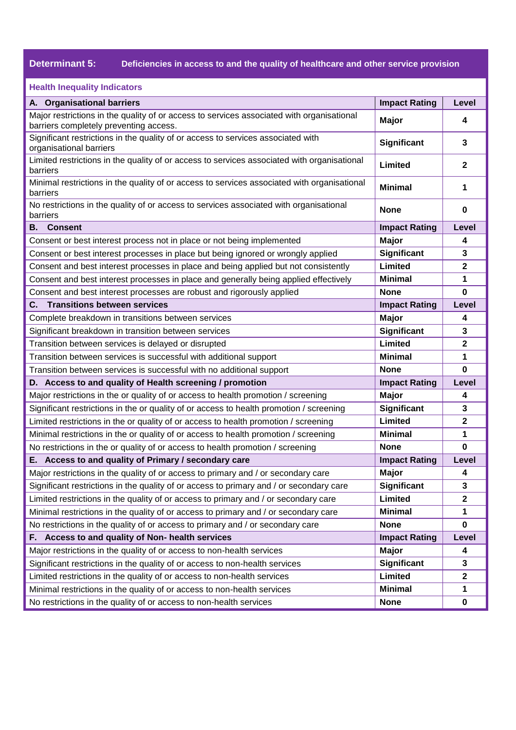| Determinant 5: Deficiencies in access to and the quality of healthcare and other service provision | | |
|---|---|---|
| **Health Inequality Indicators** | | |
| **A. Organisational barriers** | **Impact Rating** | **Level** |
| Major restrictions in the quality of or access to services associated with organisational barriers completely preventing access. | **Major** | **4** |
| Significant restrictions in the quality of or access to services associated with organisational barriers | **Significant** | **3** |
| Limited restrictions in the quality of or access to services associated with organisational barriers | **Limited** | **2** |
| Minimal restrictions in the quality of or access to services associated with organisational barriers | **Minimal** | **1** |
| No restrictions in the quality of or access to services associated with organisational barriers | **None** | **0** |
| **B. Consent** | **Impact Rating** | **Level** |
| Consent or best interest process not in place or not being implemented | **Major** | **4** |
| Consent or best interest processes in place but being ignored or wrongly applied | **Significant** | **3** |
| Consent and best interest processes in place and being applied but not consistently | **Limited** | **2** |
| Consent and best interest processes in place and generally being applied effectively | **Minimal** | **1** |
| Consent and best interest processes are robust and rigorously applied | **None** | **0** |
| **C. Transitions between services** | **Impact Rating** | **Level** |
| Complete breakdown in transitions between services | **Major** | **4** |
| Significant breakdown in transition between services | **Significant** | **3** |
| Transition between services is delayed or disrupted | **Limited** | **2** |
| Transition between services is successful with additional support | **Minimal** | **1** |
| Transition between services is successful with no additional support | **None** | **0** |
| **D. Access to and quality of Health screening / promotion** | **Impact Rating** | **Level** |
| Major restrictions in the or quality of or access to health promotion / screening | **Major** | **4** |
| Significant restrictions in the or quality of or access to health promotion / screening | **Significant** | **3** |
| Limited restrictions in the or quality of or access to health promotion / screening | **Limited** | **2** |
| Minimal restrictions in the or quality of or access to health promotion / screening | **Minimal** | **1** |
| No restrictions in the or quality of or access to health promotion / screening | **None** | **0** |
| **E. Access to and quality of Primary / secondary care** | **Impact Rating** | **Level** |
| Major restrictions in the quality of or access to primary and / or secondary care | **Major** | **4** |
| Significant restrictions in the quality of or access to primary and / or secondary care | **Significant** | **3** |
| Limited restrictions in the quality of or access to primary and / or secondary care | **Limited** | **2** |
| Minimal restrictions in the quality of or access to primary and / or secondary care | **Minimal** | **1** |
| No restrictions in the quality of or access to primary and / or secondary care | **None** | **0** |
| **F. Access to and quality of Non- health services** | **Impact Rating** | **Level** |
| Major restrictions in the quality of or access to non-health services | **Major** | **4** |
| Significant restrictions in the quality of or access to non-health services | **Significant** | **3** |
| Limited restrictions in the quality of or access to non-health services | **Limited** | **2** |
| Minimal restrictions in the quality of or access to non-health services | **Minimal** | **1** |
| No restrictions in the quality of or access to non-health services | **None** | **0** |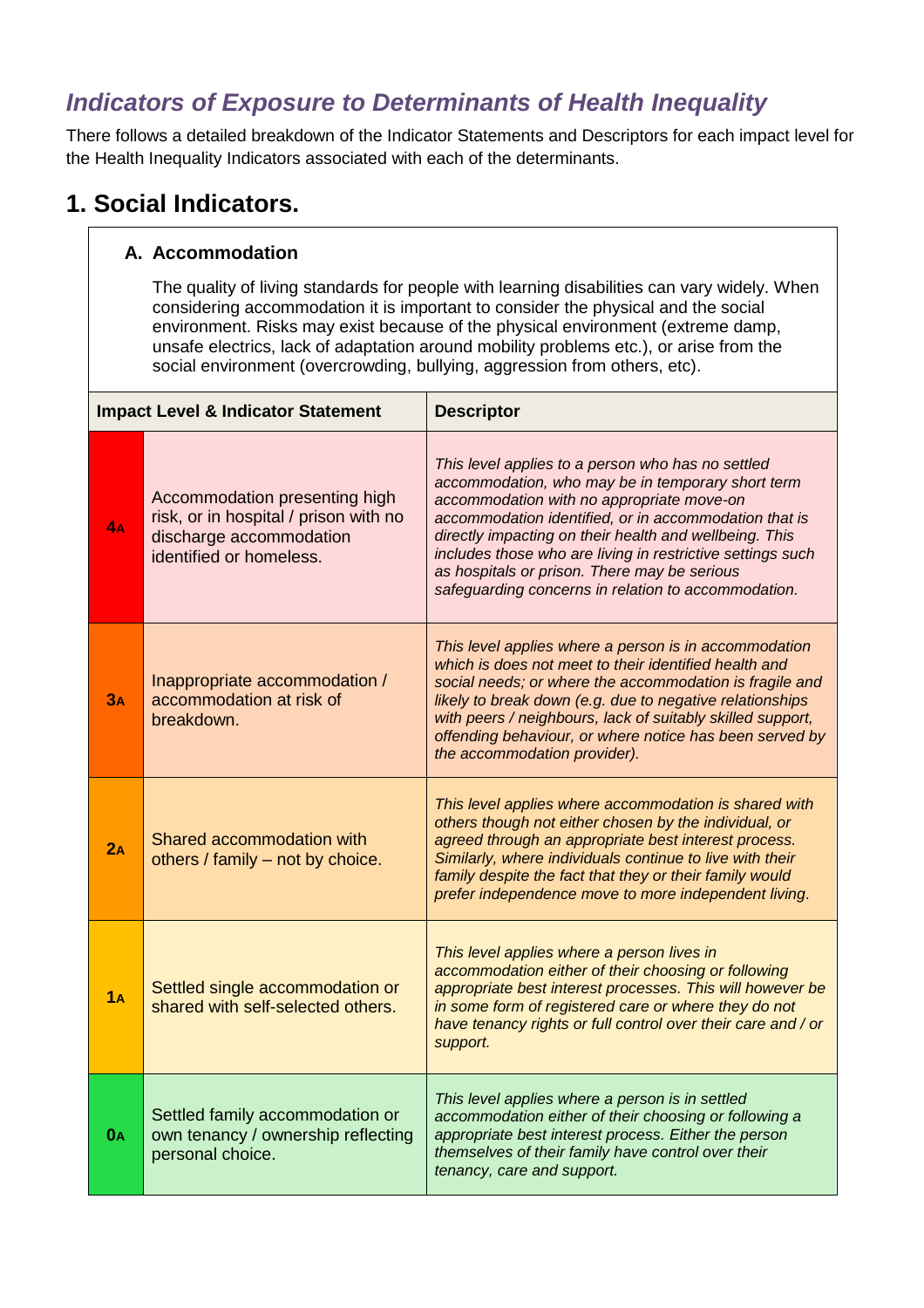## *Indicators of Exposure to Determinants of Health Inequality*

There follows a detailed breakdown of the Indicator Statements and Descriptors for each impact level for the Health Inequality Indicators associated with each of the determinants.

# 1. Social Indicators.

### A. Accommodation

The quality of living standards for people with learning disabilities can vary widely. When considering accommodation it is important to consider the physical and the social environment. Risks may exist because of the physical environment (extreme damp, unsafe electrics, lack of adaptation around mobility problems etc.), or arise from the social environment (overcrowding, bullying, aggression from others, etc).

| Impact Level & Indicator Statement | | Descriptor |
|---|---|---|
| **4A** | Accommodation presenting high risk, or in hospital / prison with no discharge accommodation identified or homeless. | *This level applies to a person who has no settled accommodation, who may be in temporary short term accommodation with no appropriate move-on accommodation identified, or in accommodation that is directly impacting on their health and wellbeing. This includes those who are living in restrictive settings such as hospitals or prison. There may be serious safeguarding concerns in relation to accommodation.* |
| **3A** | Inappropriate accommodation / accommodation at risk of breakdown. | *This level applies where a person is in accommodation which is does not meet to their identified health and social needs; or where the accommodation is fragile and likely to break down (e.g. due to negative relationships with peers / neighbours, lack of suitably skilled support, offending behaviour, or where notice has been served by the accommodation provider).* |
| **2A** | Shared accommodation with others / family – not by choice. | *This level applies where accommodation is shared with others though not either chosen by the individual, or agreed through an appropriate best interest process. Similarly, where individuals continue to live with their family despite the fact that they or their family would prefer independence move to more independent living.* |
| **1A** | Settled single accommodation or shared with self-selected others. | *This level applies where a person lives in accommodation either of their choosing or following appropriate best interest processes. This will however be in some form of registered care or where they do not have tenancy rights or full control over their care and / or support.* |
| **0A** | Settled family accommodation or own tenancy / ownership reflecting personal choice. | *This level applies where a person is in settled accommodation either of their choosing or following a appropriate best interest process. Either the person themselves of their family have control over their tenancy, care and support.* |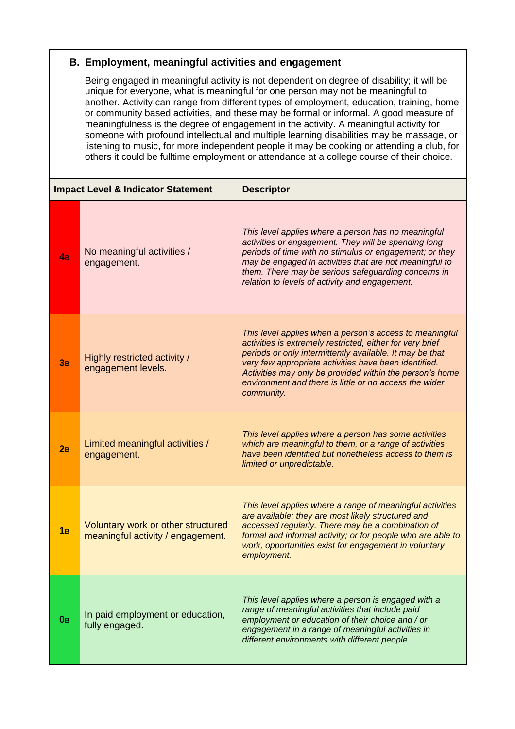## B. Employment, meaningful activities and engagement

Being engaged in meaningful activity is not dependent on degree of disability; it will be unique for everyone, what is meaningful for one person may not be meaningful to another. Activity can range from different types of employment, education, training, home or community based activities, and these may be formal or informal. A good measure of meaningfulness is the degree of engagement in the activity. A meaningful activity for someone with profound intellectual and multiple learning disabilities may be massage, or listening to music, for more independent people it may be cooking or attending a club, for others it could be fulltime employment or attendance at a college course of their choice.

| Impact Level | Indicator Statement | Descriptor |
|---|---|---|
| **4B** | No meaningful activities / engagement. | *This level applies where a person has no meaningful activities or engagement. They will be spending long periods of time with no stimulus or engagement; or they may be engaged in activities that are not meaningful to them. There may be serious safeguarding concerns in relation to levels of activity and engagement.* |
| **3B** | Highly restricted activity / engagement levels. | *This level applies when a person's access to meaningful activities is extremely restricted, either for very brief periods or only intermittently available. It may be that very few appropriate activities have been identified. Activities may only be provided within the person's home environment and there is little or no access the wider community.* |
| **2B** | Limited meaningful activities / engagement. | *This level applies where a person has some activities which are meaningful to them, or a range of activities have been identified but nonetheless access to them is limited or unpredictable.* |
| **1B** | Voluntary work or other structured meaningful activity / engagement. | *This level applies where a range of meaningful activities are available; they are most likely structured and accessed regularly. There may be a combination of formal and informal activity; or for people who are able to work, opportunities exist for engagement in voluntary employment.* |
| **0B** | In paid employment or education, fully engaged. | *This level applies where a person is engaged with a range of meaningful activities that include paid employment or education of their choice and / or engagement in a range of meaningful activities in different environments with different people.* |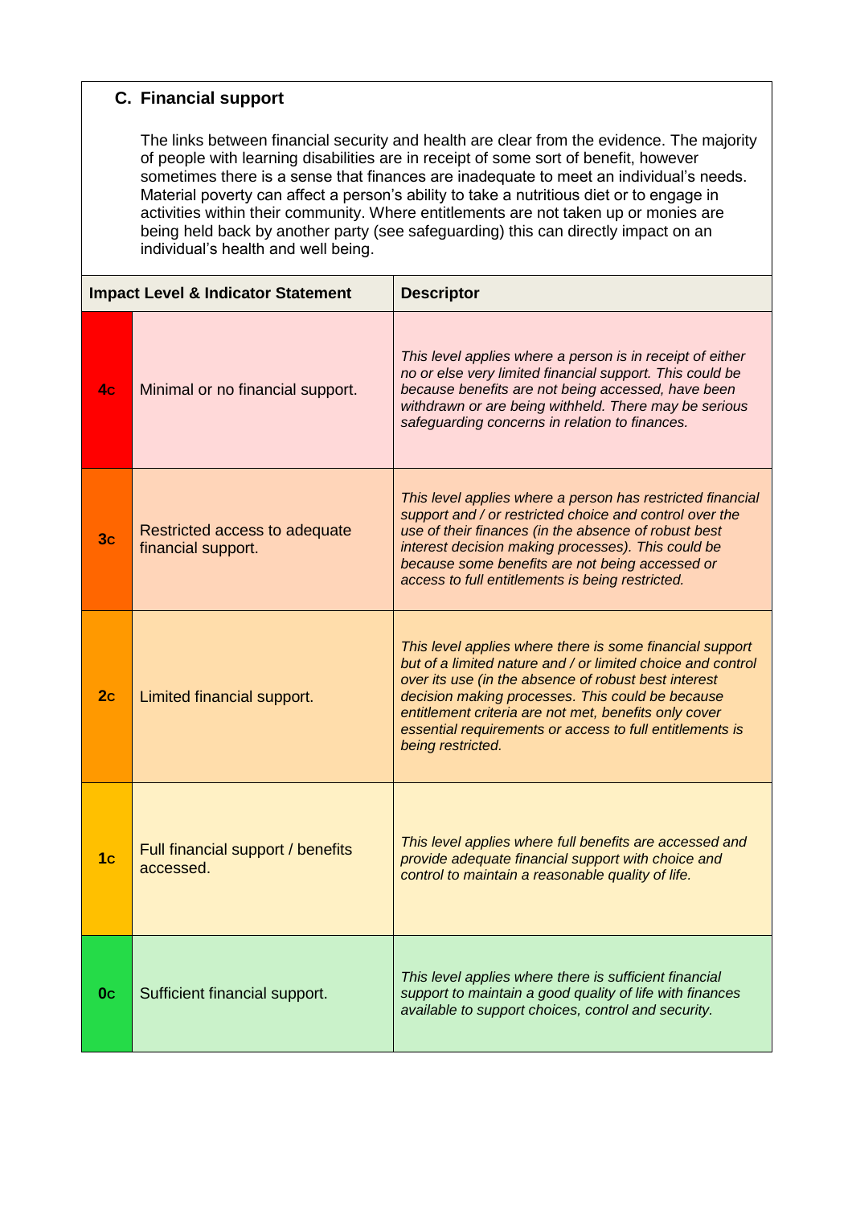### C. Financial support

The links between financial security and health are clear from the evidence. The majority of people with learning disabilities are in receipt of some sort of benefit, however sometimes there is a sense that finances are inadequate to meet an individual's needs. Material poverty can affect a person's ability to take a nutritious diet or to engage in activities within their community. Where entitlements are not taken up or monies are being held back by another party (see safeguarding) this can directly impact on an individual's health and well being.

| Impact Level & Indicator Statement | | Descriptor |
|---|---|---|
| 4c | Minimal or no financial support. | *This level applies where a person is in receipt of either no or else very limited financial support. This could be because benefits are not being accessed, have been withdrawn or are being withheld. There may be serious safeguarding concerns in relation to finances.* |
| 3c | Restricted access to adequate financial support. | *This level applies where a person has restricted financial support and / or restricted choice and control over the use of their finances (in the absence of robust best interest decision making processes). This could be because some benefits are not being accessed or access to full entitlements is being restricted.* |
| 2c | Limited financial support. | *This level applies where there is some financial support but of a limited nature and / or limited choice and control over its use (in the absence of robust best interest decision making processes. This could be because entitlement criteria are not met, benefits only cover essential requirements or access to full entitlements is being restricted.* |
| 1c | Full financial support / benefits accessed. | *This level applies where full benefits are accessed and provide adequate financial support with choice and control to maintain a reasonable quality of life.* |
| 0c | Sufficient financial support. | *This level applies where there is sufficient financial support to maintain a good quality of life with finances available to support choices, control and security.* |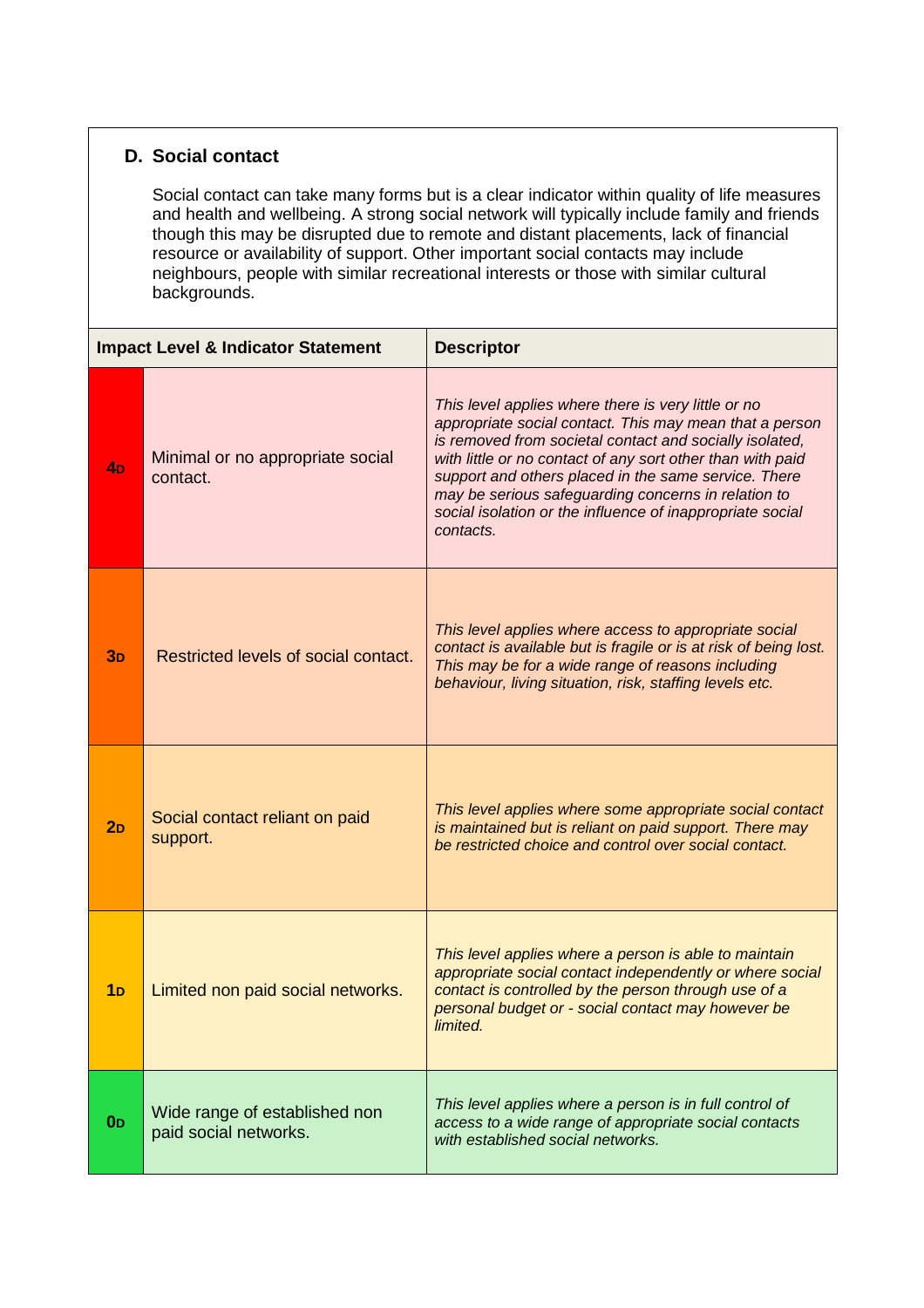### D. Social contact

Social contact can take many forms but is a clear indicator within quality of life measures and health and wellbeing. A strong social network will typically include family and friends though this may be disrupted due to remote and distant placements, lack of financial resource or availability of support. Other important social contacts may include neighbours, people with similar recreational interests or those with similar cultural backgrounds.

| Impact Level & Indicator Statement | | Descriptor |
|---|---|---|
| **4D** | Minimal or no appropriate social contact. | *This level applies where there is very little or no appropriate social contact. This may mean that a person is removed from societal contact and socially isolated, with little or no contact of any sort other than with paid support and others placed in the same service. There may be serious safeguarding concerns in relation to social isolation or the influence of inappropriate social contacts.* |
| **3D** | Restricted levels of social contact. | *This level applies where access to appropriate social contact is available but is fragile or is at risk of being lost. This may be for a wide range of reasons including behaviour, living situation, risk, staffing levels etc.* |
| **2D** | Social contact reliant on paid support. | *This level applies where some appropriate social contact is maintained but is reliant on paid support. There may be restricted choice and control over social contact.* |
| **1D** | Limited non paid social networks. | *This level applies where a person is able to maintain appropriate social contact independently or where social contact is controlled by the person through use of a personal budget or - social contact may however be limited.* |
| **0D** | Wide range of established non paid social networks. | *This level applies where a person is in full control of access to a wide range of appropriate social contacts with established social networks.* |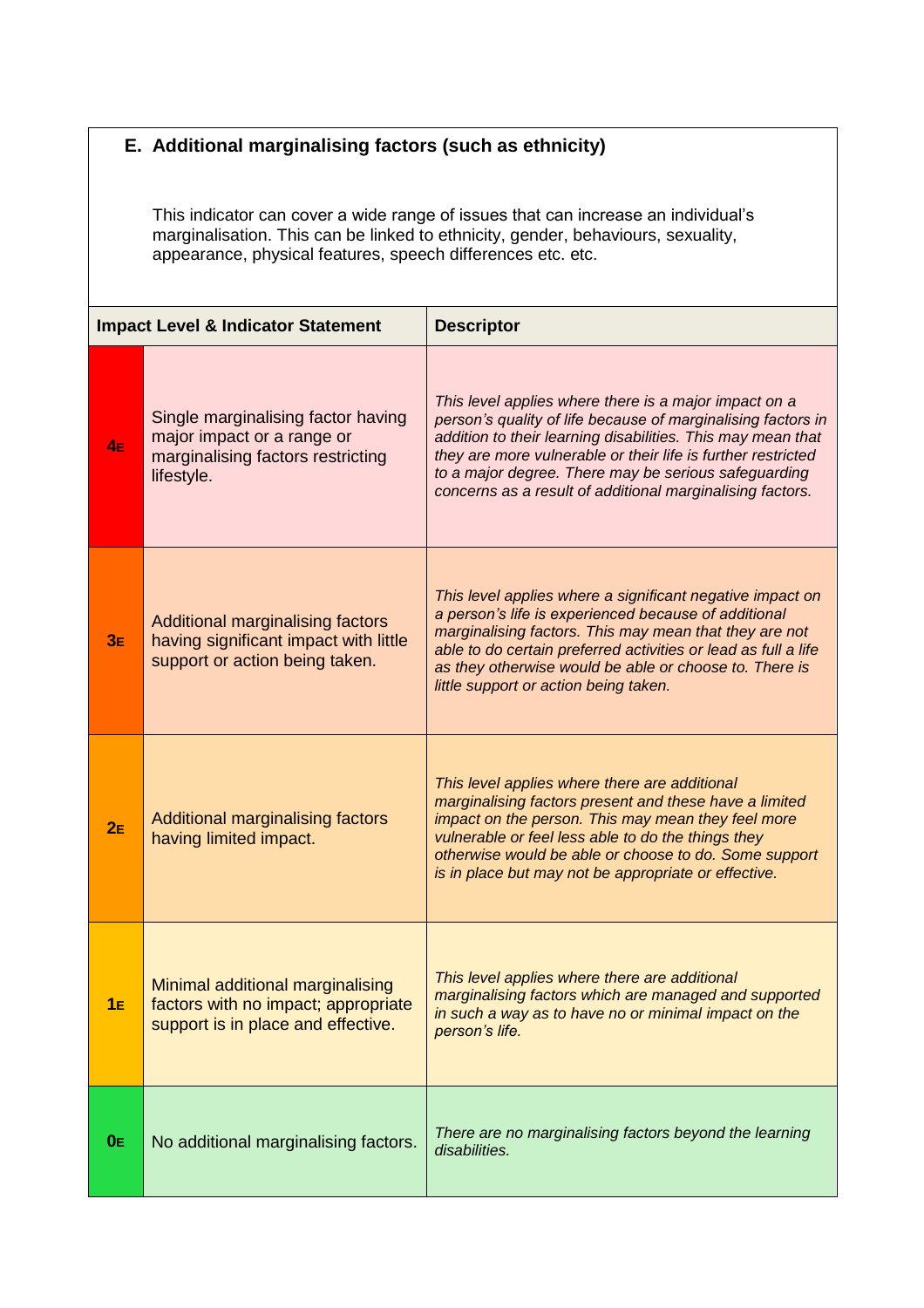## E. Additional marginalising factors (such as ethnicity)

This indicator can cover a wide range of issues that can increase an individual's marginalisation. This can be linked to ethnicity, gender, behaviours, sexuality, appearance, physical features, speech differences etc. etc.

| Impact Level & Indicator Statement | | Descriptor |
|---|---|---|
| **4E** | Single marginalising factor having major impact or a range or marginalising factors restricting lifestyle. | *This level applies where there is a major impact on a person's quality of life because of marginalising factors in addition to their learning disabilities. This may mean that they are more vulnerable or their life is further restricted to a major degree. There may be serious safeguarding concerns as a result of additional marginalising factors.* |
| **3E** | Additional marginalising factors having significant impact with little support or action being taken. | *This level applies where a significant negative impact on a person's life is experienced because of additional marginalising factors. This may mean that they are not able to do certain preferred activities or lead as full a life as they otherwise would be able or choose to. There is little support or action being taken.* |
| **2E** | Additional marginalising factors having limited impact. | *This level applies where there are additional marginalising factors present and these have a limited impact on the person. This may mean they feel more vulnerable or feel less able to do the things they otherwise would be able or choose to do. Some support is in place but may not be appropriate or effective.* |
| **1E** | Minimal additional marginalising factors with no impact; appropriate support is in place and effective. | *This level applies where there are additional marginalising factors which are managed and supported in such a way as to have no or minimal impact on the person's life.* |
| **0E** | No additional marginalising factors. | *There are no marginalising factors beyond the learning disabilities.* |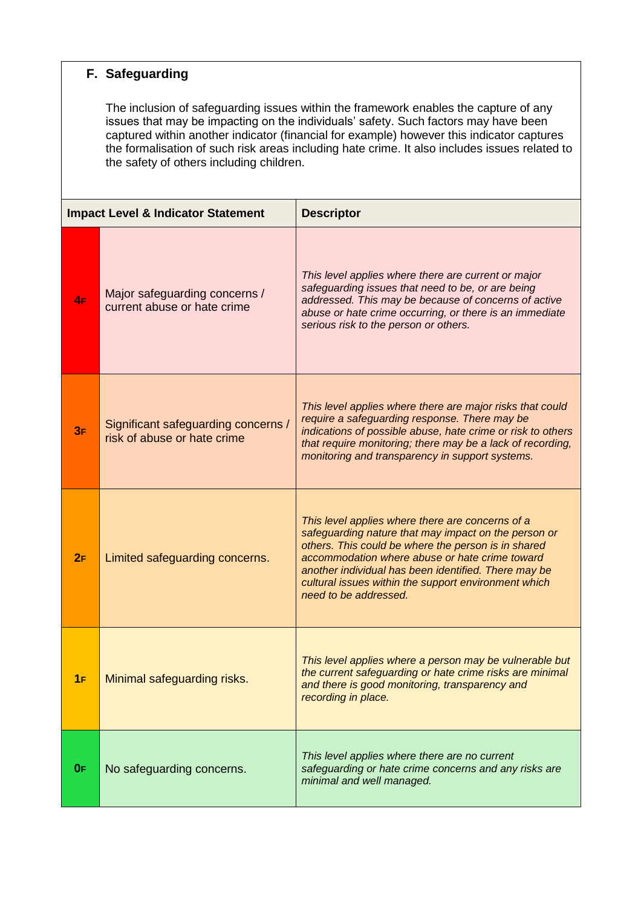## F. Safeguarding

The inclusion of safeguarding issues within the framework enables the capture of any issues that may be impacting on the individuals' safety. Such factors may have been captured within another indicator (financial for example) however this indicator captures the formalisation of such risk areas including hate crime. It also includes issues related to the safety of others including children.

| Impact Level & Indicator Statement | | Descriptor |
|---|---|---|
| **4F** | Major safeguarding concerns / current abuse or hate crime | *This level applies where there are current or major safeguarding issues that need to be, or are being addressed. This may be because of concerns of active abuse or hate crime occurring, or there is an immediate serious risk to the person or others.* |
| **3F** | Significant safeguarding concerns / risk of abuse or hate crime | *This level applies where there are major risks that could require a safeguarding response. There may be indications of possible abuse, hate crime or risk to others that require monitoring; there may be a lack of recording, monitoring and transparency in support systems.* |
| **2F** | Limited safeguarding concerns. | *This level applies where there are concerns of a safeguarding nature that may impact on the person or others. This could be where the person is in shared accommodation where abuse or hate crime toward another individual has been identified. There may be cultural issues within the support environment which need to be addressed.* |
| **1F** | Minimal safeguarding risks. | *This level applies where a person may be vulnerable but the current safeguarding or hate crime risks are minimal and there is good monitoring, transparency and recording in place.* |
| **0F** | No safeguarding concerns. | *This level applies where there are no current safeguarding or hate crime concerns and any risks are minimal and well managed.* |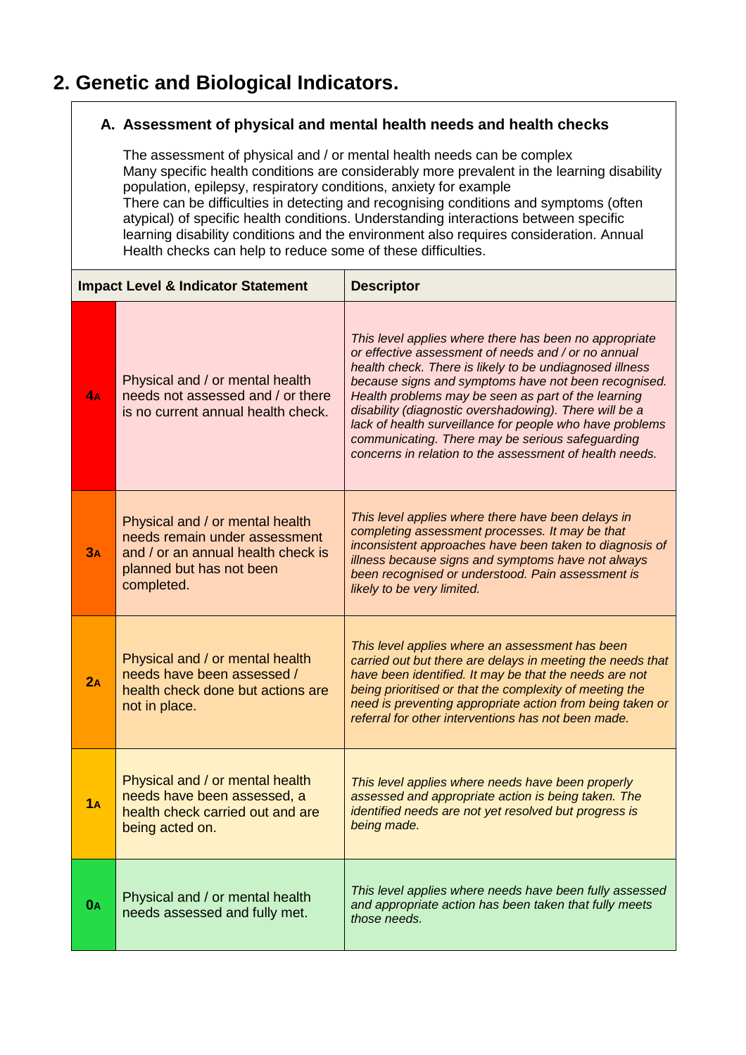## 2. Genetic and Biological Indicators.

### A. Assessment of physical and mental health needs and health checks

The assessment of physical and / or mental health needs can be complex
Many specific health conditions are considerably more prevalent in the learning disability population, epilepsy, respiratory conditions, anxiety for example
There can be difficulties in detecting and recognising conditions and symptoms (often atypical) of specific health conditions. Understanding interactions between specific learning disability conditions and the environment also requires consideration. Annual Health checks can help to reduce some of these difficulties.

| Impact Level | & Indicator Statement | Descriptor |
|---|---|---|
| **4A** | Physical and / or mental health needs not assessed and / or there is no current annual health check. | *This level applies where there has been no appropriate or effective assessment of needs and / or no annual health check. There is likely to be undiagnosed illness because signs and symptoms have not been recognised. Health problems may be seen as part of the learning disability (diagnostic overshadowing). There will be a lack of health surveillance for people who have problems communicating. There may be serious safeguarding concerns in relation to the assessment of health needs.* |
| **3A** | Physical and / or mental health needs remain under assessment and / or an annual health check is planned but has not been completed. | *This level applies where there have been delays in completing assessment processes. It may be that inconsistent approaches have been taken to diagnosis of illness because signs and symptoms have not always been recognised or understood. Pain assessment is likely to be very limited.* |
| **2A** | Physical and / or mental health needs have been assessed / health check done but actions are not in place. | *This level applies where an assessment has been carried out but there are delays in meeting the needs that have been identified. It may be that the needs are not being prioritised or that the complexity of meeting the need is preventing appropriate action from being taken or referral for other interventions has not been made.* |
| **1A** | Physical and / or mental health needs have been assessed, a health check carried out and are being acted on. | *This level applies where needs have been properly assessed and appropriate action is being taken. The identified needs are not yet resolved but progress is being made.* |
| **0A** | Physical and / or mental health needs assessed and fully met. | *This level applies where needs have been fully assessed and appropriate action has been taken that fully meets those needs.* |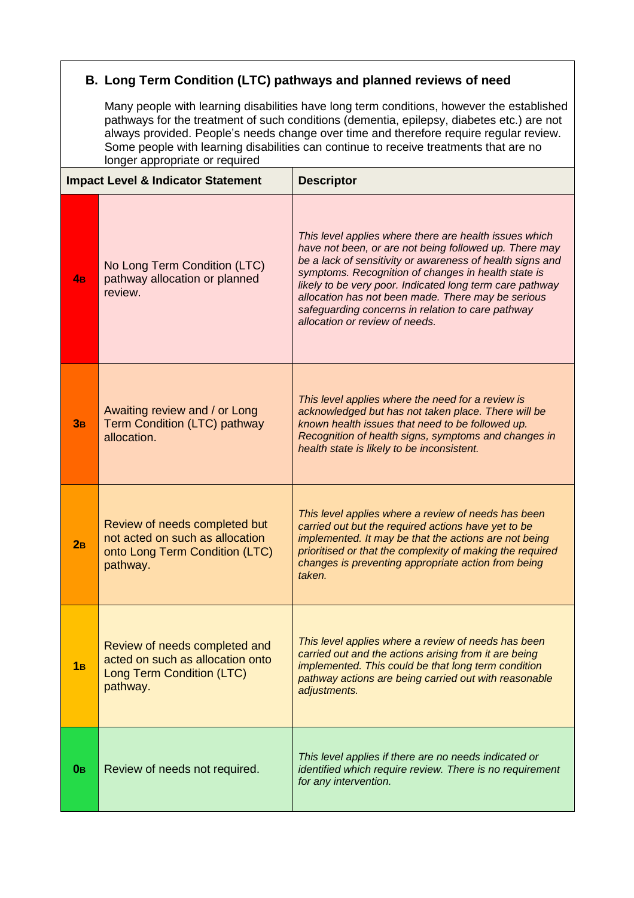## B. Long Term Condition (LTC) pathways and planned reviews of need

Many people with learning disabilities have long term conditions, however the established pathways for the treatment of such conditions (dementia, epilepsy, diabetes etc.) are not always provided. People's needs change over time and therefore require regular review. Some people with learning disabilities can continue to receive treatments that are no longer appropriate or required

| Impact Level & Indicator Statement | | Descriptor |
|---|---|---|
| **4B** | No Long Term Condition (LTC) pathway allocation or planned review. | *This level applies where there are health issues which have not been, or are not being followed up. There may be a lack of sensitivity or awareness of health signs and symptoms. Recognition of changes in health state is likely to be very poor. Indicated long term care pathway allocation has not been made. There may be serious safeguarding concerns in relation to care pathway allocation or review of needs.* |
| **3B** | Awaiting review and / or Long Term Condition (LTC) pathway allocation. | *This level applies where the need for a review is acknowledged but has not taken place. There will be known health issues that need to be followed up. Recognition of health signs, symptoms and changes in health state is likely to be inconsistent.* |
| **2B** | Review of needs completed but not acted on such as allocation onto Long Term Condition (LTC) pathway. | *This level applies where a review of needs has been carried out but the required actions have yet to be implemented. It may be that the actions are not being prioritised or that the complexity of making the required changes is preventing appropriate action from being taken.* |
| **1B** | Review of needs completed and acted on such as allocation onto Long Term Condition (LTC) pathway. | *This level applies where a review of needs has been carried out and the actions arising from it are being implemented. This could be that long term condition pathway actions are being carried out with reasonable adjustments.* |
| **0B** | Review of needs not required. | *This level applies if there are no needs indicated or identified which require review. There is no requirement for any intervention.* |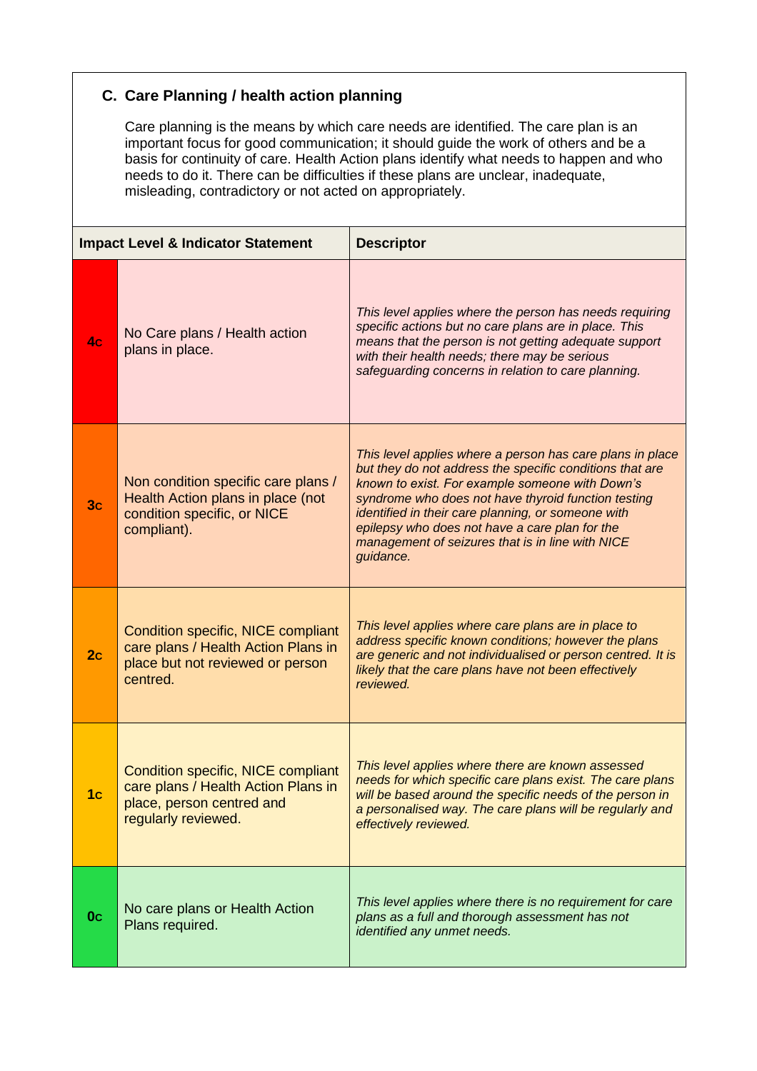## C. Care Planning / health action planning

Care planning is the means by which care needs are identified. The care plan is an important focus for good communication; it should guide the work of others and be a basis for continuity of care. Health Action plans identify what needs to happen and who needs to do it. There can be difficulties if these plans are unclear, inadequate, misleading, contradictory or not acted on appropriately.

| Impact Level & Indicator Statement | | Descriptor |
|---|---|---|
| **4c** | No Care plans / Health action plans in place. | *This level applies where the person has needs requiring specific actions but no care plans are in place. This means that the person is not getting adequate support with their health needs; there may be serious safeguarding concerns in relation to care planning.* |
| **3c** | Non condition specific care plans / Health Action plans in place (not condition specific, or NICE compliant). | *This level applies where a person has care plans in place but they do not address the specific conditions that are known to exist. For example someone with Down's syndrome who does not have thyroid function testing identified in their care planning, or someone with epilepsy who does not have a care plan for the management of seizures that is in line with NICE guidance.* |
| **2c** | Condition specific, NICE compliant care plans / Health Action Plans in place but not reviewed or person centred. | *This level applies where care plans are in place to address specific known conditions; however the plans are generic and not individualised or person centred. It is likely that the care plans have not been effectively reviewed.* |
| **1c** | Condition specific, NICE compliant care plans / Health Action Plans in place, person centred and regularly reviewed. | *This level applies where there are known assessed needs for which specific care plans exist. The care plans will be based around the specific needs of the person in a personalised way. The care plans will be regularly and effectively reviewed.* |
| **0c** | No care plans or Health Action Plans required. | *This level applies where there is no requirement for care plans as a full and thorough assessment has not identified any unmet needs.* |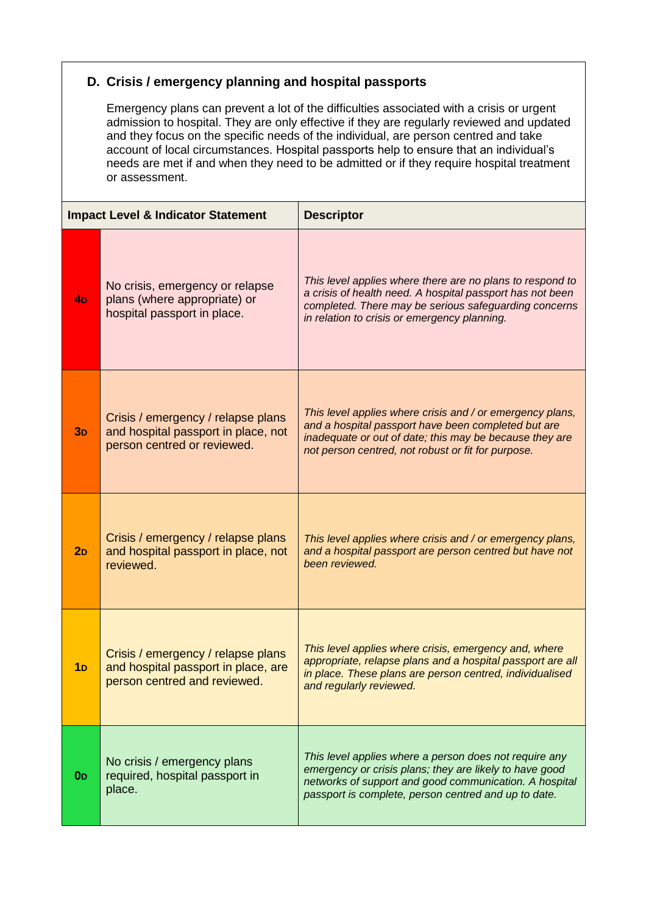## D. Crisis / emergency planning and hospital passports

Emergency plans can prevent a lot of the difficulties associated with a crisis or urgent admission to hospital. They are only effective if they are regularly reviewed and updated and they focus on the specific needs of the individual, are person centred and take account of local circumstances. Hospital passports help to ensure that an individual's needs are met if and when they need to be admitted or if they require hospital treatment or assessment.

| Impact Level & Indicator Statement | | Descriptor |
|---|---|---|
| **4D** | No crisis, emergency or relapse plans (where appropriate) or hospital passport in place. | *This level applies where there are no plans to respond to a crisis of health need. A hospital passport has not been completed. There may be serious safeguarding concerns in relation to crisis or emergency planning.* |
| **3D** | Crisis / emergency / relapse plans and hospital passport in place, not person centred or reviewed. | *This level applies where crisis and / or emergency plans, and a hospital passport have been completed but are inadequate or out of date; this may be because they are not person centred, not robust or fit for purpose.* |
| **2D** | Crisis / emergency / relapse plans and hospital passport in place, not reviewed. | *This level applies where crisis and / or emergency plans, and a hospital passport are person centred but have not been reviewed.* |
| **1D** | Crisis / emergency / relapse plans and hospital passport in place, are person centred and reviewed. | *This level applies where crisis, emergency and, where appropriate, relapse plans and a hospital passport are all in place. These plans are person centred, individualised and regularly reviewed.* |
| **0D** | No crisis / emergency plans required, hospital passport in place. | *This level applies where a person does not require any emergency or crisis plans; they are likely to have good networks of support and good communication. A hospital passport is complete, person centred and up to date.* |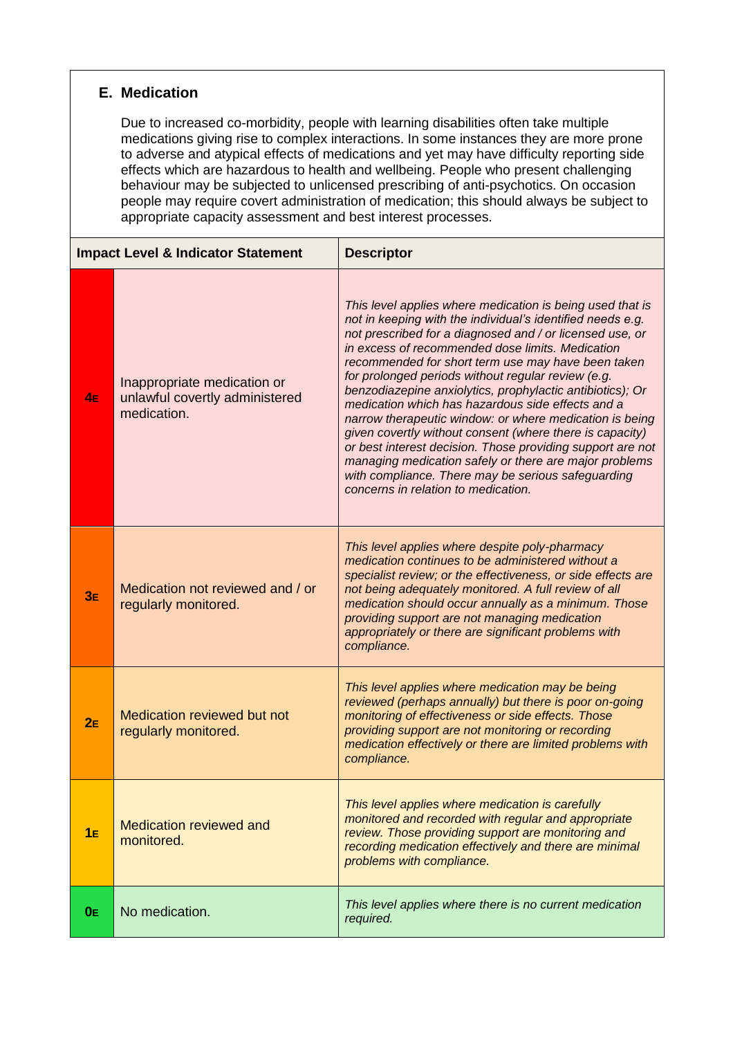## E. Medication

Due to increased co-morbidity, people with learning disabilities often take multiple medications giving rise to complex interactions. In some instances they are more prone to adverse and atypical effects of medications and yet may have difficulty reporting side effects which are hazardous to health and wellbeing. People who present challenging behaviour may be subjected to unlicensed prescribing of anti-psychotics. On occasion people may require covert administration of medication; this should always be subject to appropriate capacity assessment and best interest processes.

| Impact Level & Indicator Statement | | Descriptor |
|---|---|---|
| **4E** | Inappropriate medication or unlawful covertly administered medication. | *This level applies where medication is being used that is not in keeping with the individual's identified needs e.g. not prescribed for a diagnosed and / or licensed use, or in excess of recommended dose limits. Medication recommended for short term use may have been taken for prolonged periods without regular review (e.g. benzodiazepine anxiolytics, prophylactic antibiotics); Or medication which has hazardous side effects and a narrow therapeutic window: or where medication is being given covertly without consent (where there is capacity) or best interest decision. Those providing support are not managing medication safely or there are major problems with compliance. There may be serious safeguarding concerns in relation to medication.* |
| **3E** | Medication not reviewed and / or regularly monitored. | *This level applies where despite poly-pharmacy medication continues to be administered without a specialist review; or the effectiveness, or side effects are not being adequately monitored. A full review of all medication should occur annually as a minimum. Those providing support are not managing medication appropriately or there are significant problems with compliance.* |
| **2E** | Medication reviewed but not regularly monitored. | *This level applies where medication may be being reviewed (perhaps annually) but there is poor on-going monitoring of effectiveness or side effects. Those providing support are not monitoring or recording medication effectively or there are limited problems with compliance.* |
| **1E** | Medication reviewed and monitored. | *This level applies where medication is carefully monitored and recorded with regular and appropriate review. Those providing support are monitoring and recording medication effectively and there are minimal problems with compliance.* |
| **0E** | No medication. | *This level applies where there is no current medication required.* |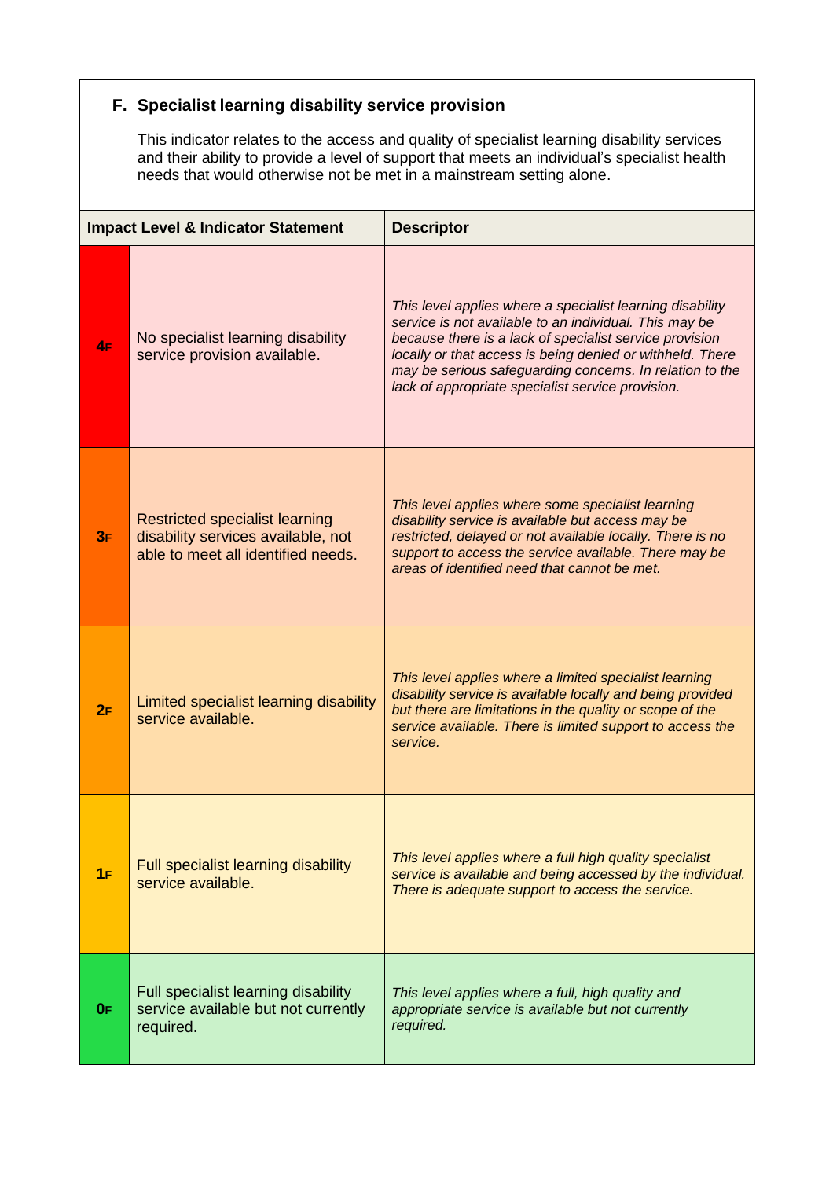### F. Specialist learning disability service provision

This indicator relates to the access and quality of specialist learning disability services and their ability to provide a level of support that meets an individual's specialist health needs that would otherwise not be met in a mainstream setting alone.

| Impact Level & Indicator Statement | | Descriptor |
|---|---|---|
| **4F** | No specialist learning disability service provision available. | *This level applies where a specialist learning disability service is not available to an individual. This may be because there is a lack of specialist service provision locally or that access is being denied or withheld. There may be serious safeguarding concerns. In relation to the lack of appropriate specialist service provision.* |
| **3F** | Restricted specialist learning disability services available, not able to meet all identified needs. | *This level applies where some specialist learning disability service is available but access may be restricted, delayed or not available locally. There is no support to access the service available. There may be areas of identified need that cannot be met.* |
| **2F** | Limited specialist learning disability service available. | *This level applies where a limited specialist learning disability service is available locally and being provided but there are limitations in the quality or scope of the service available. There is limited support to access the service.* |
| **1F** | Full specialist learning disability service available. | *This level applies where a full high quality specialist service is available and being accessed by the individual. There is adequate support to access the service.* |
| **0F** | Full specialist learning disability service available but not currently required. | *This level applies where a full, high quality and appropriate service is available but not currently required.* |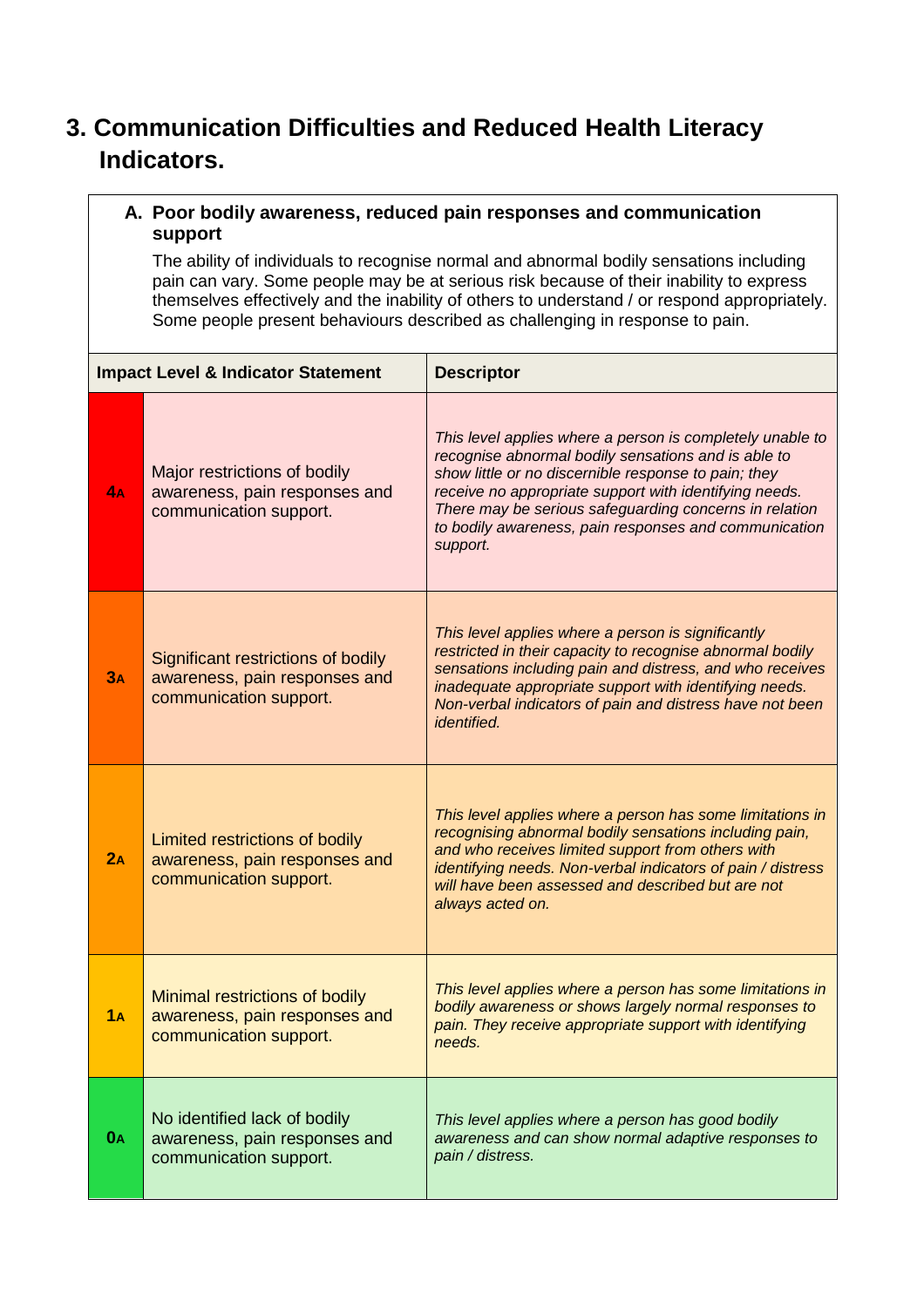## 3. Communication Difficulties and Reduced Health Literacy Indicators.

### A. Poor bodily awareness, reduced pain responses and communication support

The ability of individuals to recognise normal and abnormal bodily sensations including pain can vary. Some people may be at serious risk because of their inability to express themselves effectively and the inability of others to understand / or respond appropriately. Some people present behaviours described as challenging in response to pain.

| Impact Level & Indicator Statement | | Descriptor |
|---|---|---|
| **4A** | Major restrictions of bodily awareness, pain responses and communication support. | *This level applies where a person is completely unable to recognise abnormal bodily sensations and is able to show little or no discernible response to pain; they receive no appropriate support with identifying needs. There may be serious safeguarding concerns in relation to bodily awareness, pain responses and communication support.* |
| **3A** | Significant restrictions of bodily awareness, pain responses and communication support. | *This level applies where a person is significantly restricted in their capacity to recognise abnormal bodily sensations including pain and distress, and who receives inadequate appropriate support with identifying needs. Non-verbal indicators of pain and distress have not been identified.* |
| **2A** | Limited restrictions of bodily awareness, pain responses and communication support. | *This level applies where a person has some limitations in recognising abnormal bodily sensations including pain, and who receives limited support from others with identifying needs. Non-verbal indicators of pain / distress will have been assessed and described but are not always acted on.* |
| **1A** | Minimal restrictions of bodily awareness, pain responses and communication support. | *This level applies where a person has some limitations in bodily awareness or shows largely normal responses to pain. They receive appropriate support with identifying needs.* |
| **0A** | No identified lack of bodily awareness, pain responses and communication support. | *This level applies where a person has good bodily awareness and can show normal adaptive responses to pain / distress.* |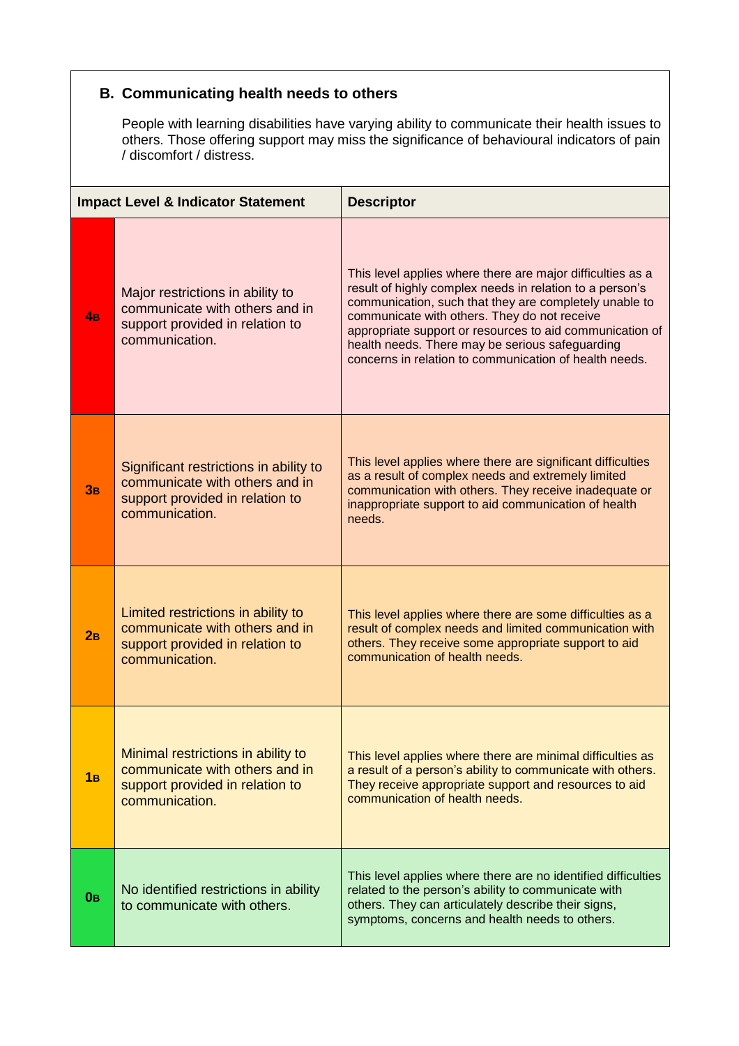## B. Communicating health needs to others

People with learning disabilities have varying ability to communicate their health issues to others. Those offering support may miss the significance of behavioural indicators of pain / discomfort / distress.

| Impact Level & Indicator Statement | | Descriptor |
|---|---|---|
| **4B** | Major restrictions in ability to communicate with others and in support provided in relation to communication. | This level applies where there are major difficulties as a result of highly complex needs in relation to a person's communication, such that they are completely unable to communicate with others. They do not receive appropriate support or resources to aid communication of health needs. There may be serious safeguarding concerns in relation to communication of health needs. |
| **3B** | Significant restrictions in ability to communicate with others and in support provided in relation to communication. | This level applies where there are significant difficulties as a result of complex needs and extremely limited communication with others. They receive inadequate or inappropriate support to aid communication of health needs. |
| **2B** | Limited restrictions in ability to communicate with others and in support provided in relation to communication. | This level applies where there are some difficulties as a result of complex needs and limited communication with others. They receive some appropriate support to aid communication of health needs. |
| **1B** | Minimal restrictions in ability to communicate with others and in support provided in relation to communication. | This level applies where there are minimal difficulties as a result of a person's ability to communicate with others. They receive appropriate support and resources to aid communication of health needs. |
| **0B** | No identified restrictions in ability to communicate with others. | This level applies where there are no identified difficulties related to the person's ability to communicate with others. They can articulately describe their signs, symptoms, concerns and health needs to others. |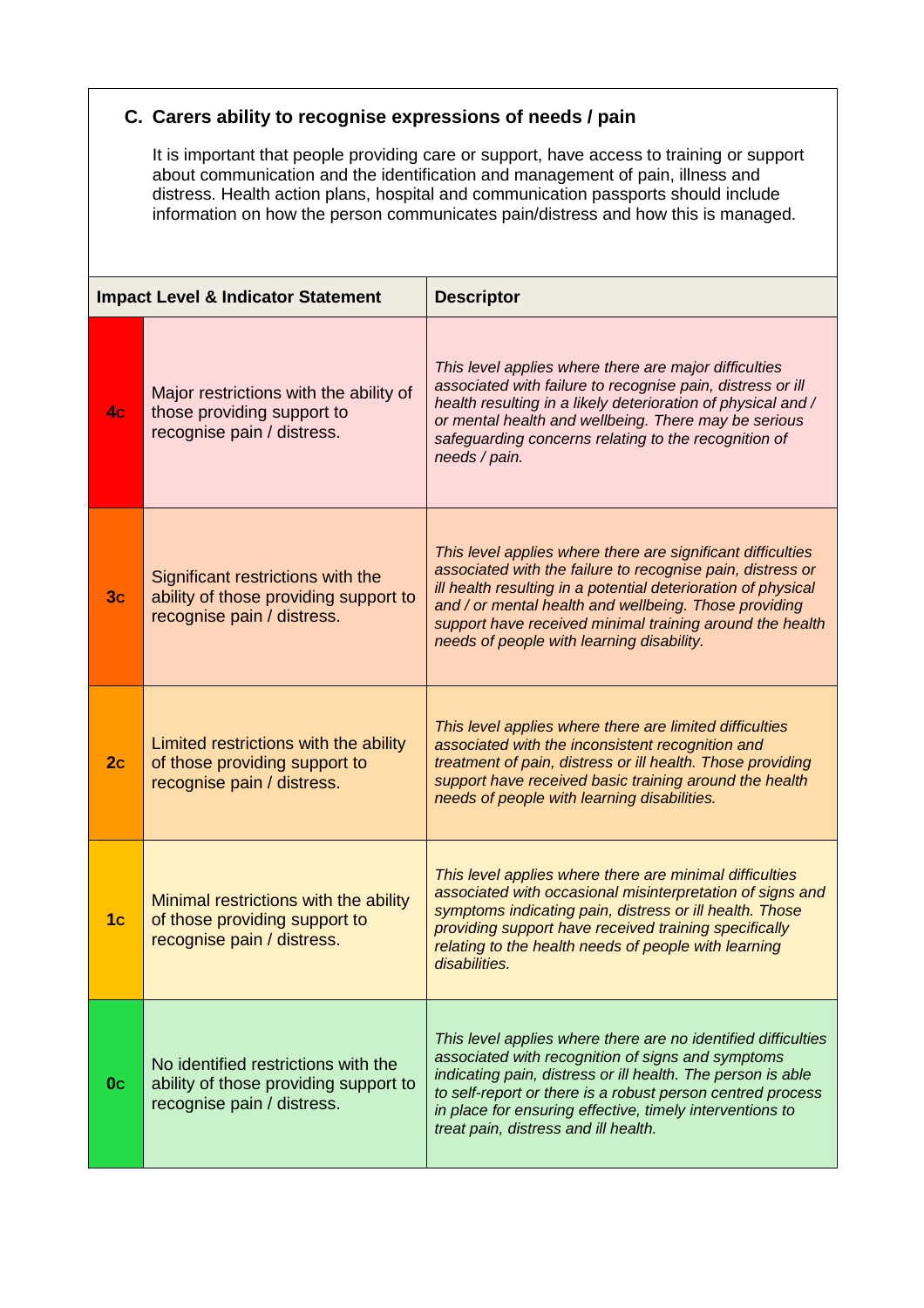### C. Carers ability to recognise expressions of needs / pain

It is important that people providing care or support, have access to training or support about communication and the identification and management of pain, illness and distress. Health action plans, hospital and communication passports should include information on how the person communicates pain/distress and how this is managed.

| Impact Level & Indicator Statement | | Descriptor |
|---|---|---|
| **4c** | Major restrictions with the ability of those providing support to recognise pain / distress. | *This level applies where there are major difficulties associated with failure to recognise pain, distress or ill health resulting in a likely deterioration of physical and / or mental health and wellbeing. There may be serious safeguarding concerns relating to the recognition of needs / pain.* |
| **3c** | Significant restrictions with the ability of those providing support to recognise pain / distress. | *This level applies where there are significant difficulties associated with the failure to recognise pain, distress or ill health resulting in a potential deterioration of physical and / or mental health and wellbeing. Those providing support have received minimal training around the health needs of people with learning disability.* |
| **2c** | Limited restrictions with the ability of those providing support to recognise pain / distress. | *This level applies where there are limited difficulties associated with the inconsistent recognition and treatment of pain, distress or ill health. Those providing support have received basic training around the health needs of people with learning disabilities.* |
| **1c** | Minimal restrictions with the ability of those providing support to recognise pain / distress. | *This level applies where there are minimal difficulties associated with occasional misinterpretation of signs and symptoms indicating pain, distress or ill health. Those providing support have received training specifically relating to the health needs of people with learning disabilities.* |
| **0c** | No identified restrictions with the ability of those providing support to recognise pain / distress. | *This level applies where there are no identified difficulties associated with recognition of signs and symptoms indicating pain, distress or ill health. The person is able to self-report or there is a robust person centred process in place for ensuring effective, timely interventions to treat pain, distress and ill health.* |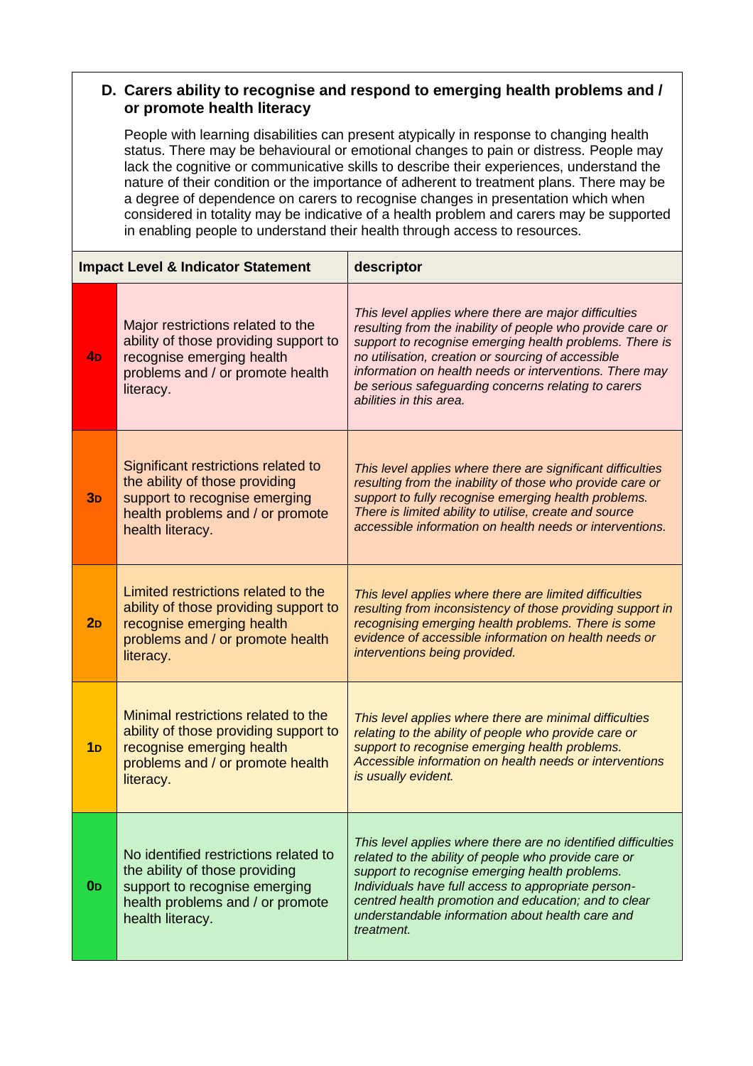### D. Carers ability to recognise and respond to emerging health problems and / or promote health literacy

People with learning disabilities can present atypically in response to changing health status. There may be behavioural or emotional changes to pain or distress. People may lack the cognitive or communicative skills to describe their experiences, understand the nature of their condition or the importance of adherent to treatment plans. There may be a degree of dependence on carers to recognise changes in presentation which when considered in totality may be indicative of a health problem and carers may be supported in enabling people to understand their health through access to resources.

| Impact Level & Indicator Statement | | descriptor |
|---|---|---|
| **$4_D$** | Major restrictions related to the ability of those providing support to recognise emerging health problems and / or promote health literacy. | *This level applies where there are major difficulties resulting from the inability of people who provide care or support to recognise emerging health problems. There is no utilisation, creation or sourcing of accessible information on health needs or interventions. There may be serious safeguarding concerns relating to carers abilities in this area.* |
| **$3_D$** | Significant restrictions related to the ability of those providing support to recognise emerging health problems and / or promote health literacy. | *This level applies where there are significant difficulties resulting from the inability of those who provide care or support to fully recognise emerging health problems. There is limited ability to utilise, create and source accessible information on health needs or interventions.* |
| **$2_D$** | Limited restrictions related to the ability of those providing support to recognise emerging health problems and / or promote health literacy. | *This level applies where there are limited difficulties resulting from inconsistency of those providing support in recognising emerging health problems. There is some evidence of accessible information on health needs or interventions being provided.* |
| **$1_D$** | Minimal restrictions related to the ability of those providing support to recognise emerging health problems and / or promote health literacy. | *This level applies where there are minimal difficulties relating to the ability of people who provide care or support to recognise emerging health problems. Accessible information on health needs or interventions is usually evident.* |
| **$0_D$** | No identified restrictions related to the ability of those providing support to recognise emerging health problems and / or promote health literacy. | *This level applies where there are no identified difficulties related to the ability of people who provide care or support to recognise emerging health problems. Individuals have full access to appropriate person-centred health promotion and education; and to clear understandable information about health care and treatment.* |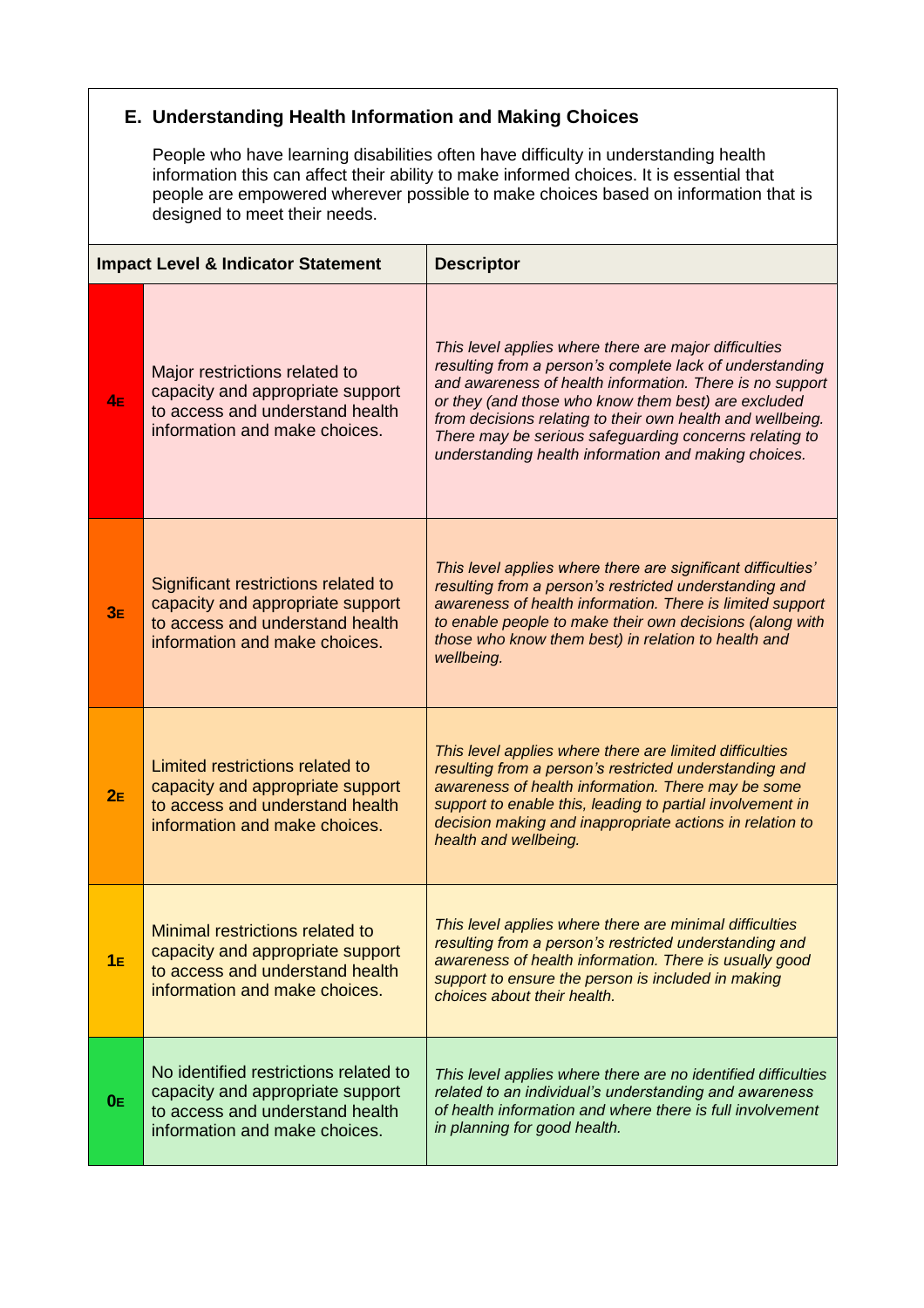## E. Understanding Health Information and Making Choices

People who have learning disabilities often have difficulty in understanding health information this can affect their ability to make informed choices. It is essential that people are empowered wherever possible to make choices based on information that is designed to meet their needs.

| Impact Level & Indicator Statement | | Descriptor |
|---|---|---|
| 4E | Major restrictions related to capacity and appropriate support to access and understand health information and make choices. | *This level applies where there are major difficulties resulting from a person's complete lack of understanding and awareness of health information. There is no support or they (and those who know them best) are excluded from decisions relating to their own health and wellbeing. There may be serious safeguarding concerns relating to understanding health information and making choices.* |
| 3E | Significant restrictions related to capacity and appropriate support to access and understand health information and make choices. | *This level applies where there are significant difficulties' resulting from a person's restricted understanding and awareness of health information. There is limited support to enable people to make their own decisions (along with those who know them best) in relation to health and wellbeing.* |
| 2E | Limited restrictions related to capacity and appropriate support to access and understand health information and make choices. | *This level applies where there are limited difficulties resulting from a person's restricted understanding and awareness of health information. There may be some support to enable this, leading to partial involvement in decision making and inappropriate actions in relation to health and wellbeing.* |
| 1E | Minimal restrictions related to capacity and appropriate support to access and understand health information and make choices. | *This level applies where there are minimal difficulties resulting from a person's restricted understanding and awareness of health information. There is usually good support to ensure the person is included in making choices about their health.* |
| 0E | No identified restrictions related to capacity and appropriate support to access and understand health information and make choices. | *This level applies where there are no identified difficulties related to an individual's understanding and awareness of health information and where there is full involvement in planning for good health.* |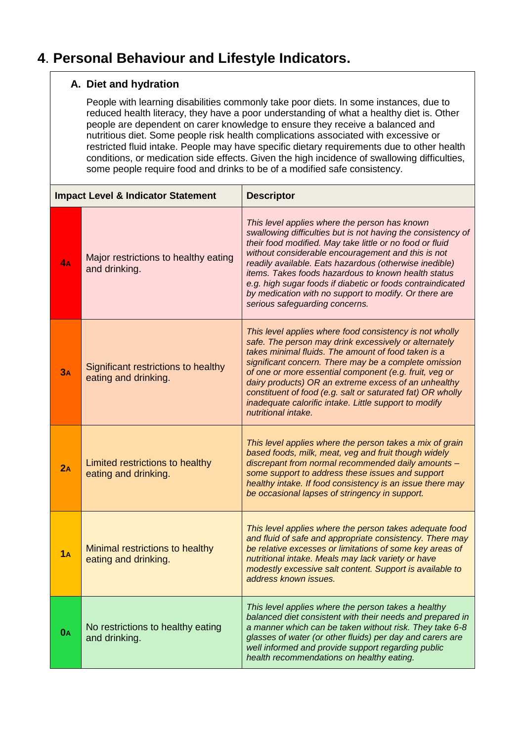# 4. Personal Behaviour and Lifestyle Indicators.

## A. Diet and hydration

People with learning disabilities commonly take poor diets. In some instances, due to reduced health literacy, they have a poor understanding of what a healthy diet is. Other people are dependent on carer knowledge to ensure they receive a balanced and nutritious diet. Some people risk health complications associated with excessive or restricted fluid intake. People may have specific dietary requirements due to other health conditions, or medication side effects. Given the high incidence of swallowing difficulties, some people require food and drinks to be of a modified safe consistency.

| Impact Level & Indicator Statement | | Descriptor |
|---|---|---|
| **4A** | Major restrictions to healthy eating and drinking. | *This level applies where the person has known swallowing difficulties but is not having the consistency of their food modified. May take little or no food or fluid without considerable encouragement and this is not readily available. Eats hazardous (otherwise inedible) items. Takes foods hazardous to known health status e.g. high sugar foods if diabetic or foods contraindicated by medication with no support to modify. Or there are serious safeguarding concerns.* |
| **3A** | Significant restrictions to healthy eating and drinking. | *This level applies where food consistency is not wholly safe. The person may drink excessively or alternately takes minimal fluids. The amount of food taken is a significant concern. There may be a complete omission of one or more essential component (e.g. fruit, veg or dairy products) OR an extreme excess of an unhealthy constituent of food (e.g. salt or saturated fat) OR wholly inadequate calorific intake. Little support to modify nutritional intake.* |
| **2A** | Limited restrictions to healthy eating and drinking. | *This level applies where the person takes a mix of grain based foods, milk, meat, veg and fruit though widely discrepant from normal recommended daily amounts – some support to address these issues and support healthy intake. If food consistency is an issue there may be occasional lapses of stringency in support.* |
| **1A** | Minimal restrictions to healthy eating and drinking. | *This level applies where the person takes adequate food and fluid of safe and appropriate consistency. There may be relative excesses or limitations of some key areas of nutritional intake. Meals may lack variety or have modestly excessive salt content. Support is available to address known issues.* |
| **0A** | No restrictions to healthy eating and drinking. | *This level applies where the person takes a healthy balanced diet consistent with their needs and prepared in a manner which can be taken without risk. They take 6-8 glasses of water (or other fluids) per day and carers are well informed and provide support regarding public health recommendations on healthy eating.* |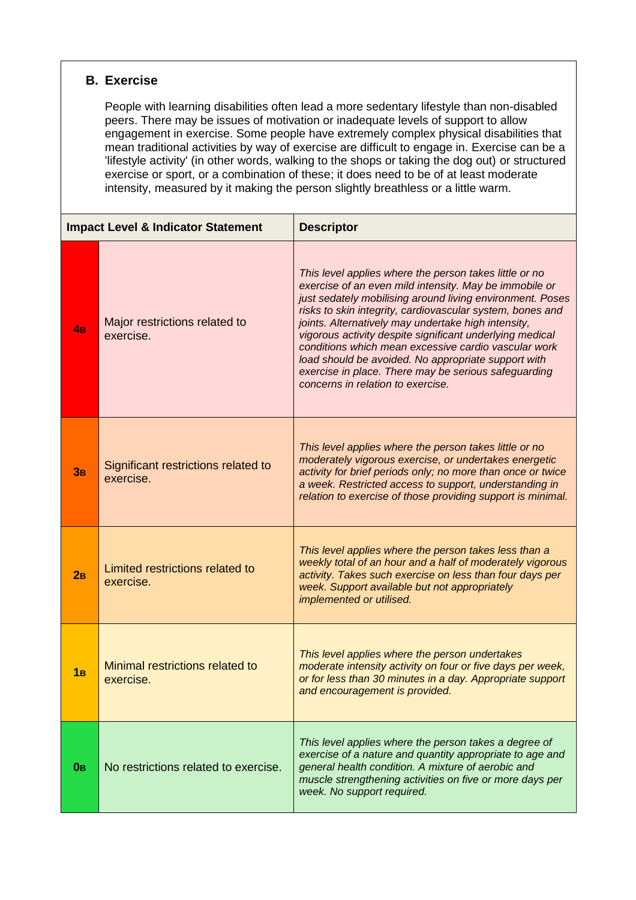### B. Exercise

People with learning disabilities often lead a more sedentary lifestyle than non-disabled peers. There may be issues of motivation or inadequate levels of support to allow engagement in exercise. Some people have extremely complex physical disabilities that mean traditional activities by way of exercise are difficult to engage in. Exercise can be a 'lifestyle activity' (in other words, walking to the shops or taking the dog out) or structured exercise or sport, or a combination of these; it does need to be of at least moderate intensity, measured by it making the person slightly breathless or a little warm.

| Impact Level & Indicator Statement | | Descriptor |
|---|---|---|
| **4B** | Major restrictions related to exercise. | *This level applies where the person takes little or no exercise of an even mild intensity. May be immobile or just sedately mobilising around living environment. Poses risks to skin integrity, cardiovascular system, bones and joints. Alternatively may undertake high intensity, vigorous activity despite significant underlying medical conditions which mean excessive cardio vascular work load should be avoided. No appropriate support with exercise in place. There may be serious safeguarding concerns in relation to exercise.* |
| **3B** | Significant restrictions related to exercise. | *This level applies where the person takes little or no moderately vigorous exercise, or undertakes energetic activity for brief periods only; no more than once or twice a week. Restricted access to support, understanding in relation to exercise of those providing support is minimal.* |
| **2B** | Limited restrictions related to exercise. | *This level applies where the person takes less than a weekly total of an hour and a half of moderately vigorous activity. Takes such exercise on less than four days per week. Support available but not appropriately implemented or utilised.* |
| **1B** | Minimal restrictions related to exercise. | *This level applies where the person undertakes moderate intensity activity on four or five days per week, or for less than 30 minutes in a day. Appropriate support and encouragement is provided.* |
| **0B** | No restrictions related to exercise. | *This level applies where the person takes a degree of exercise of a nature and quantity appropriate to age and general health condition. A mixture of aerobic and muscle strengthening activities on five or more days per week. No support required.* |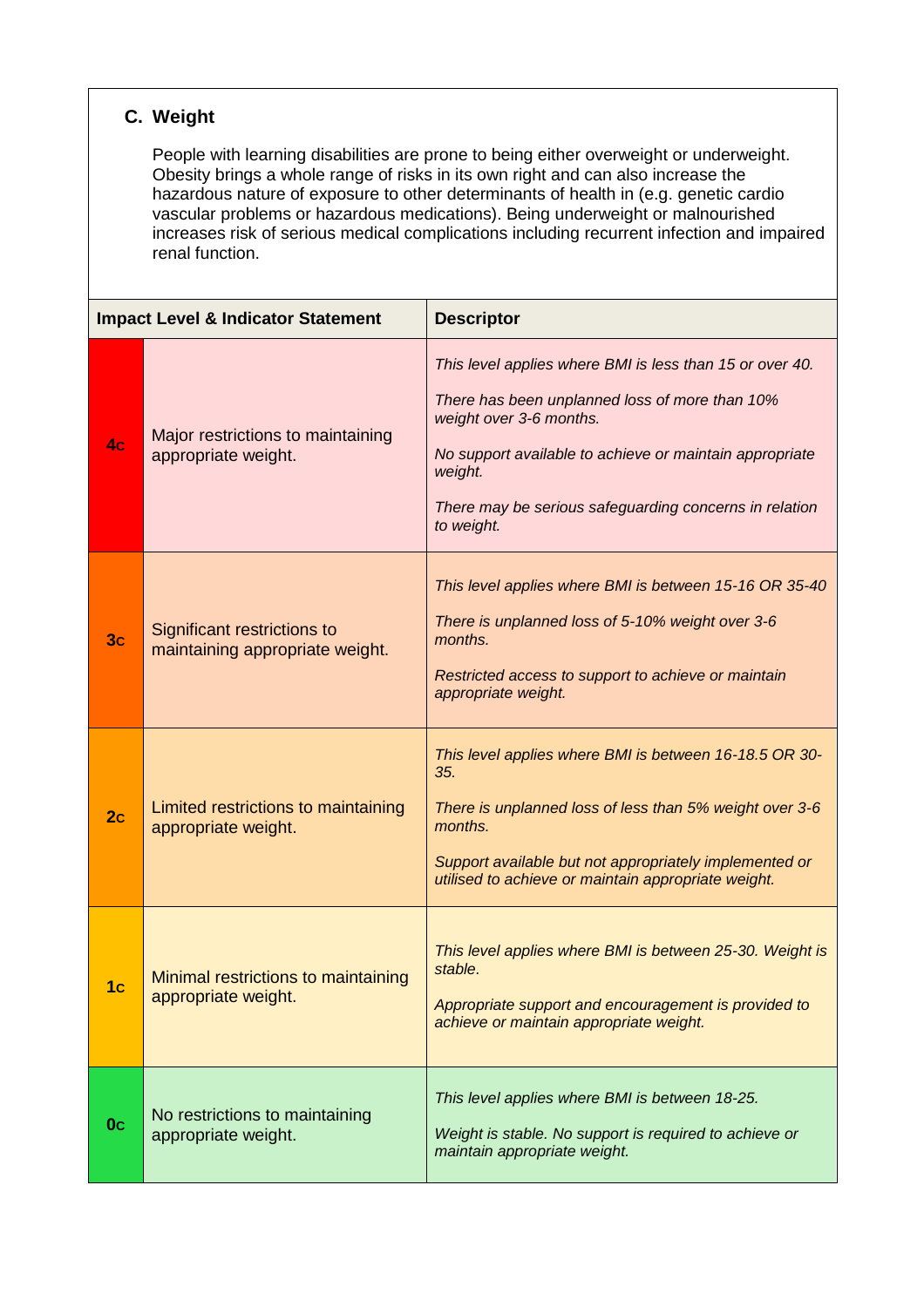## C. Weight

People with learning disabilities are prone to being either overweight or underweight. Obesity brings a whole range of risks in its own right and can also increase the hazardous nature of exposure to other determinants of health in (e.g. genetic cardio vascular problems or hazardous medications). Being underweight or malnourished increases risk of serious medical complications including recurrent infection and impaired renal function.

| Impact Level & Indicator Statement | | Descriptor |
|---|---|---|
| **4c** | Major restrictions to maintaining appropriate weight. | *This level applies where BMI is less than 15 or over 40.*<br><br>*There has been unplanned loss of more than 10% weight over 3-6 months.*<br><br>*No support available to achieve or maintain appropriate weight.*<br><br>*There may be serious safeguarding concerns in relation to weight.* |
| **3c** | Significant restrictions to maintaining appropriate weight. | *This level applies where BMI is between 15-16 OR 35-40*<br><br>*There is unplanned loss of 5-10% weight over 3-6 months.*<br><br>*Restricted access to support to achieve or maintain appropriate weight.* |
| **2c** | Limited restrictions to maintaining appropriate weight. | *This level applies where BMI is between 16-18.5 OR 30-35.*<br><br>*There is unplanned loss of less than 5% weight over 3-6 months.*<br><br>*Support available but not appropriately implemented or utilised to achieve or maintain appropriate weight.* |
| **1c** | Minimal restrictions to maintaining appropriate weight. | *This level applies where BMI is between 25-30. Weight is stable.*<br><br>*Appropriate support and encouragement is provided to achieve or maintain appropriate weight.* |
| **0c** | No restrictions to maintaining appropriate weight. | *This level applies where BMI is between 18-25.*<br><br>*Weight is stable. No support is required to achieve or maintain appropriate weight.* |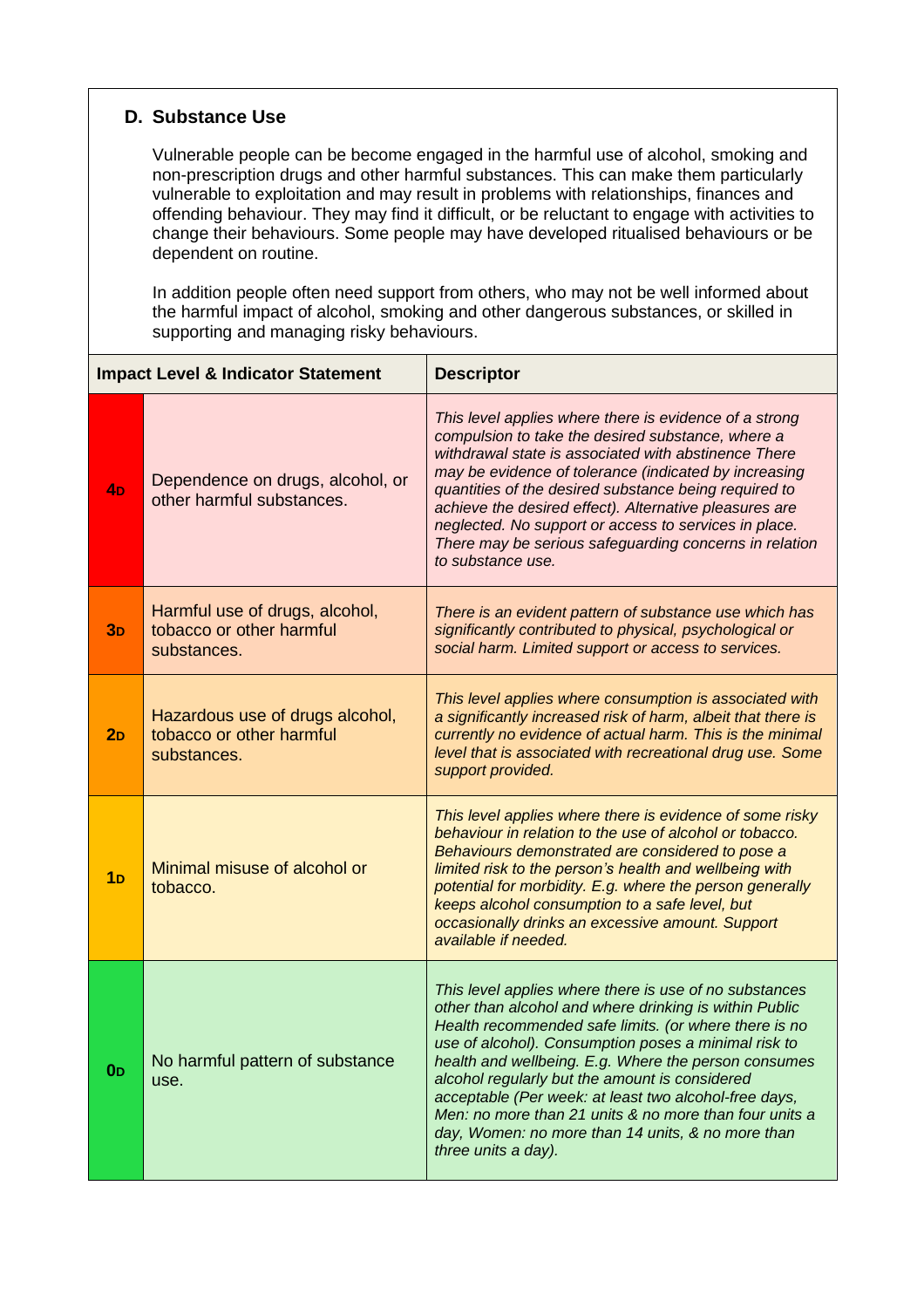## D. Substance Use

Vulnerable people can be become engaged in the harmful use of alcohol, smoking and non-prescription drugs and other harmful substances. This can make them particularly vulnerable to exploitation and may result in problems with relationships, finances and offending behaviour. They may find it difficult, or be reluctant to engage with activities to change their behaviours. Some people may have developed ritualised behaviours or be dependent on routine.

In addition people often need support from others, who may not be well informed about the harmful impact of alcohol, smoking and other dangerous substances, or skilled in supporting and managing risky behaviours.

| Impact Level & Indicator Statement | | Descriptor |
|---|---|---|
| **4D** | Dependence on drugs, alcohol, or other harmful substances. | *This level applies where there is evidence of a strong compulsion to take the desired substance, where a withdrawal state is associated with abstinence There may be evidence of tolerance (indicated by increasing quantities of the desired substance being required to achieve the desired effect). Alternative pleasures are neglected. No support or access to services in place. There may be serious safeguarding concerns in relation to substance use.* |
| **3D** | Harmful use of drugs, alcohol, tobacco or other harmful substances. | *There is an evident pattern of substance use which has significantly contributed to physical, psychological or social harm. Limited support or access to services.* |
| **2D** | Hazardous use of drugs alcohol, tobacco or other harmful substances. | *This level applies where consumption is associated with a significantly increased risk of harm, albeit that there is currently no evidence of actual harm. This is the minimal level that is associated with recreational drug use. Some support provided.* |
| **1D** | Minimal misuse of alcohol or tobacco. | *This level applies where there is evidence of some risky behaviour in relation to the use of alcohol or tobacco. Behaviours demonstrated are considered to pose a limited risk to the person's health and wellbeing with potential for morbidity. E.g. where the person generally keeps alcohol consumption to a safe level, but occasionally drinks an excessive amount. Support available if needed.* |
| **0D** | No harmful pattern of substance use. | *This level applies where there is use of no substances other than alcohol and where drinking is within Public Health recommended safe limits. (or where there is no use of alcohol). Consumption poses a minimal risk to health and wellbeing. E.g. Where the person consumes alcohol regularly but the amount is considered acceptable (Per week: at least two alcohol-free days, Men: no more than 21 units & no more than four units a day, Women: no more than 14 units, & no more than three units a day).* |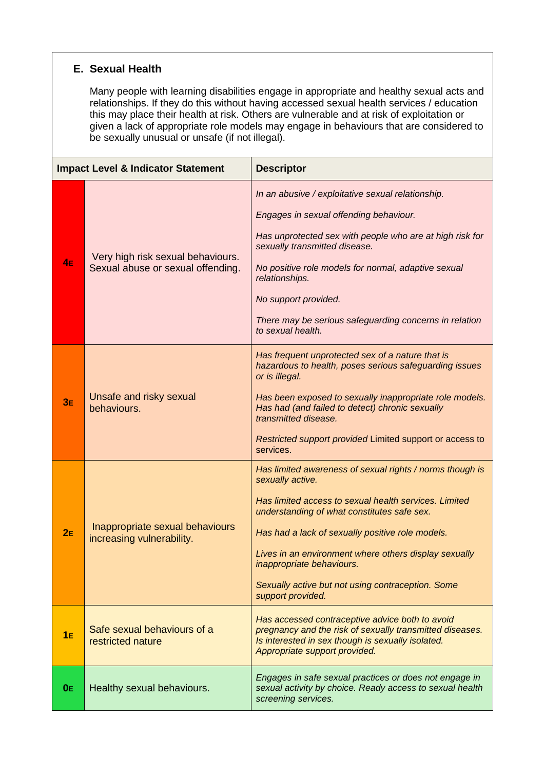## E. Sexual Health

Many people with learning disabilities engage in appropriate and healthy sexual acts and relationships. If they do this without having accessed sexual health services / education this may place their health at risk. Others are vulnerable and at risk of exploitation or given a lack of appropriate role models may engage in behaviours that are considered to be sexually unusual or unsafe (if not illegal).

| Impact Level & Indicator Statement | | Descriptor |
|---|---|---|
| **4E** | Very high risk sexual behaviours. Sexual abuse or sexual offending. | *In an abusive / exploitative sexual relationship.*<br><br>*Engages in sexual offending behaviour.*<br><br>*Has unprotected sex with people who are at high risk for sexually transmitted disease.*<br><br>*No positive role models for normal, adaptive sexual relationships.*<br><br>*No support provided.*<br><br>*There may be serious safeguarding concerns in relation to sexual health.* |
| **3E** | Unsafe and risky sexual behaviours. | *Has frequent unprotected sex of a nature that is hazardous to health, poses serious safeguarding issues or is illegal.*<br><br>*Has been exposed to sexually inappropriate role models. Has had (and failed to detect) chronic sexually transmitted disease.*<br><br>*Restricted support provided* Limited support or access to services. |
| **2E** | Inappropriate sexual behaviours increasing vulnerability. | *Has limited awareness of sexual rights / norms though is sexually active.*<br><br>*Has limited access to sexual health services. Limited understanding of what constitutes safe sex.*<br><br>*Has had a lack of sexually positive role models.*<br><br>*Lives in an environment where others display sexually inappropriate behaviours.*<br><br>*Sexually active but not using contraception. Some support provided.* |
| **1E** | Safe sexual behaviours of a restricted nature | *Has accessed contraceptive advice both to avoid pregnancy and the risk of sexually transmitted diseases. Is interested in sex though is sexually isolated. Appropriate support provided.* |
| **0E** | Healthy sexual behaviours. | *Engages in safe sexual practices or does not engage in sexual activity by choice. Ready access to sexual health screening services.* |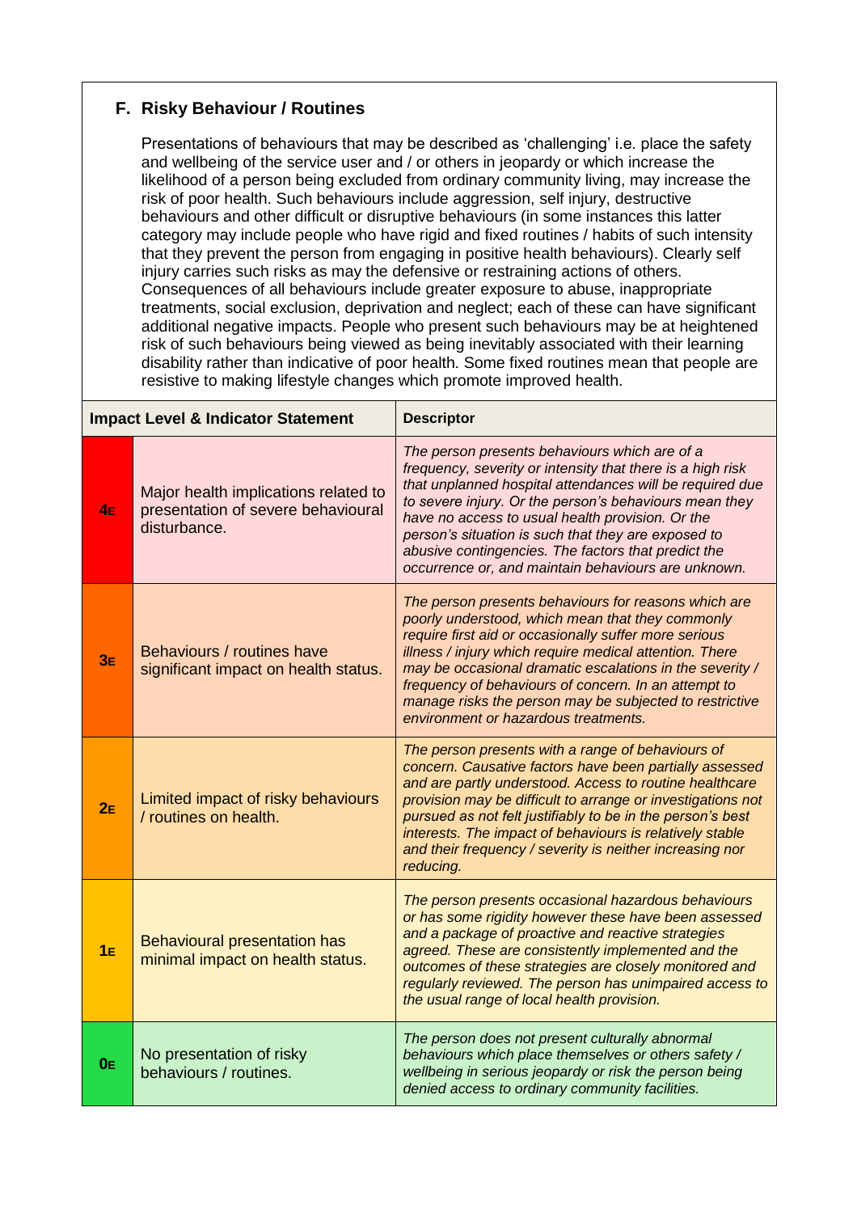## F. Risky Behaviour / Routines

Presentations of behaviours that may be described as 'challenging' i.e. place the safety and wellbeing of the service user and / or others in jeopardy or which increase the likelihood of a person being excluded from ordinary community living, may increase the risk of poor health. Such behaviours include aggression, self injury, destructive behaviours and other difficult or disruptive behaviours (in some instances this latter category may include people who have rigid and fixed routines / habits of such intensity that they prevent the person from engaging in positive health behaviours). Clearly self injury carries such risks as may the defensive or restraining actions of others. Consequences of all behaviours include greater exposure to abuse, inappropriate treatments, social exclusion, deprivation and neglect; each of these can have significant additional negative impacts. People who present such behaviours may be at heightened risk of such behaviours being viewed as being inevitably associated with their learning disability rather than indicative of poor health. Some fixed routines mean that people are resistive to making lifestyle changes which promote improved health.

| Impact Level & Indicator Statement | | Descriptor |
|---|---|---|
| **4E** | Major health implications related to presentation of severe behavioural disturbance. | *The person presents behaviours which are of a frequency, severity or intensity that there is a high risk that unplanned hospital attendances will be required due to severe injury. Or the person's behaviours mean they have no access to usual health provision. Or the person's situation is such that they are exposed to abusive contingencies. The factors that predict the occurrence or, and maintain behaviours are unknown.* |
| **3E** | Behaviours / routines have significant impact on health status. | *The person presents behaviours for reasons which are poorly understood, which mean that they commonly require first aid or occasionally suffer more serious illness / injury which require medical attention. There may be occasional dramatic escalations in the severity / frequency of behaviours of concern. In an attempt to manage risks the person may be subjected to restrictive environment or hazardous treatments.* |
| **2E** | Limited impact of risky behaviours / routines on health. | *The person presents with a range of behaviours of concern. Causative factors have been partially assessed and are partly understood. Access to routine healthcare provision may be difficult to arrange or investigations not pursued as not felt justifiably to be in the person's best interests. The impact of behaviours is relatively stable and their frequency / severity is neither increasing nor reducing.* |
| **1E** | Behavioural presentation has minimal impact on health status. | *The person presents occasional hazardous behaviours or has some rigidity however these have been assessed and a package of proactive and reactive strategies agreed. These are consistently implemented and the outcomes of these strategies are closely monitored and regularly reviewed. The person has unimpaired access to the usual range of local health provision.* |
| **0E** | No presentation of risky behaviours / routines. | *The person does not present culturally abnormal behaviours which place themselves or others safety / wellbeing in serious jeopardy or risk the person being denied access to ordinary community facilities.* |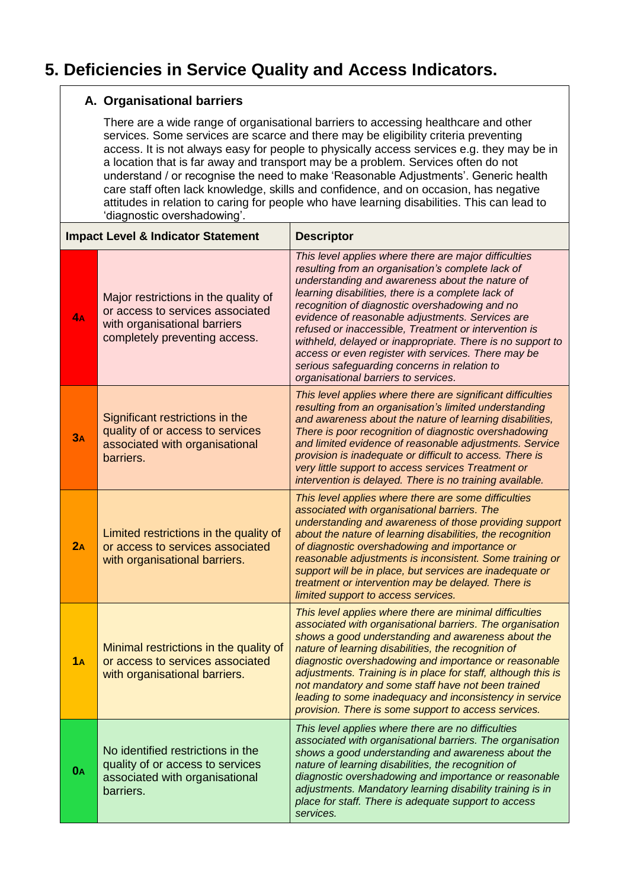# 5. Deficiencies in Service Quality and Access Indicators.

## A. Organisational barriers

There are a wide range of organisational barriers to accessing healthcare and other services. Some services are scarce and there may be eligibility criteria preventing access. It is not always easy for people to physically access services e.g. they may be in a location that is far away and transport may be a problem. Services often do not understand / or recognise the need to make 'Reasonable Adjustments'. Generic health care staff often lack knowledge, skills and confidence, and on occasion, has negative attitudes in relation to caring for people who have learning disabilities. This can lead to 'diagnostic overshadowing'.

| Impact Level & Indicator Statement | | Descriptor |
|---|---|---|
| **4A** | Major restrictions in the quality of or access to services associated with organisational barriers completely preventing access. | *This level applies where there are major difficulties resulting from an organisation's complete lack of understanding and awareness about the nature of learning disabilities, there is a complete lack of recognition of diagnostic overshadowing and no evidence of reasonable adjustments. Services are refused or inaccessible, Treatment or intervention is withheld, delayed or inappropriate. There is no support to access or even register with services. There may be serious safeguarding concerns in relation to organisational barriers to services.* |
| **3A** | Significant restrictions in the quality of or access to services associated with organisational barriers. | *This level applies where there are significant difficulties resulting from an organisation's limited understanding and awareness about the nature of learning disabilities, There is poor recognition of diagnostic overshadowing and limited evidence of reasonable adjustments. Service provision is inadequate or difficult to access. There is very little support to access services Treatment or intervention is delayed. There is no training available.* |
| **2A** | Limited restrictions in the quality of or access to services associated with organisational barriers. | *This level applies where there are some difficulties associated with organisational barriers. The understanding and awareness of those providing support about the nature of learning disabilities, the recognition of diagnostic overshadowing and importance or reasonable adjustments is inconsistent. Some training or support will be in place, but services are inadequate or treatment or intervention may be delayed. There is limited support to access services.* |
| **1A** | Minimal restrictions in the quality of or access to services associated with organisational barriers. | *This level applies where there are minimal difficulties associated with organisational barriers. The organisation shows a good understanding and awareness about the nature of learning disabilities, the recognition of diagnostic overshadowing and importance or reasonable adjustments. Training is in place for staff, although this is not mandatory and some staff have not been trained leading to some inadequacy and inconsistency in service provision. There is some support to access services.* |
| **0A** | No identified restrictions in the quality of or access to services associated with organisational barriers. | *This level applies where there are no difficulties associated with organisational barriers. The organisation shows a good understanding and awareness about the nature of learning disabilities, the recognition of diagnostic overshadowing and importance or reasonable adjustments. Mandatory learning disability training is in place for staff. There is adequate support to access services.* |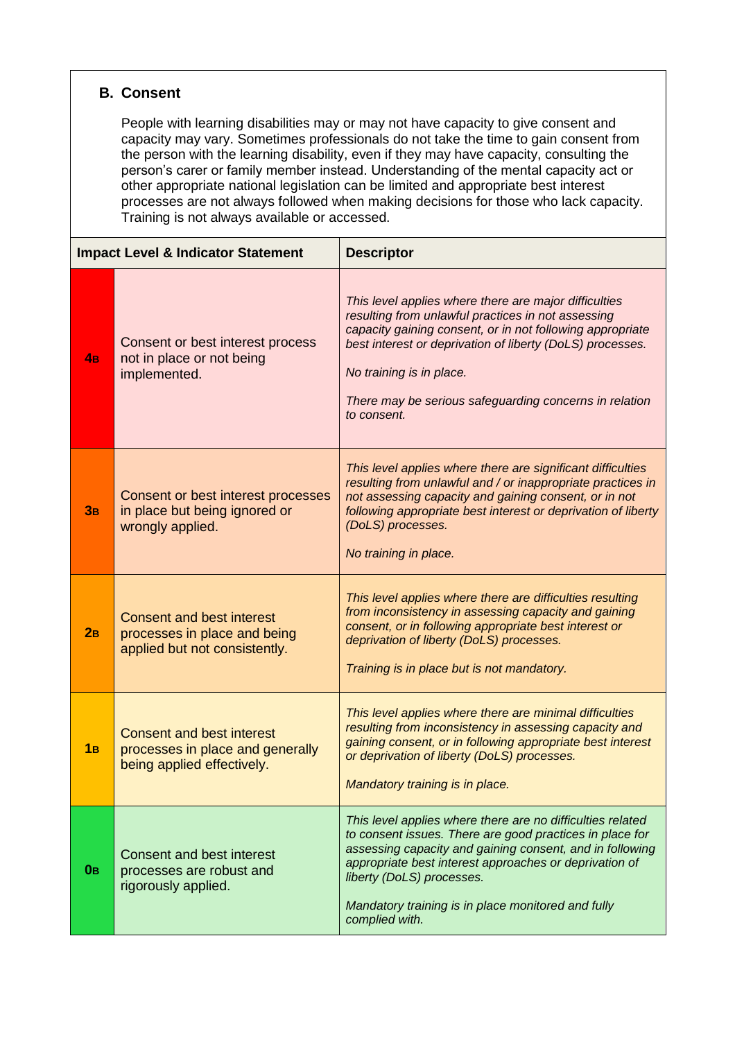## B. Consent

People with learning disabilities may or may not have capacity to give consent and capacity may vary. Sometimes professionals do not take the time to gain consent from the person with the learning disability, even if they may have capacity, consulting the person's carer or family member instead. Understanding of the mental capacity act or other appropriate national legislation can be limited and appropriate best interest processes are not always followed when making decisions for those who lack capacity. Training is not always available or accessed.

| Impact Level & Indicator Statement | | Descriptor |
|---|---|---|
| **4B** | Consent or best interest process not in place or not being implemented. | *This level applies where there are major difficulties resulting from unlawful practices in not assessing capacity gaining consent, or in not following appropriate best interest or deprivation of liberty (DoLS) processes.*<br><br>*No training is in place.*<br><br>*There may be serious safeguarding concerns in relation to consent.* |
| **3B** | Consent or best interest processes in place but being ignored or wrongly applied. | *This level applies where there are significant difficulties resulting from unlawful and / or inappropriate practices in not assessing capacity and gaining consent, or in not following appropriate best interest or deprivation of liberty (DoLS) processes.*<br><br>*No training in place.* |
| **2B** | Consent and best interest processes in place and being applied but not consistently. | *This level applies where there are difficulties resulting from inconsistency in assessing capacity and gaining consent, or in following appropriate best interest or deprivation of liberty (DoLS) processes.*<br><br>*Training is in place but is not mandatory.* |
| **1B** | Consent and best interest processes in place and generally being applied effectively. | *This level applies where there are minimal difficulties resulting from inconsistency in assessing capacity and gaining consent, or in following appropriate best interest or deprivation of liberty (DoLS) processes.*<br><br>*Mandatory training is in place.* |
| **0B** | Consent and best interest processes are robust and rigorously applied. | *This level applies where there are no difficulties related to consent issues. There are good practices in place for assessing capacity and gaining consent, and in following appropriate best interest approaches or deprivation of liberty (DoLS) processes.*<br><br>*Mandatory training is in place monitored and fully complied with.* |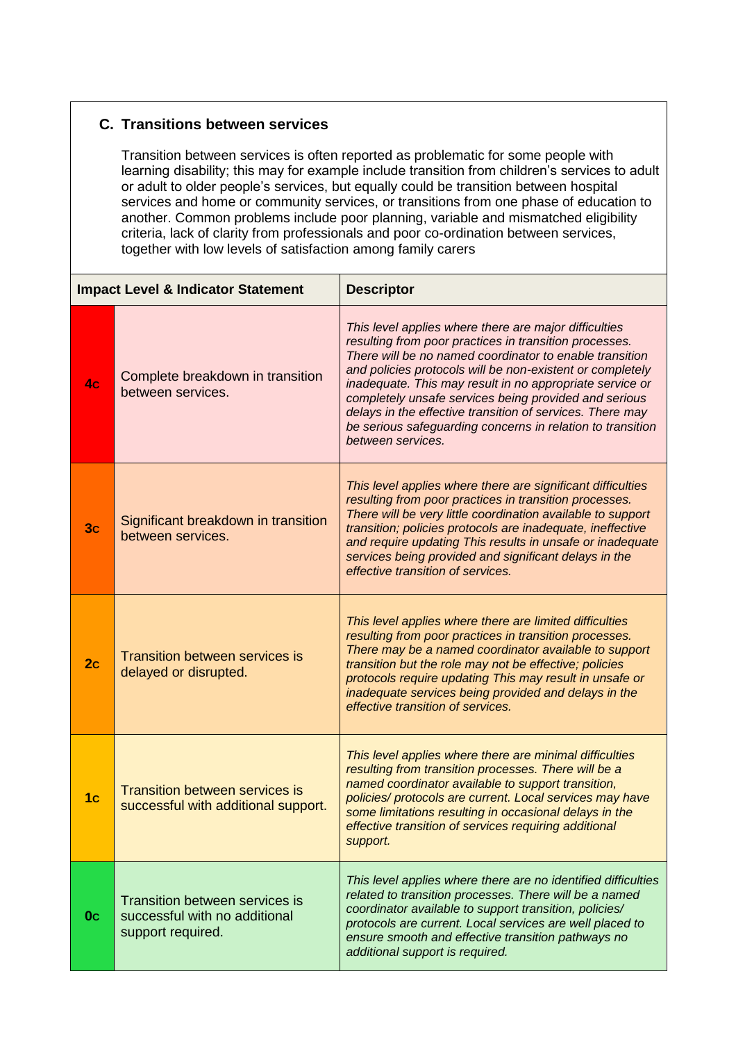## C. Transitions between services

Transition between services is often reported as problematic for some people with learning disability; this may for example include transition from children's services to adult or adult to older people's services, but equally could be transition between hospital services and home or community services, or transitions from one phase of education to another. Common problems include poor planning, variable and mismatched eligibility criteria, lack of clarity from professionals and poor co-ordination between services, together with low levels of satisfaction among family carers

| Impact Level | Indicator Statement | Descriptor |
|---|---|---|
| 4c | Complete breakdown in transition between services. | *This level applies where there are major difficulties resulting from poor practices in transition processes. There will be no named coordinator to enable transition and policies protocols will be non-existent or completely inadequate. This may result in no appropriate service or completely unsafe services being provided and serious delays in the effective transition of services. There may be serious safeguarding concerns in relation to transition between services.* |
| 3c | Significant breakdown in transition between services. | *This level applies where there are significant difficulties resulting from poor practices in transition processes. There will be very little coordination available to support transition; policies protocols are inadequate, ineffective and require updating This results in unsafe or inadequate services being provided and significant delays in the effective transition of services.* |
| 2c | Transition between services is delayed or disrupted. | *This level applies where there are limited difficulties resulting from poor practices in transition processes. There may be a named coordinator available to support transition but the role may not be effective; policies protocols require updating This may result in unsafe or inadequate services being provided and delays in the effective transition of services.* |
| 1c | Transition between services is successful with additional support. | *This level applies where there are minimal difficulties resulting from transition processes. There will be a named coordinator available to support transition, policies/ protocols are current. Local services may have some limitations resulting in occasional delays in the effective transition of services requiring additional support.* |
| 0c | Transition between services is successful with no additional support required. | *This level applies where there are no identified difficulties related to transition processes. There will be a named coordinator available to support transition, policies/ protocols are current. Local services are well placed to ensure smooth and effective transition pathways no additional support is required.* |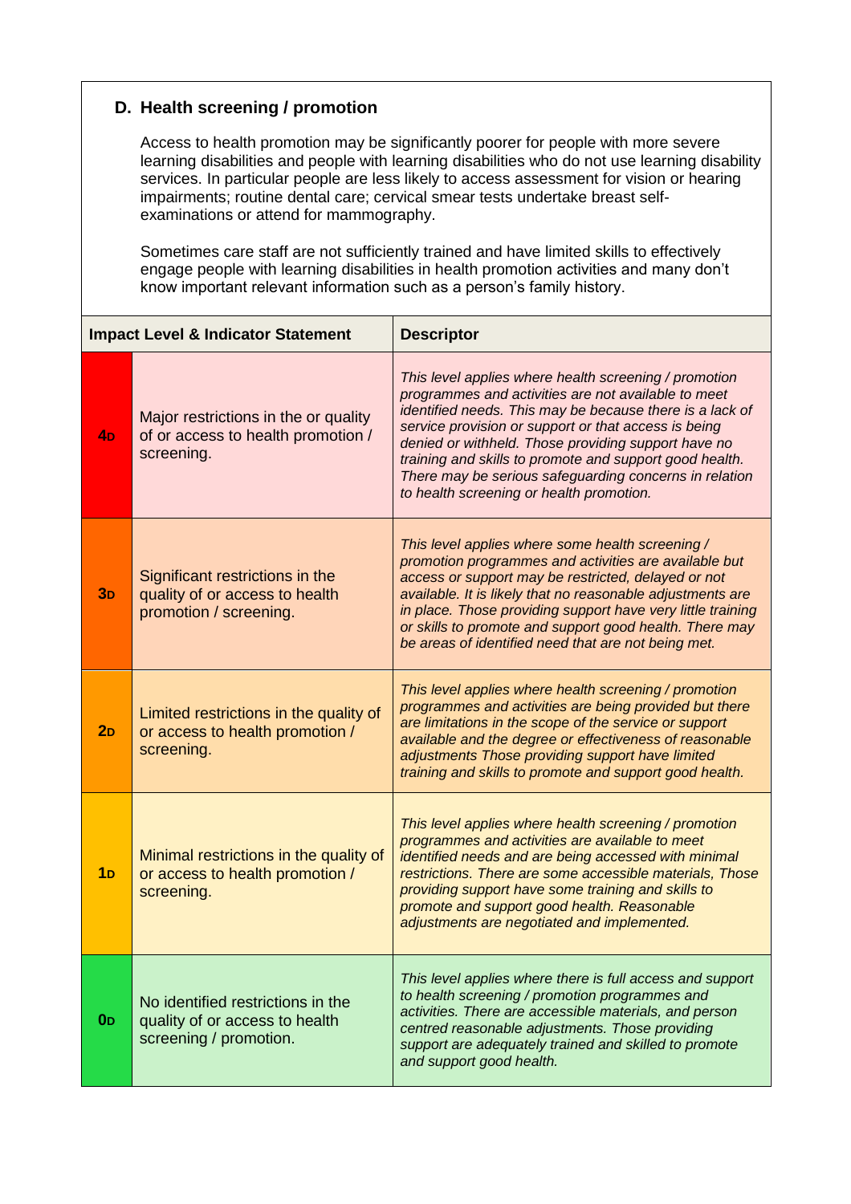## D. Health screening / promotion

Access to health promotion may be significantly poorer for people with more severe learning disabilities and people with learning disabilities who do not use learning disability services. In particular people are less likely to access assessment for vision or hearing impairments; routine dental care; cervical smear tests undertake breast self-examinations or attend for mammography.

Sometimes care staff are not sufficiently trained and have limited skills to effectively engage people with learning disabilities in health promotion activities and many don't know important relevant information such as a person's family history.

| Impact Level & Indicator Statement | | Descriptor |
|---|---|---|
| **4D** | Major restrictions in the or quality of or access to health promotion / screening. | *This level applies where health screening / promotion programmes and activities are not available to meet identified needs. This may be because there is a lack of service provision or support or that access is being denied or withheld. Those providing support have no training and skills to promote and support good health. There may be serious safeguarding concerns in relation to health screening or health promotion.* |
| **3D** | Significant restrictions in the quality of or access to health promotion / screening. | *This level applies where some health screening / promotion programmes and activities are available but access or support may be restricted, delayed or not available. It is likely that no reasonable adjustments are in place. Those providing support have very little training or skills to promote and support good health. There may be areas of identified need that are not being met.* |
| **2D** | Limited restrictions in the quality of or access to health promotion / screening. | *This level applies where health screening / promotion programmes and activities are being provided but there are limitations in the scope of the service or support available and the degree or effectiveness of reasonable adjustments Those providing support have limited training and skills to promote and support good health.* |
| **1D** | Minimal restrictions in the quality of or access to health promotion / screening. | *This level applies where health screening / promotion programmes and activities are available to meet identified needs and are being accessed with minimal restrictions. There are some accessible materials, Those providing support have some training and skills to promote and support good health. Reasonable adjustments are negotiated and implemented.* |
| **0D** | No identified restrictions in the quality of or access to health screening / promotion. | *This level applies where there is full access and support to health screening / promotion programmes and activities. There are accessible materials, and person centred reasonable adjustments. Those providing support are adequately trained and skilled to promote and support good health.* |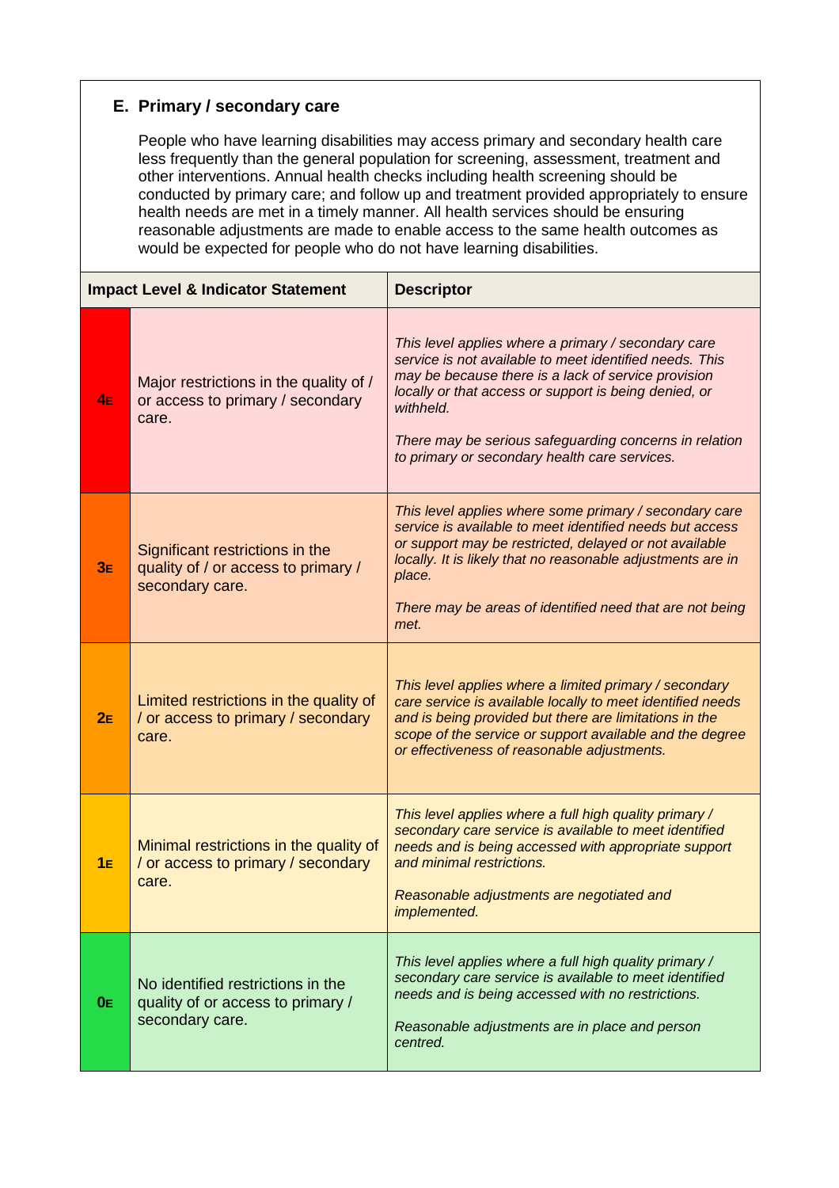## E. Primary / secondary care

People who have learning disabilities may access primary and secondary health care less frequently than the general population for screening, assessment, treatment and other interventions. Annual health checks including health screening should be conducted by primary care; and follow up and treatment provided appropriately to ensure health needs are met in a timely manner. All health services should be ensuring reasonable adjustments are made to enable access to the same health outcomes as would be expected for people who do not have learning disabilities.

| Impact Level & Indicator Statement | | Descriptor |
|---|---|---|
| **4E** | Major restrictions in the quality of / or access to primary / secondary care. | *This level applies where a primary / secondary care service is not available to meet identified needs. This may be because there is a lack of service provision locally or that access or support is being denied, or withheld.*<br><br>*There may be serious safeguarding concerns in relation to primary or secondary health care services.* |
| **3E** | Significant restrictions in the quality of / or access to primary / secondary care. | *This level applies where some primary / secondary care service is available to meet identified needs but access or support may be restricted, delayed or not available locally. It is likely that no reasonable adjustments are in place.*<br><br>*There may be areas of identified need that are not being met.* |
| **2E** | Limited restrictions in the quality of / or access to primary / secondary care. | *This level applies where a limited primary / secondary care service is available locally to meet identified needs and is being provided but there are limitations in the scope of the service or support available and the degree or effectiveness of reasonable adjustments.* |
| **1E** | Minimal restrictions in the quality of / or access to primary / secondary care. | *This level applies where a full high quality primary / secondary care service is available to meet identified needs and is being accessed with appropriate support and minimal restrictions.*<br><br>*Reasonable adjustments are negotiated and implemented.* |
| **0E** | No identified restrictions in the quality of or access to primary / secondary care. | *This level applies where a full high quality primary / secondary care service is available to meet identified needs and is being accessed with no restrictions.*<br><br>*Reasonable adjustments are in place and person centred.* |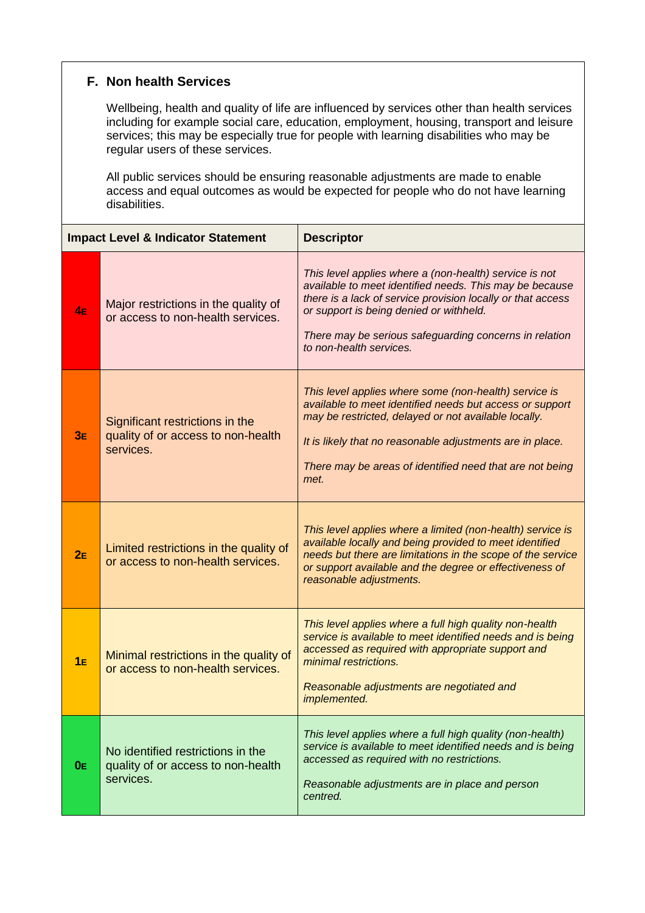## F. Non health Services

Wellbeing, health and quality of life are influenced by services other than health services including for example social care, education, employment, housing, transport and leisure services; this may be especially true for people with learning disabilities who may be regular users of these services.

All public services should be ensuring reasonable adjustments are made to enable access and equal outcomes as would be expected for people who do not have learning disabilities.

| Impact Level & Indicator Statement | | Descriptor |
|---|---|---|
| **4E** | Major restrictions in the quality of or access to non-health services. | *This level applies where a (non-health) service is not available to meet identified needs. This may be because there is a lack of service provision locally or that access or support is being denied or withheld.*<br><br>*There may be serious safeguarding concerns in relation to non-health services.* |
| **3E** | Significant restrictions in the quality of or access to non-health services. | *This level applies where some (non-health) service is available to meet identified needs but access or support may be restricted, delayed or not available locally.*<br><br>*It is likely that no reasonable adjustments are in place.*<br><br>*There may be areas of identified need that are not being met.* |
| **2E** | Limited restrictions in the quality of or access to non-health services. | *This level applies where a limited (non-health) service is available locally and being provided to meet identified needs but there are limitations in the scope of the service or support available and the degree or effectiveness of reasonable adjustments.* |
| **1E** | Minimal restrictions in the quality of or access to non-health services. | *This level applies where a full high quality non-health service is available to meet identified needs and is being accessed as required with appropriate support and minimal restrictions.*<br><br>*Reasonable adjustments are negotiated and implemented.* |
| **0E** | No identified restrictions in the quality of or access to non-health services. | *This level applies where a full high quality (non-health) service is available to meet identified needs and is being accessed as required with no restrictions.*<br><br>*Reasonable adjustments are in place and person centred.* |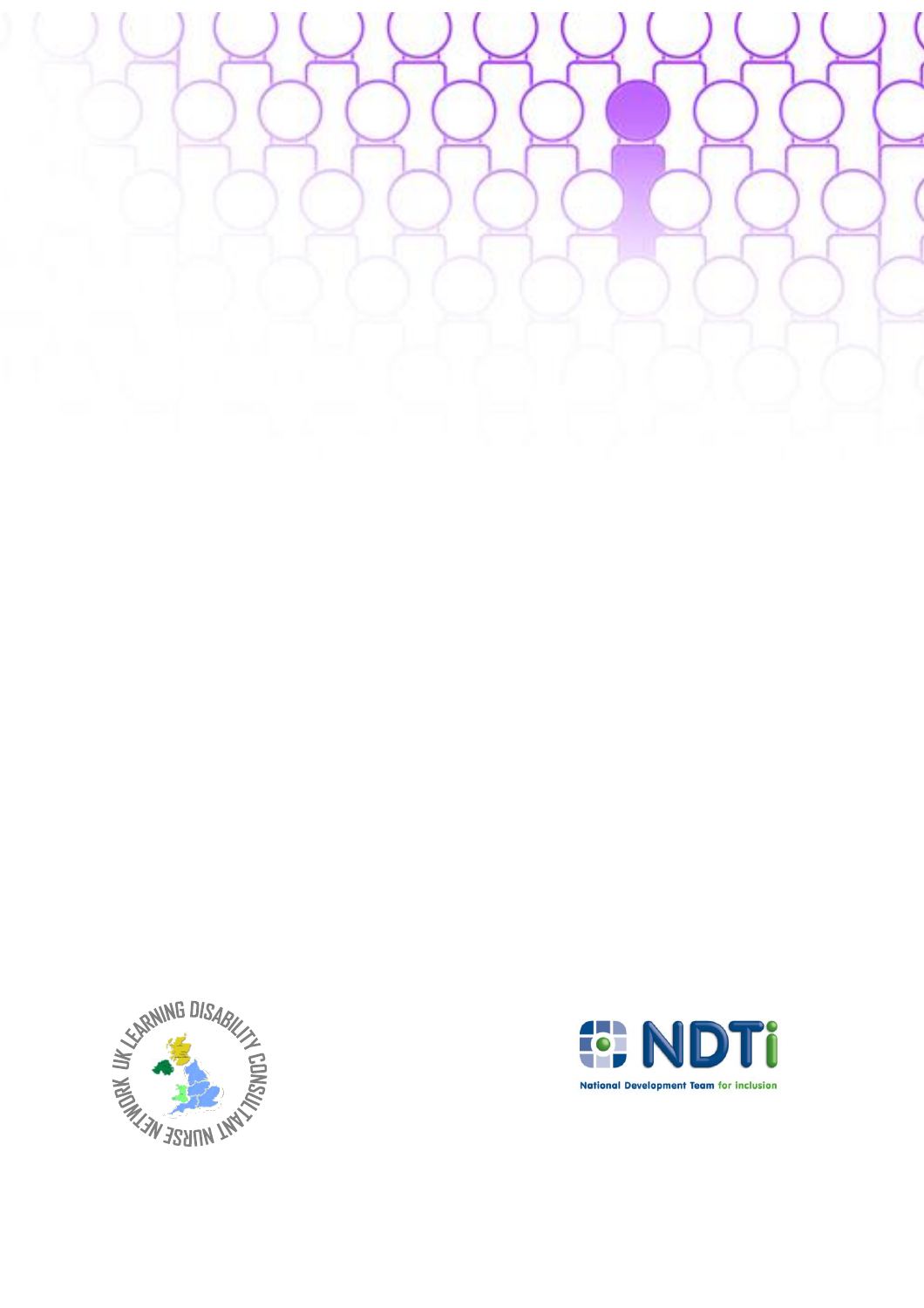UK LEARNING DISABILITY CONSULTANT NURSE NETWORK

NDTi

National Development Team for inclusion